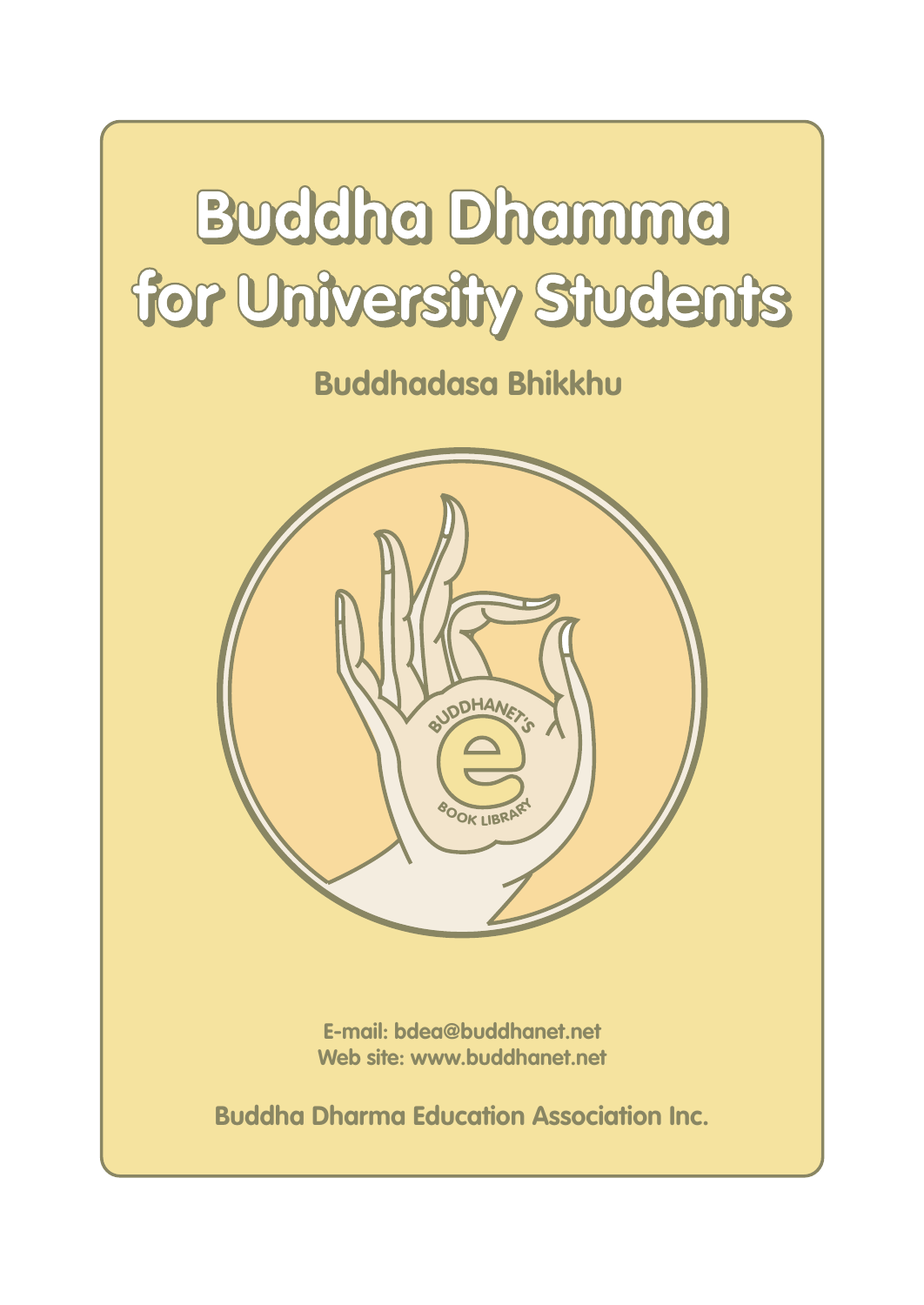# Buddha Dhamma for University Students

**Buddhadasa Bhikkhu**

BUDDHANET'S e BOOK LIBRARY

E-mail: bdea@buddhanet.net
Web site: www.buddhanet.net

**Buddha Dharma Education Association Inc.**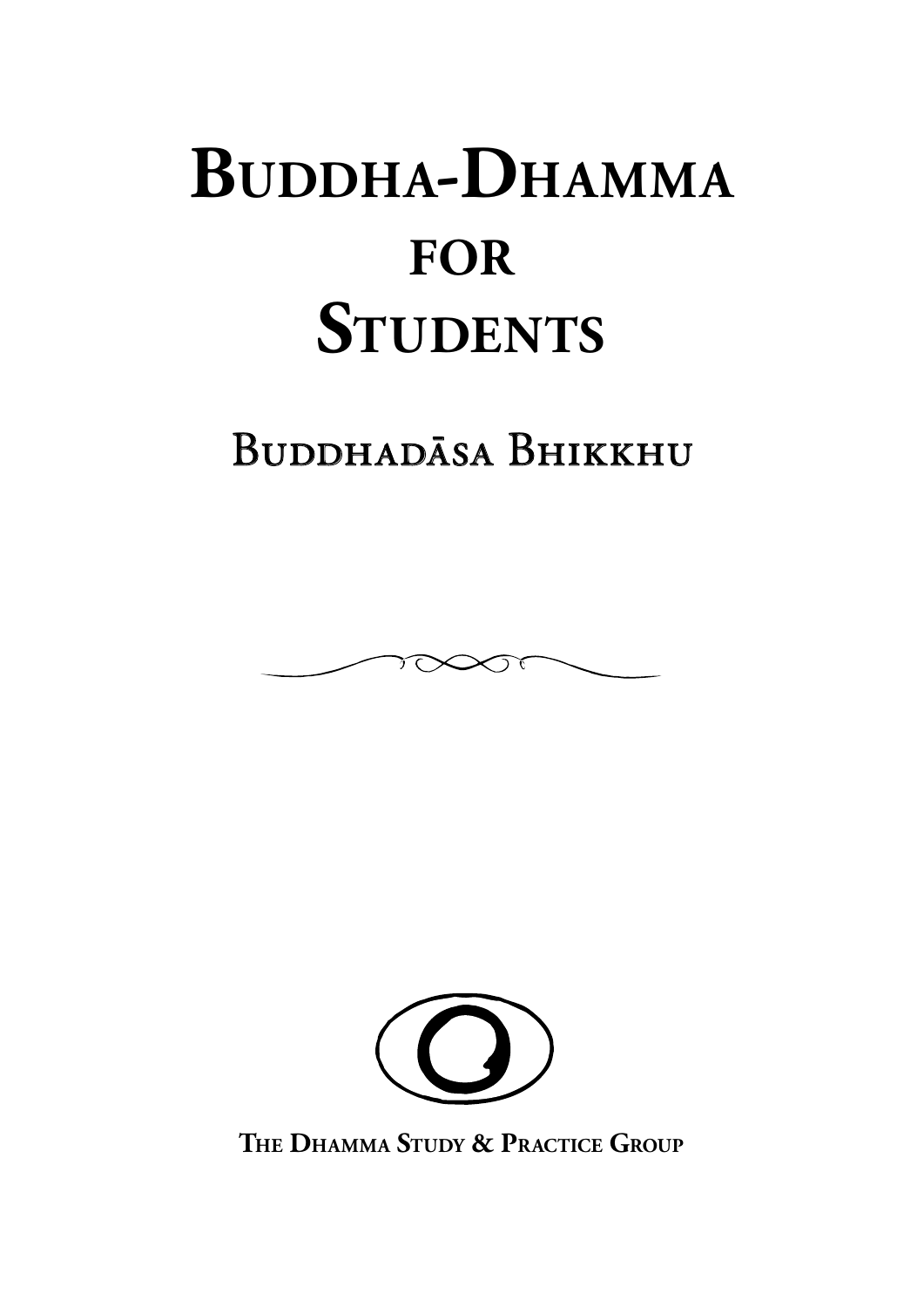# Buddha-Dhamma for Students

## Buddhadāsa Bhikkhu

**The Dhamma Study & Practice Group**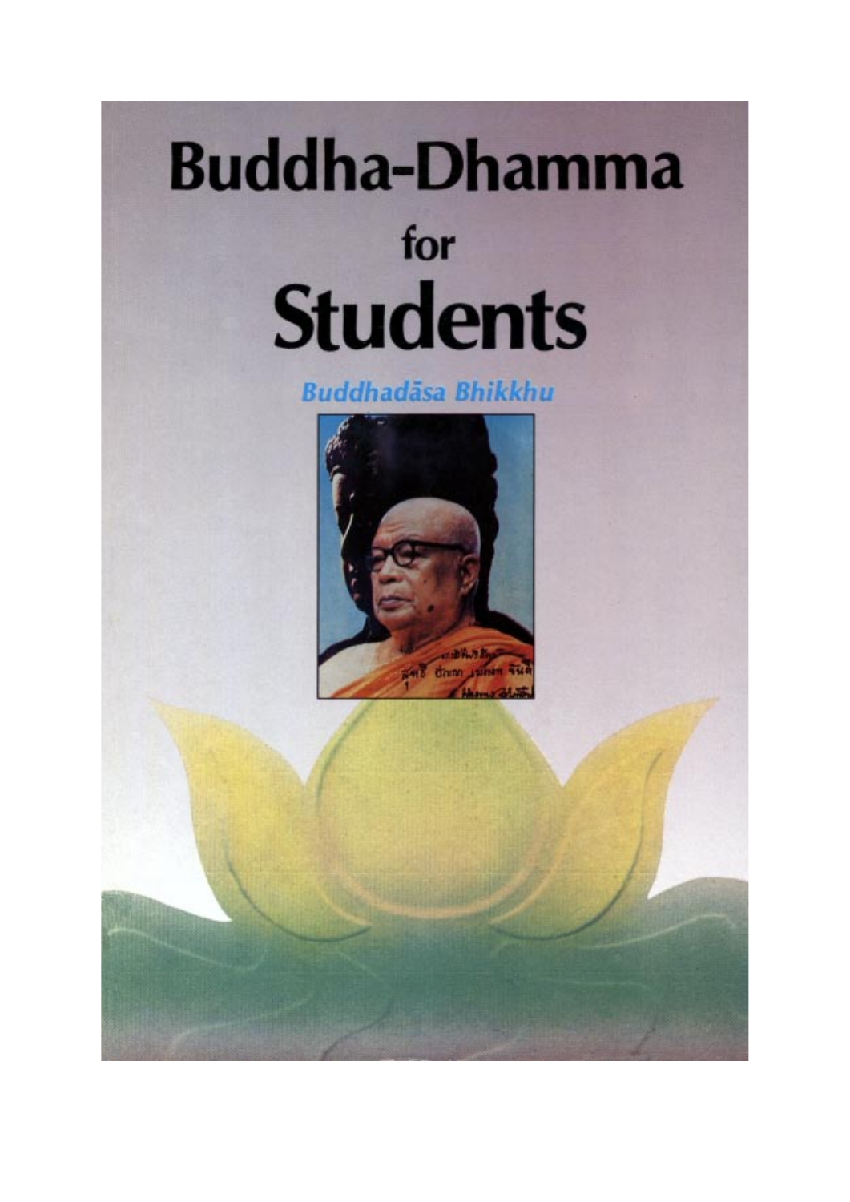# Buddha-Dhamma

for

# Students

**Buddhadāsa Bhikkhu**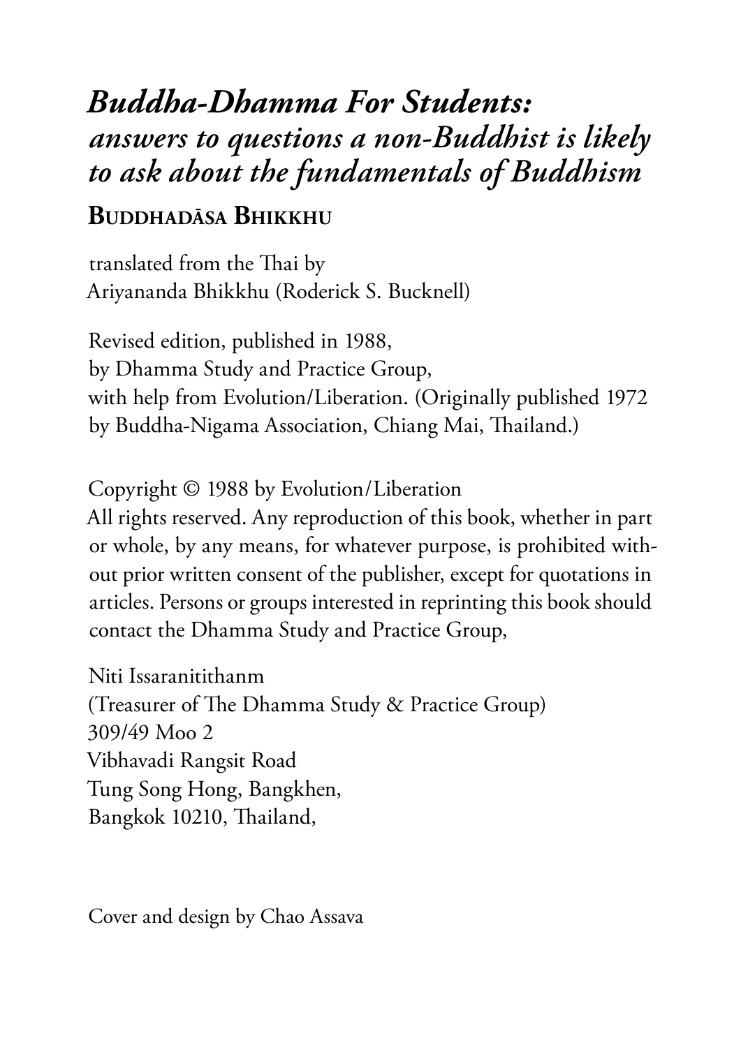# *Buddha-Dhamma For Students: answers to questions a non-Buddhist is likely to ask about the fundamentals of Buddhism*

**Buddhadāsa Bhikkhu**

translated from the Thai by
Ariyananda Bhikkhu (Roderick S. Bucknell)

Revised edition, published in 1988,
by Dhamma Study and Practice Group,
with help from Evolution/Liberation. (Originally published 1972 by Buddha-Nigama Association, Chiang Mai, Thailand.)

Copyright © 1988 by Evolution/Liberation
All rights reserved. Any reproduction of this book, whether in part or whole, by any means, for whatever purpose, is prohibited without prior written consent of the publisher, except for quotations in articles. Persons or groups interested in reprinting this book should contact the Dhamma Study and Practice Group,

Niti Issaranitithanm
(Treasurer of The Dhamma Study & Practice Group)
309/49 Moo 2
Vibhavadi Rangsit Road
Tung Song Hong, Bangkhen,
Bangkok 10210, Thailand,

Cover and design by Chao Assava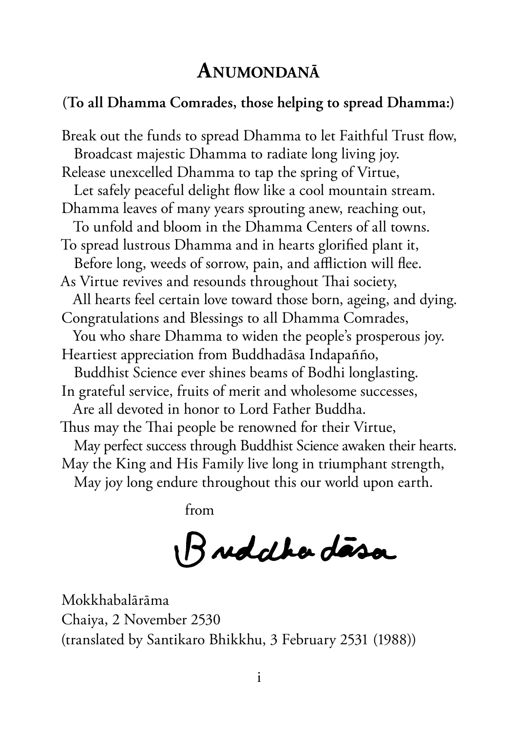# Anumondanā

(**To all Dhamma Comrades, those helping to spread Dhamma:**)

Break out the funds to spread Dhamma to let Faithful Trust flow,
  Broadcast majestic Dhamma to radiate long living joy.
Release unexcelled Dhamma to tap the spring of Virtue,
  Let safely peaceful delight flow like a cool mountain stream.
Dhamma leaves of many years sprouting anew, reaching out,
  To unfold and bloom in the Dhamma Centers of all towns.
To spread lustrous Dhamma and in hearts glorified plant it,
  Before long, weeds of sorrow, pain, and affliction will flee.
As Virtue revives and resounds throughout Thai society,
  All hearts feel certain love toward those born, ageing, and dying.
Congratulations and Blessings to all Dhamma Comrades,
  You who share Dhamma to widen the people's prosperous joy.
Heartiest appreciation from Buddhadāsa Indapañño,
  Buddhist Science ever shines beams of Bodhi longlasting.
In grateful service, fruits of merit and wholesome successes,
  Are all devoted in honor to Lord Father Buddha.
Thus may the Thai people be renowned for their Virtue,
  May perfect success through Buddhist Science awaken their hearts.
May the King and His Family live long in triumphant strength,
  May joy long endure throughout this our world upon earth.

from

Buddhadāsa

Mokkhabalārāma
Chaiya, 2 November 2530
(translated by Santikaro Bhikkhu, 3 February 2531 (1988))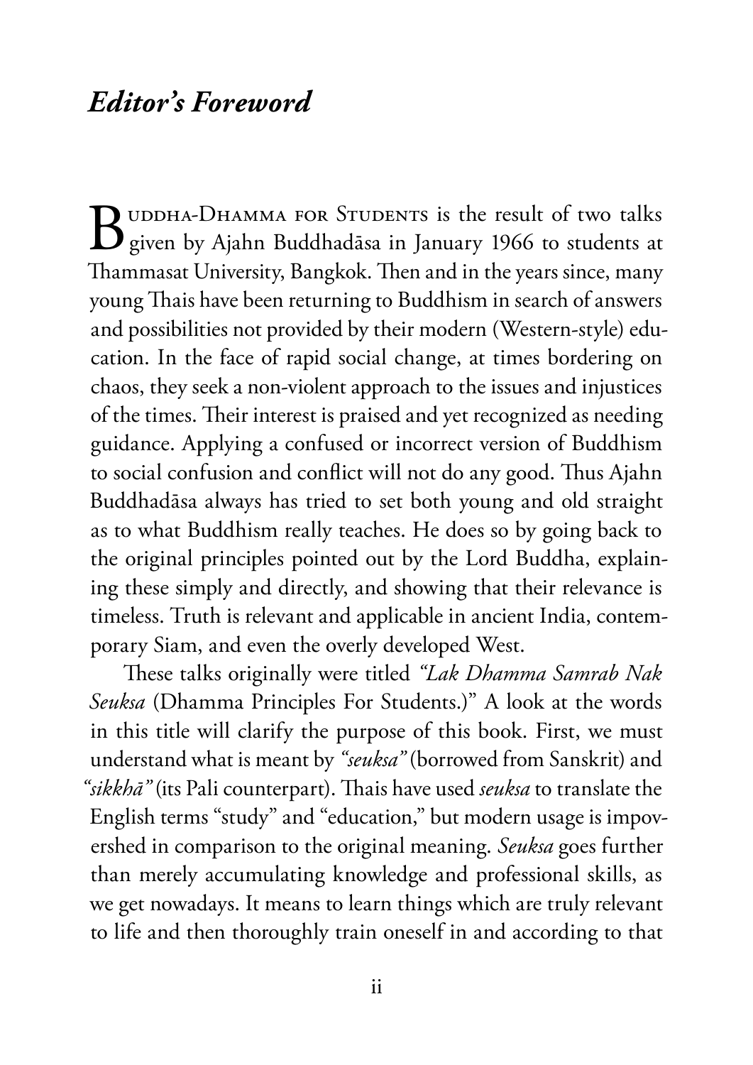## *Editor's Foreword*

Buddha-Dhamma for Students is the result of two talks given by Ajahn Buddhadāsa in January 1966 to students at Thammasat University, Bangkok. Then and in the years since, many young Thais have been returning to Buddhism in search of answers and possibilities not provided by their modern (Western-style) education. In the face of rapid social change, at times bordering on chaos, they seek a non-violent approach to the issues and injustices of the times. Their interest is praised and yet recognized as needing guidance. Applying a confused or incorrect version of Buddhism to social confusion and conflict will not do any good. Thus Ajahn Buddhadāsa always has tried to set both young and old straight as to what Buddhism really teaches. He does so by going back to the original principles pointed out by the Lord Buddha, explaining these simply and directly, and showing that their relevance is timeless. Truth is relevant and applicable in ancient India, contemporary Siam, and even the overly developed West.

These talks originally were titled *"Lak Dhamma Samrab Nak Seuksa* (Dhamma Principles For Students.)" A look at the words in this title will clarify the purpose of this book. First, we must understand what is meant by *"seuksa"* (borrowed from Sanskrit) and *"sikkhā"* (its Pali counterpart). Thais have used *seuksa* to translate the English terms "study" and "education," but modern usage is impoverished in comparison to the original meaning. *Seuksa* goes further than merely accumulating knowledge and professional skills, as we get nowadays. It means to learn things which are truly relevant to life and then thoroughly train oneself in and according to that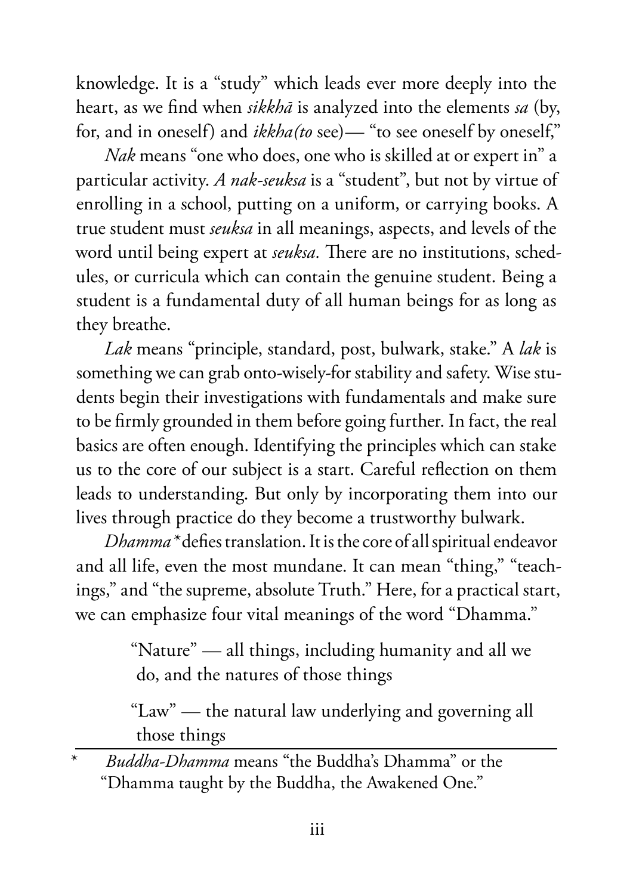knowledge. It is a "study" which leads ever more deeply into the heart, as we find when *sikkhā* is analyzed into the elements *sa* (by, for, and in oneself) and *ikkha(to* see)— "to see oneself by oneself,"

*Nak* means "one who does, one who is skilled at or expert in" a particular activity. *A nak-seuksa* is a "student", but not by virtue of enrolling in a school, putting on a uniform, or carrying books. A true student must *seuksa* in all meanings, aspects, and levels of the word until being expert at *seuksa*. There are no institutions, schedules, or curricula which can contain the genuine student. Being a student is a fundamental duty of all human beings for as long as they breathe.

*Lak* means "principle, standard, post, bulwark, stake." A *lak* is something we can grab onto-wisely-for stability and safety. Wise students begin their investigations with fundamentals and make sure to be firmly grounded in them before going further. In fact, the real basics are often enough. Identifying the principles which can stake us to the core of our subject is a start. Careful reflection on them leads to understanding. But only by incorporating them into our lives through practice do they become a trustworthy bulwark.

*Dhamma*\* defies translation. It is the core of all spiritual endeavor and all life, even the most mundane. It can mean "thing," "teachings," and "the supreme, absolute Truth." Here, for a practical start, we can emphasize four vital meanings of the word "Dhamma."

> "Nature" — all things, including humanity and all we do, and the natures of those things
>
> "Law" — the natural law underlying and governing all those things

---

\* *Buddha-Dhamma* means "the Buddha's Dhamma" or the "Dhamma taught by the Buddha, the Awakened One."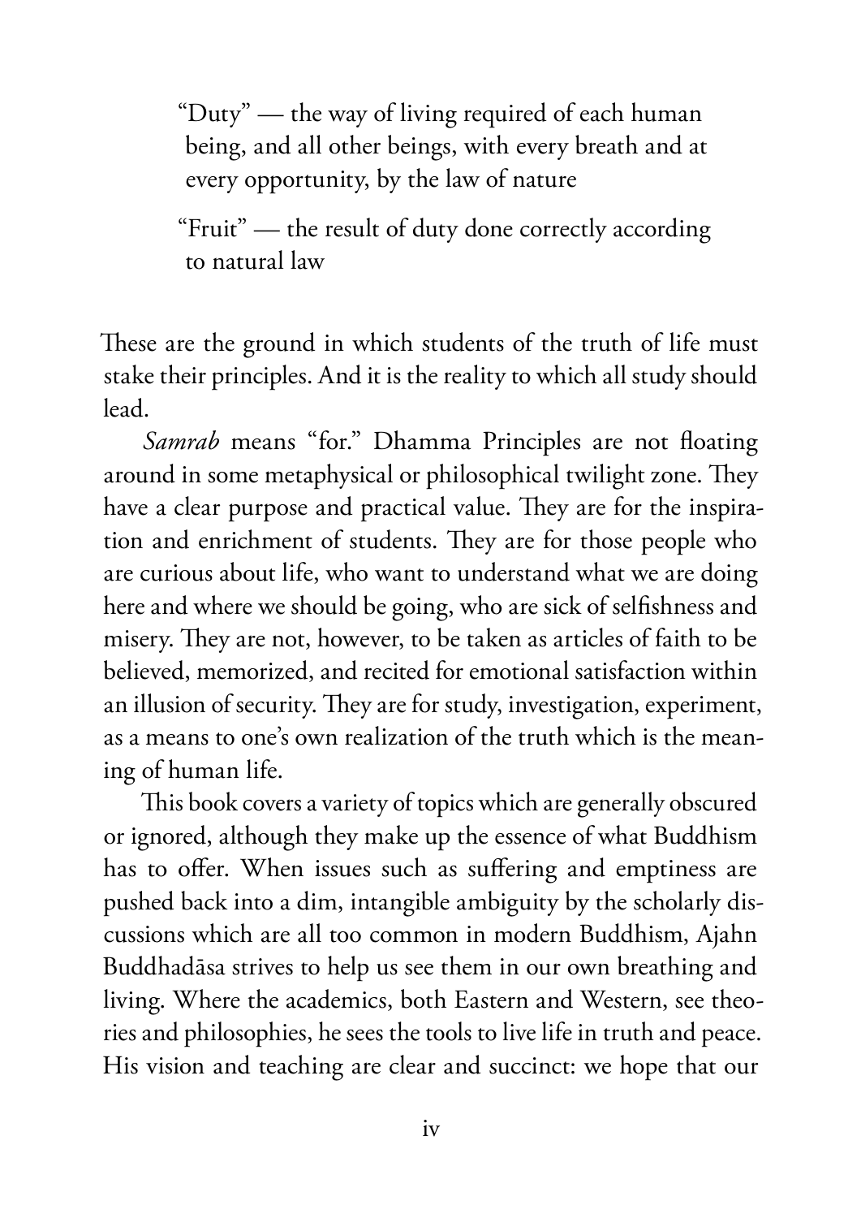"Duty" — the way of living required of each human being, and all other beings, with every breath and at every opportunity, by the law of nature

"Fruit" — the result of duty done correctly according to natural law

These are the ground in which students of the truth of life must stake their principles. And it is the reality to which all study should lead.

*Samrab* means "for." Dhamma Principles are not floating around in some metaphysical or philosophical twilight zone. They have a clear purpose and practical value. They are for the inspiration and enrichment of students. They are for those people who are curious about life, who want to understand what we are doing here and where we should be going, who are sick of selfishness and misery. They are not, however, to be taken as articles of faith to be believed, memorized, and recited for emotional satisfaction within an illusion of security. They are for study, investigation, experiment, as a means to one's own realization of the truth which is the meaning of human life.

This book covers a variety of topics which are generally obscured or ignored, although they make up the essence of what Buddhism has to offer. When issues such as suffering and emptiness are pushed back into a dim, intangible ambiguity by the scholarly discussions which are all too common in modern Buddhism, Ajahn Buddhadāsa strives to help us see them in our own breathing and living. Where the academics, both Eastern and Western, see theories and philosophies, he sees the tools to live life in truth and peace. His vision and teaching are clear and succinct: we hope that our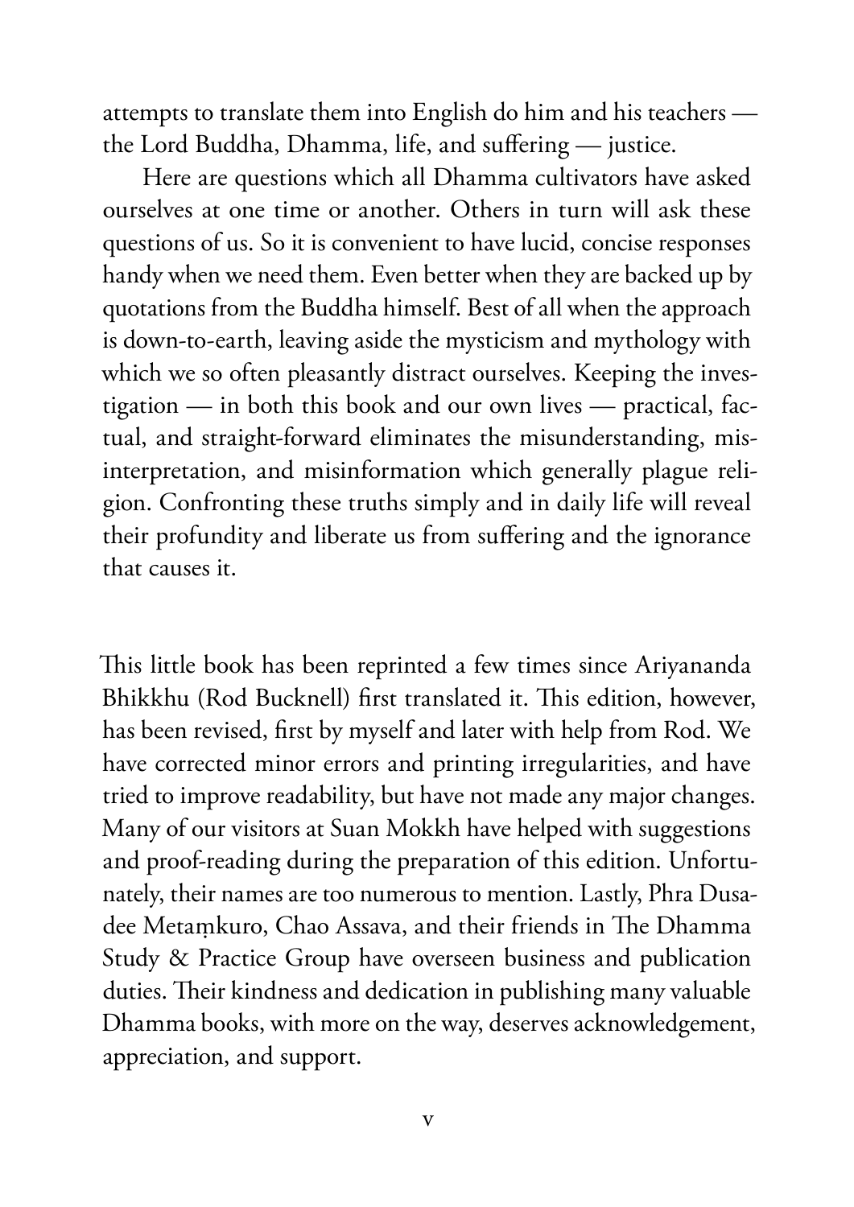attempts to translate them into English do him and his teachers — the Lord Buddha, Dhamma, life, and suffering — justice.

Here are questions which all Dhamma cultivators have asked ourselves at one time or another. Others in turn will ask these questions of us. So it is convenient to have lucid, concise responses handy when we need them. Even better when they are backed up by quotations from the Buddha himself. Best of all when the approach is down-to-earth, leaving aside the mysticism and mythology with which we so often pleasantly distract ourselves. Keeping the investigation — in both this book and our own lives — practical, factual, and straight-forward eliminates the misunderstanding, misinterpretation, and misinformation which generally plague religion. Confronting these truths simply and in daily life will reveal their profundity and liberate us from suffering and the ignorance that causes it.

This little book has been reprinted a few times since Ariyananda Bhikkhu (Rod Bucknell) first translated it. This edition, however, has been revised, first by myself and later with help from Rod. We have corrected minor errors and printing irregularities, and have tried to improve readability, but have not made any major changes. Many of our visitors at Suan Mokkh have helped with suggestions and proof-reading during the preparation of this edition. Unfortunately, their names are too numerous to mention. Lastly, Phra Dusadee Metaṃkuro, Chao Assava, and their friends in The Dhamma Study & Practice Group have overseen business and publication duties. Their kindness and dedication in publishing many valuable Dhamma books, with more on the way, deserves acknowledgement, appreciation, and support.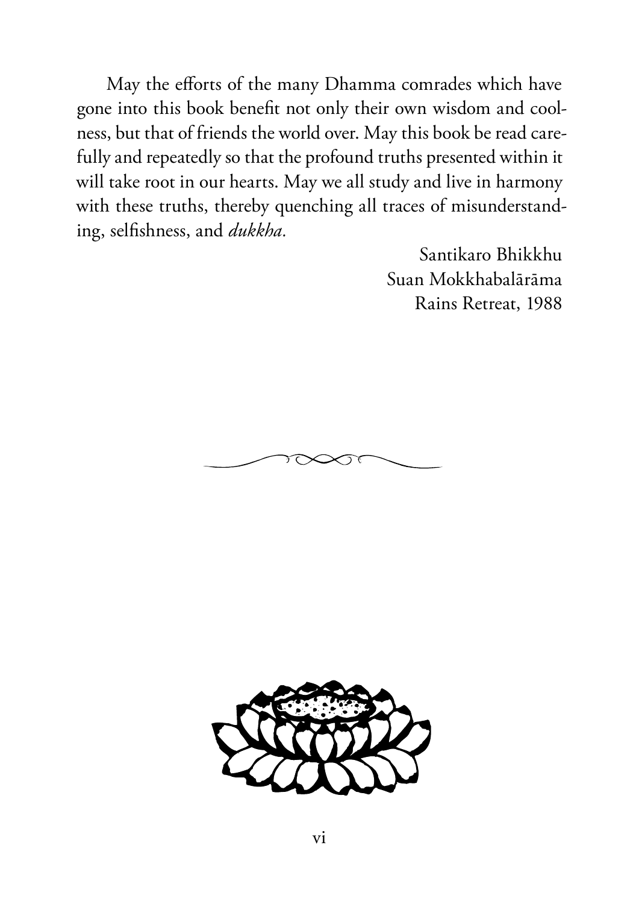May the efforts of the many Dhamma comrades which have gone into this book benefit not only their own wisdom and coolness, but that of friends the world over. May this book be read carefully and repeatedly so that the profound truths presented within it will take root in our hearts. May we all study and live in harmony with these truths, thereby quenching all traces of misunderstanding, selfishness, and *dukkha*.

Santikaro Bhikkhu
Suan Mokkhabalārāma
Rains Retreat, 1988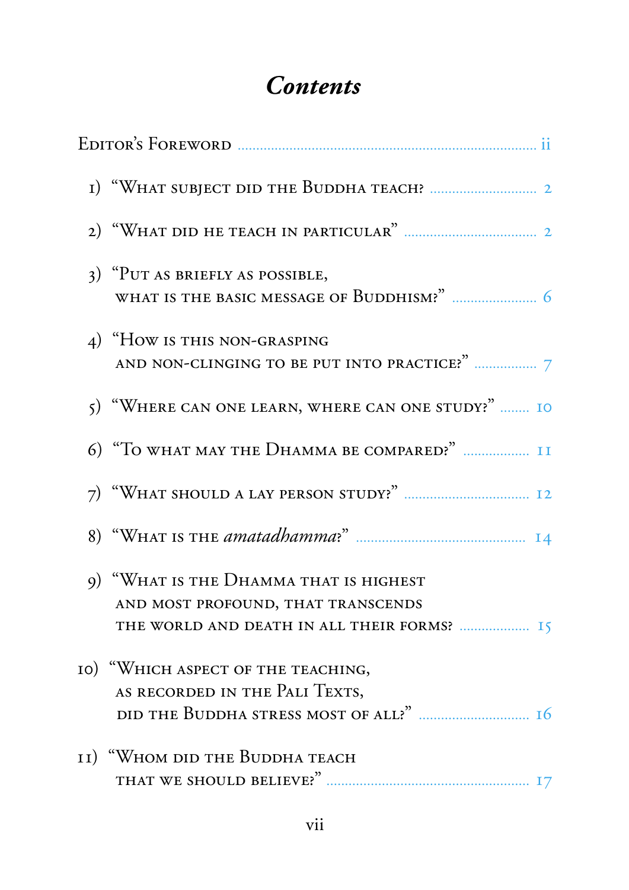# *Contents*

Editor's Foreword ........ ii

1) "What subject did the Buddha teach? ........ 2

2) "What did he teach in particular" ........ 2

3) "Put as briefly as possible, what is the basic message of Buddhism?" ........ 6

4) "How is this non-grasping and non-clinging to be put into practice?" ........ 7

5) "Where can one learn, where can one study?" ........ 10

6) "To what may the Dhamma be compared?" ........ 11

7) "What should a lay person study?" ........ 12

8) "What is the *amatadhamma*?" ........ 14

9) "What is the Dhamma that is highest and most profound, that transcends the world and death in all their forms? ........ 15

10) "Which aspect of the teaching, as recorded in the Pali Texts, did the Buddha stress most of all?" ........ 16

11) "Whom did the Buddha teach that we should believe?" ........ 17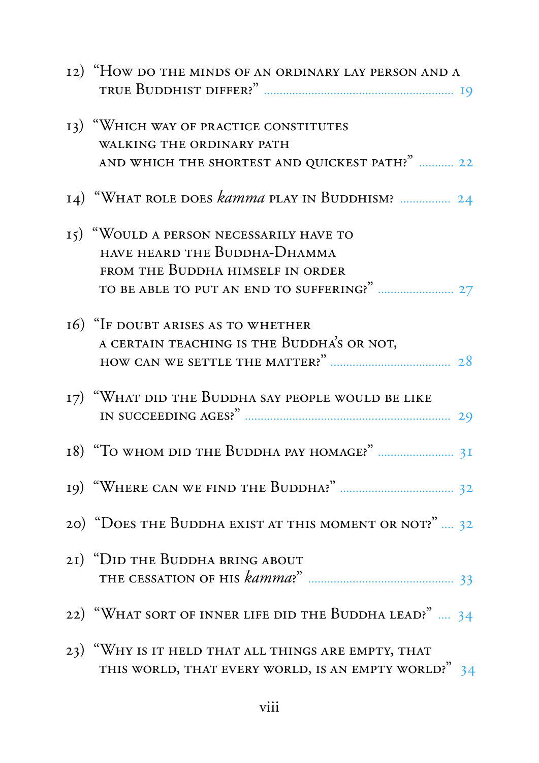12) "How do the minds of an ordinary lay person and a true Buddhist differ?" ........ 19

13) "Which way of practice constitutes walking the ordinary path and which the shortest and quickest path?" ........ 22

14) "What role does *kamma* play in Buddhism? ........ 24

15) "Would a person necessarily have to have heard the Buddha-Dhamma from the Buddha himself in order to be able to put an end to suffering?" ........ 27

16) "If doubt arises as to whether a certain teaching is the Buddha's or not, how can we settle the matter?" ........ 28

17) "What did the Buddha say people would be like in succeeding ages?" ........ 29

18) "To whom did the Buddha pay homage?" ........ 31

19) "Where can we find the Buddha?" ........ 32

20) "Does the Buddha exist at this moment or not?" .... 32

21) "Did the Buddha bring about the cessation of his *kamma*?" ........ 33

22) "What sort of inner life did the Buddha lead?" .... 34

23) "Why is it held that all things are empty, that this world, that every world, is an empty world?" 34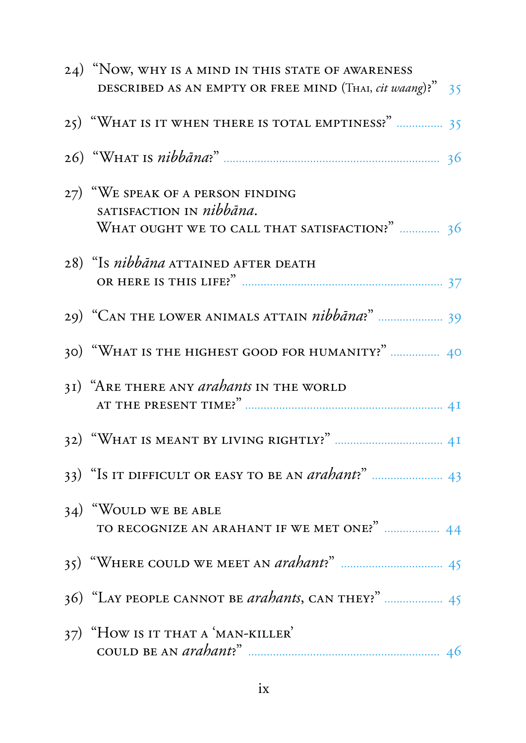24) "Now, why is a mind in this state of awareness described as an empty or free mind (Thai, *cit waang*)?" 35

25) "What is it when there is total emptiness?" 35

26) "What is *nibbāna*?" 36

27) "We speak of a person finding satisfaction in *nibbāna*. What ought we to call that satisfaction?" 36

28) "Is *nibbāna* attained after death or here is this life?" 37

29) "Can the lower animals attain *nibbāna*?" 39

30) "What is the highest good for humanity?" 40

31) "Are there any *arahants* in the world at the present time?" 41

32) "What is meant by living rightly?" 41

33) "Is it difficult or easy to be an *arahant*?" 43

34) "Would we be able to recognize an arahant if we met one?" 44

35) "Where could we meet an *arahant*?" 45

36) "Lay people cannot be *arahants*, can they?" 45

37) "How is it that a 'man-killer' could be an *arahant*?" 46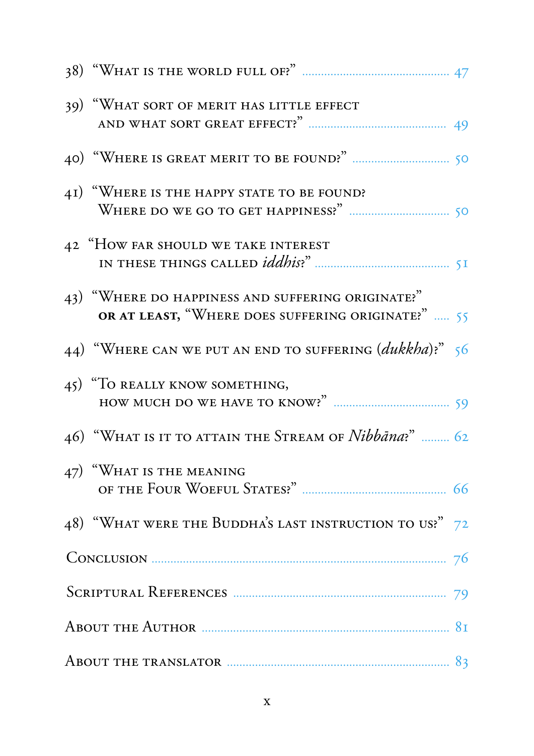38) "What is the world full of?" ............ 47

39) "What sort of merit has little effect and what sort great effect?" ............ 49

40) "Where is great merit to be found?" ............ 50

41) "Where is the happy state to be found? Where do we go to get happiness?" ............ 50

42 "How far should we take interest in these things called *iddhis*?" ............ 51

43) "Where do happiness and suffering originate?" **or at least,** "Where does suffering originate?" ..... 55

44) "Where can we put an end to suffering (*dukkha*)?" 56

45) "To really know something, how much do we have to know?" ............ 59

46) "What is it to attain the Stream of *Nibbāna*?" ......... 62

47) "What is the meaning of the Four Woeful States?" ............ 66

48) "What were the Buddha's last instruction to us?" 72

Conclusion ............ 76

Scriptural References ............ 79

About the Author ............ 81

About the translator ............ 83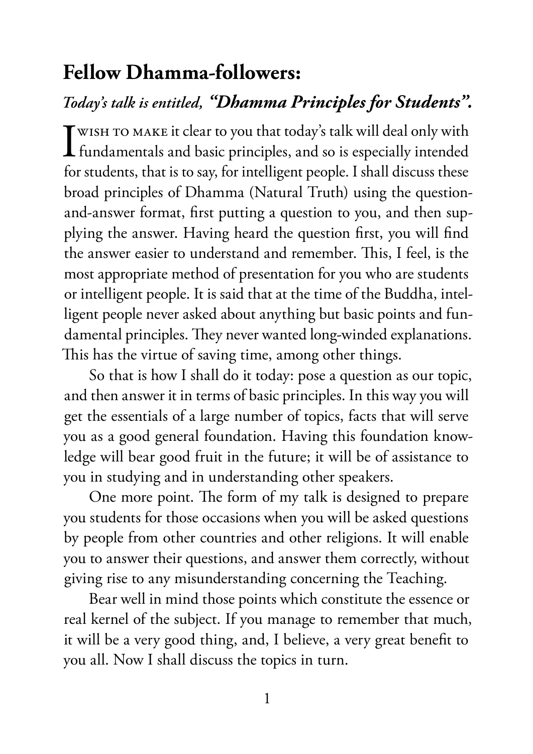## Fellow Dhamma-followers:

*Today's talk is entitled,* ***"Dhamma Principles for Students".***

I WISH TO MAKE it clear to you that today's talk will deal only with fundamentals and basic principles, and so is especially intended for students, that is to say, for intelligent people. I shall discuss these broad principles of Dhamma (Natural Truth) using the question-and-answer format, first putting a question to you, and then supplying the answer. Having heard the question first, you will find the answer easier to understand and remember. This, I feel, is the most appropriate method of presentation for you who are students or intelligent people. It is said that at the time of the Buddha, intelligent people never asked about anything but basic points and fundamental principles. They never wanted long-winded explanations. This has the virtue of saving time, among other things.

So that is how I shall do it today: pose a question as our topic, and then answer it in terms of basic principles. In this way you will get the essentials of a large number of topics, facts that will serve you as a good general foundation. Having this foundation knowledge will bear good fruit in the future; it will be of assistance to you in studying and in understanding other speakers.

One more point. The form of my talk is designed to prepare you students for those occasions when you will be asked questions by people from other countries and other religions. It will enable you to answer their questions, and answer them correctly, without giving rise to any misunderstanding concerning the Teaching.

Bear well in mind those points which constitute the essence or real kernel of the subject. If you manage to remember that much, it will be a very good thing, and, I believe, a very great benefit to you all. Now I shall discuss the topics in turn.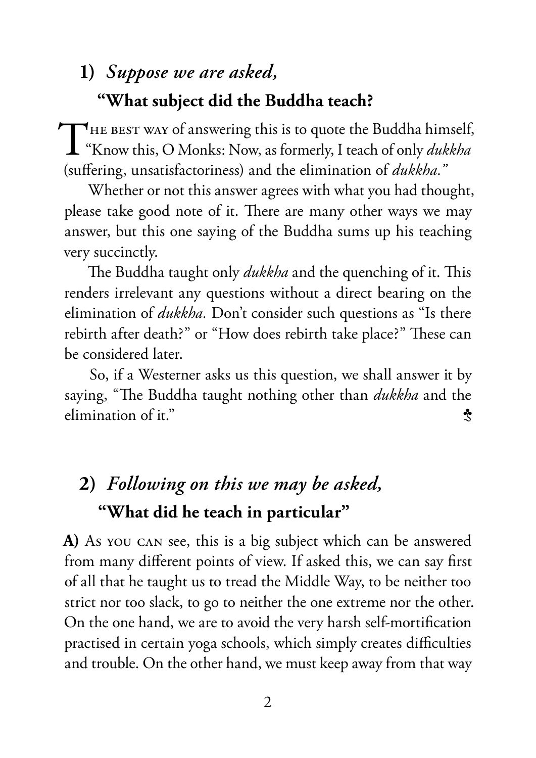## 1) *Suppose we are asked,* "What subject did the Buddha teach?

The best way of answering this is to quote the Buddha himself, "Know this, O Monks: Now, as formerly, I teach of only *dukkha* (suffering, unsatisfactoriness) and the elimination of *dukkha."*

Whether or not this answer agrees with what you had thought, please take good note of it. There are many other ways we may answer, but this one saying of the Buddha sums up his teaching very succinctly.

The Buddha taught only *dukkha* and the quenching of it. This renders irrelevant any questions without a direct bearing on the elimination of *dukkha.* Don't consider such questions as "Is there rebirth after death?" or "How does rebirth take place?" These can be considered later.

So, if a Westerner asks us this question, we shall answer it by saying, "The Buddha taught nothing other than *dukkha* and the elimination of it." ♣

## 2) *Following on this we may be asked,* "What did he teach in particular"

**A)** As you can see, this is a big subject which can be answered from many different points of view. If asked this, we can say first of all that he taught us to tread the Middle Way, to be neither too strict nor too slack, to go to neither the one extreme nor the other. On the one hand, we are to avoid the very harsh self-mortification practised in certain yoga schools, which simply creates difficulties and trouble. On the other hand, we must keep away from that way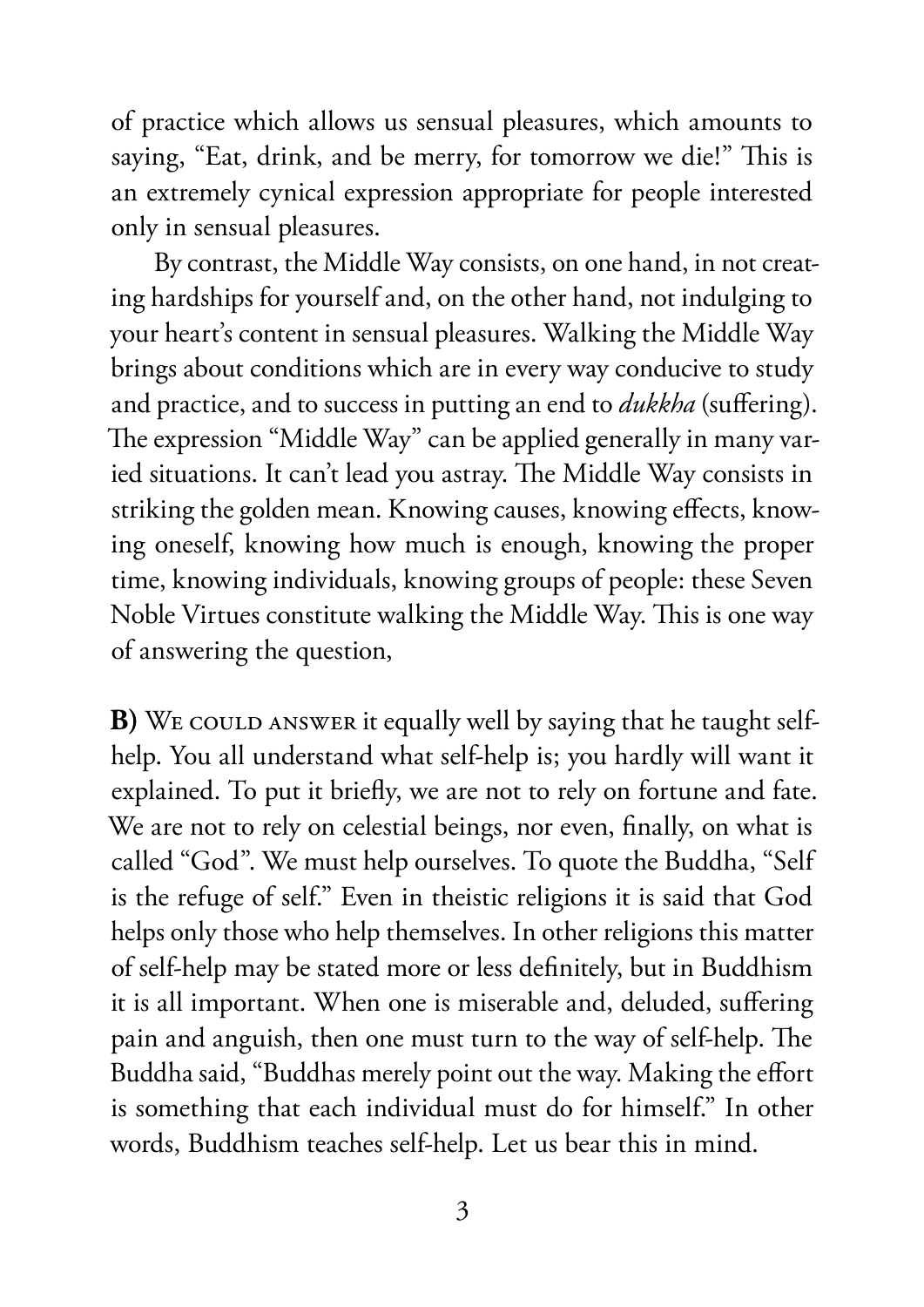of practice which allows us sensual pleasures, which amounts to saying, "Eat, drink, and be merry, for tomorrow we die!" This is an extremely cynical expression appropriate for people interested only in sensual pleasures.

By contrast, the Middle Way consists, on one hand, in not creating hardships for yourself and, on the other hand, not indulging to your heart's content in sensual pleasures. Walking the Middle Way brings about conditions which are in every way conducive to study and practice, and to success in putting an end to *dukkha* (suffering). The expression "Middle Way" can be applied generally in many varied situations. It can't lead you astray. The Middle Way consists in striking the golden mean. Knowing causes, knowing effects, knowing oneself, knowing how much is enough, knowing the proper time, knowing individuals, knowing groups of people: these Seven Noble Virtues constitute walking the Middle Way. This is one way of answering the question,

**B)** We could answer it equally well by saying that he taught self-help. You all understand what self-help is; you hardly will want it explained. To put it briefly, we are not to rely on fortune and fate. We are not to rely on celestial beings, nor even, finally, on what is called "God". We must help ourselves. To quote the Buddha, "Self is the refuge of self." Even in theistic religions it is said that God helps only those who help themselves. In other religions this matter of self-help may be stated more or less definitely, but in Buddhism it is all important. When one is miserable and, deluded, suffering pain and anguish, then one must turn to the way of self-help. The Buddha said, "Buddhas merely point out the way. Making the effort is something that each individual must do for himself." In other words, Buddhism teaches self-help. Let us bear this in mind.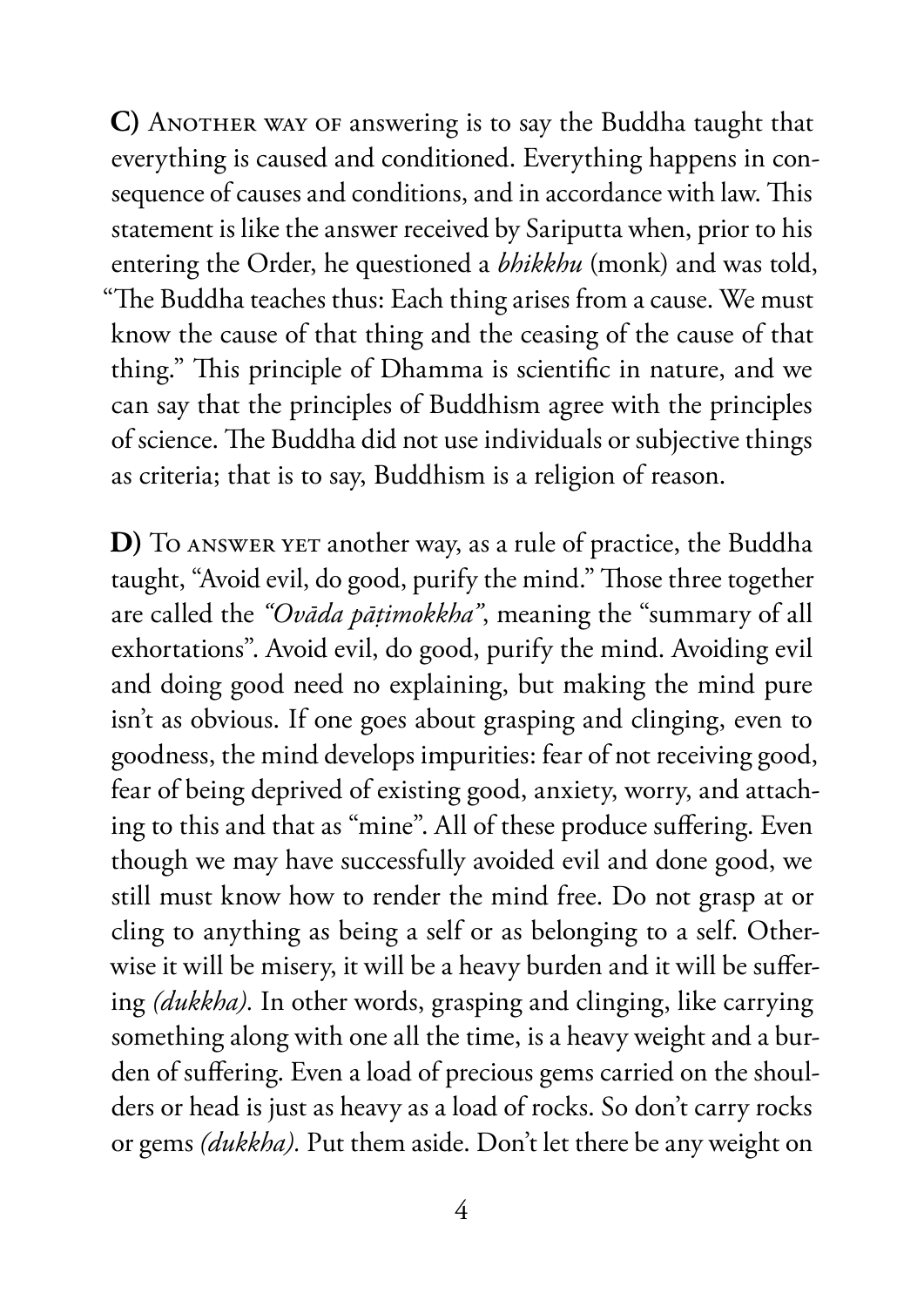**C)** Another way of answering is to say the Buddha taught that everything is caused and conditioned. Everything happens in consequence of causes and conditions, and in accordance with law. This statement is like the answer received by Sariputta when, prior to his entering the Order, he questioned a *bhikkhu* (monk) and was told, "The Buddha teaches thus: Each thing arises from a cause. We must know the cause of that thing and the ceasing of the cause of that thing." This principle of Dhamma is scientific in nature, and we can say that the principles of Buddhism agree with the principles of science. The Buddha did not use individuals or subjective things as criteria; that is to say, Buddhism is a religion of reason.

**D)** To answer yet another way, as a rule of practice, the Buddha taught, "Avoid evil, do good, purify the mind." Those three together are called the *"Ovāda pāṭimokkha"*, meaning the "summary of all exhortations". Avoid evil, do good, purify the mind. Avoiding evil and doing good need no explaining, but making the mind pure isn't as obvious. If one goes about grasping and clinging, even to goodness, the mind develops impurities: fear of not receiving good, fear of being deprived of existing good, anxiety, worry, and attaching to this and that as "mine". All of these produce suffering. Even though we may have successfully avoided evil and done good, we still must know how to render the mind free. Do not grasp at or cling to anything as being a self or as belonging to a self. Otherwise it will be misery, it will be a heavy burden and it will be suffering *(dukkha).* In other words, grasping and clinging, like carrying something along with one all the time, is a heavy weight and a burden of suffering. Even a load of precious gems carried on the shoulders or head is just as heavy as a load of rocks. So don't carry rocks or gems *(dukkha).* Put them aside. Don't let there be any weight on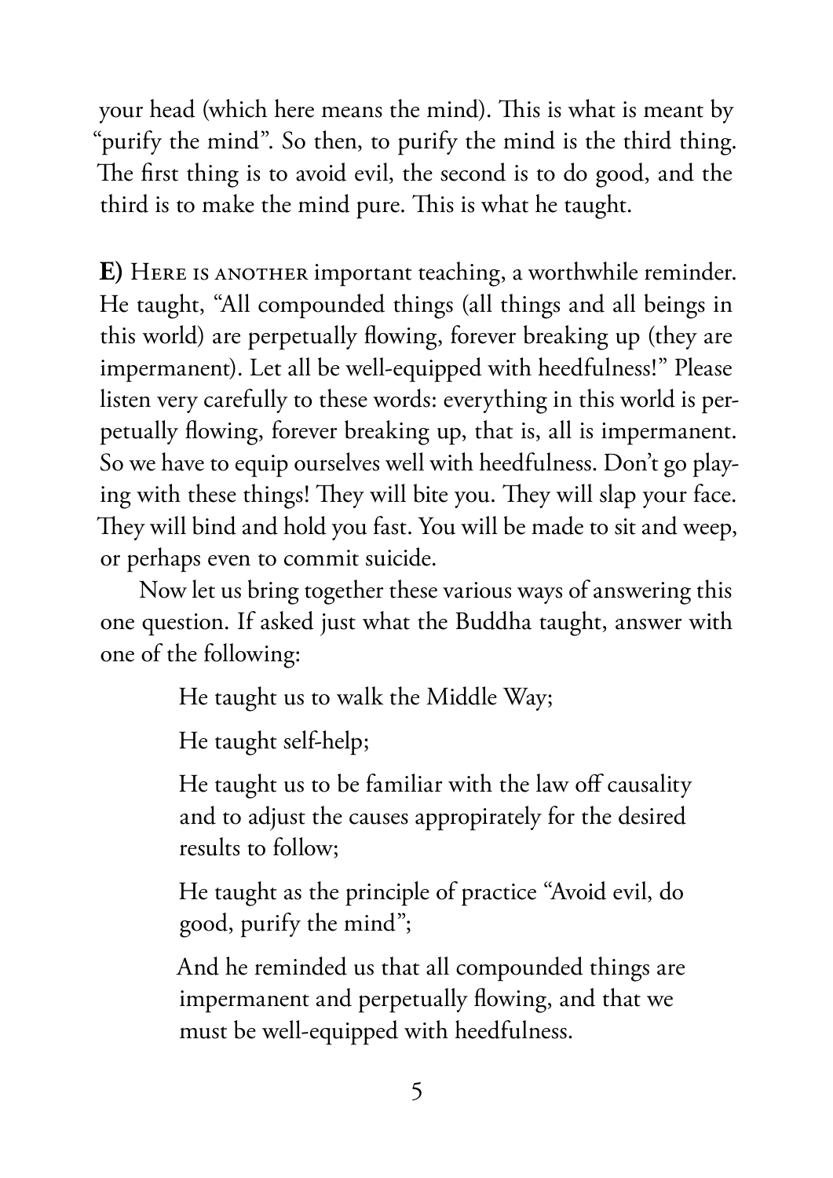your head (which here means the mind). This is what is meant by "purify the mind". So then, to purify the mind is the third thing. The first thing is to avoid evil, the second is to do good, and the third is to make the mind pure. This is what he taught.

**E)** Here is another important teaching, a worthwhile reminder. He taught, "All compounded things (all things and all beings in this world) are perpetually flowing, forever breaking up (they are impermanent). Let all be well-equipped with heedfulness!" Please listen very carefully to these words: everything in this world is perpetually flowing, forever breaking up, that is, all is impermanent. So we have to equip ourselves well with heedfulness. Don't go playing with these things! They will bite you. They will slap your face. They will bind and hold you fast. You will be made to sit and weep, or perhaps even to commit suicide.

Now let us bring together these various ways of answering this one question. If asked just what the Buddha taught, answer with one of the following:

> He taught us to walk the Middle Way;
>
> He taught self-help;
>
> He taught us to be familiar with the law off causality and to adjust the causes appropirately for the desired results to follow;
>
> He taught as the principle of practice "Avoid evil, do good, purify the mind";
>
> And he reminded us that all compounded things are impermanent and perpetually flowing, and that we must be well-equipped with heedfulness.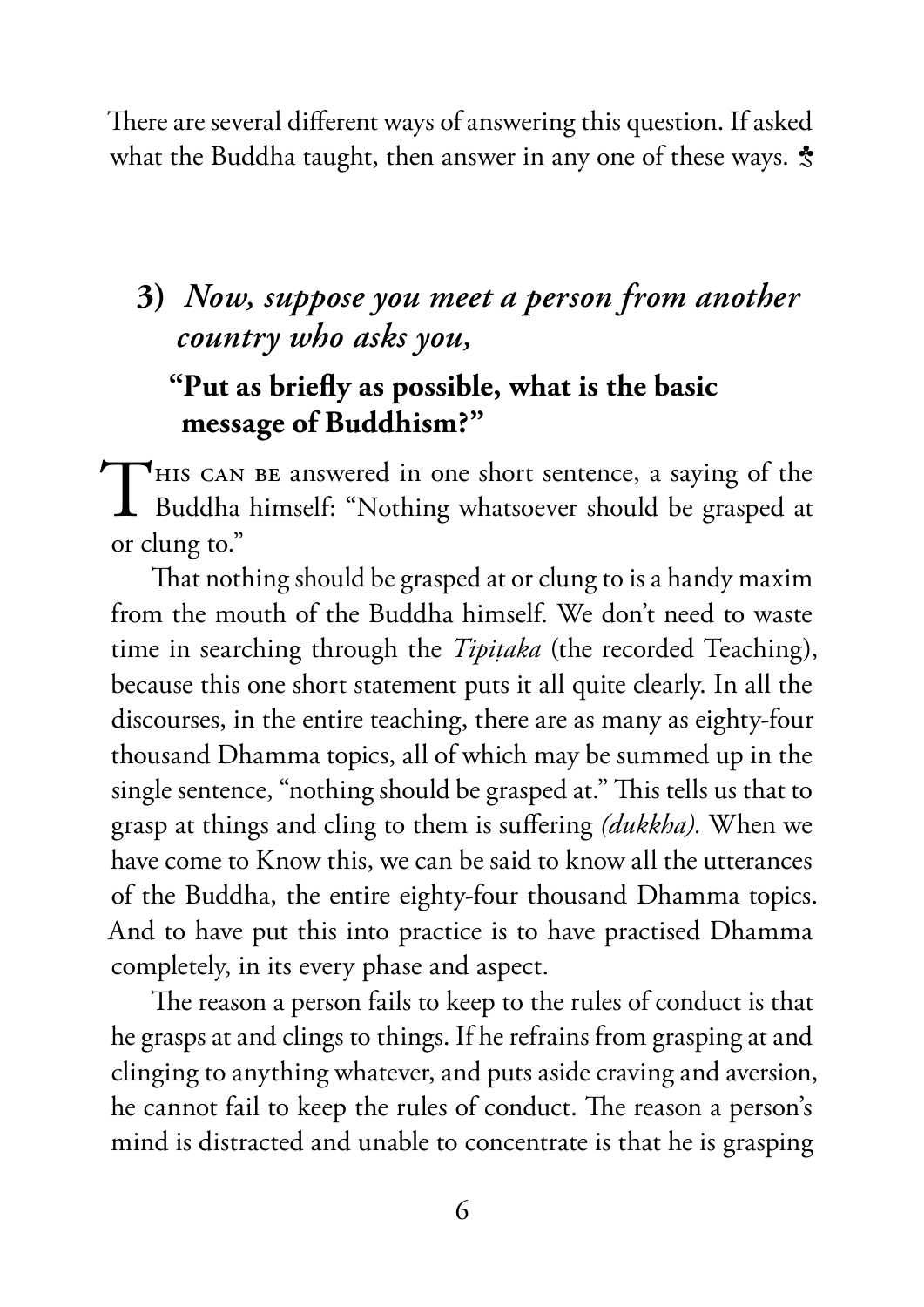There are several different ways of answering this question. If asked what the Buddha taught, then answer in any one of these ways. ♣

### 3) *Now, suppose you meet a person from another country who asks you,*

**"Put as briefly as possible, what is the basic message of Buddhism?"**

This can be answered in one short sentence, a saying of the Buddha himself: "Nothing whatsoever should be grasped at or clung to."

That nothing should be grasped at or clung to is a handy maxim from the mouth of the Buddha himself. We don't need to waste time in searching through the *Tipiṭaka* (the recorded Teaching), because this one short statement puts it all quite clearly. In all the discourses, in the entire teaching, there are as many as eighty-four thousand Dhamma topics, all of which may be summed up in the single sentence, "nothing should be grasped at." This tells us that to grasp at things and cling to them is suffering *(dukkha)*. When we have come to Know this, we can be said to know all the utterances of the Buddha, the entire eighty-four thousand Dhamma topics. And to have put this into practice is to have practised Dhamma completely, in its every phase and aspect.

The reason a person fails to keep to the rules of conduct is that he grasps at and clings to things. If he refrains from grasping at and clinging to anything whatever, and puts aside craving and aversion, he cannot fail to keep the rules of conduct. The reason a person's mind is distracted and unable to concentrate is that he is grasping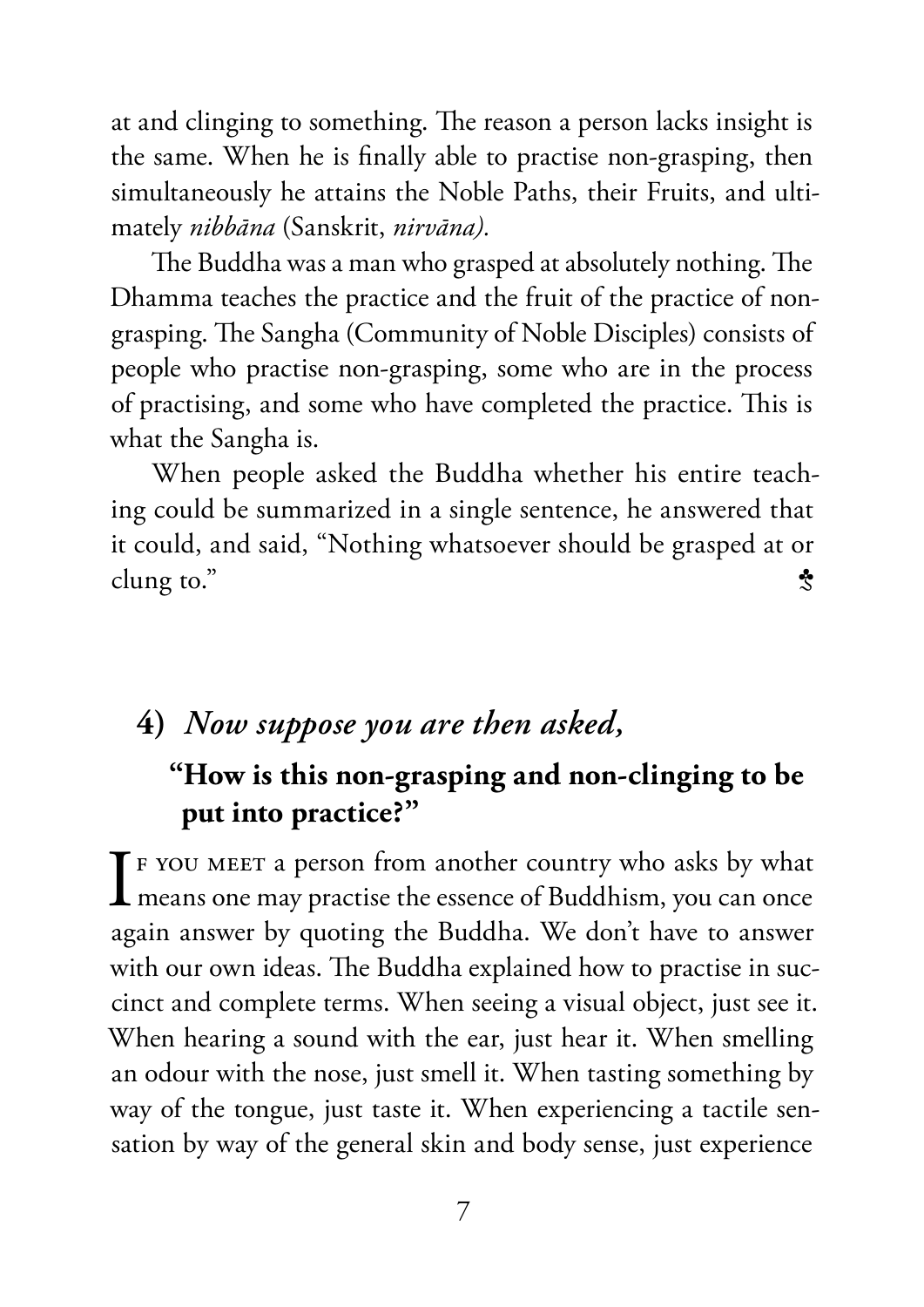at and clinging to something. The reason a person lacks insight is the same. When he is finally able to practise non-grasping, then simultaneously he attains the Noble Paths, their Fruits, and ultimately *nibbāna* (Sanskrit, *nirvāna).*

The Buddha was a man who grasped at absolutely nothing. The Dhamma teaches the practice and the fruit of the practice of non-grasping. The Sangha (Community of Noble Disciples) consists of people who practise non-grasping, some who are in the process of practising, and some who have completed the practice. This is what the Sangha is.

When people asked the Buddha whether his entire teaching could be summarized in a single sentence, he answered that it could, and said, "Nothing whatsoever should be grasped at or clung to." ♣

## 4) *Now suppose you are then asked,* "How is this non-grasping and non-clinging to be put into practice?"

If you meet a person from another country who asks by what means one may practise the essence of Buddhism, you can once again answer by quoting the Buddha. We don't have to answer with our own ideas. The Buddha explained how to practise in succinct and complete terms. When seeing a visual object, just see it. When hearing a sound with the ear, just hear it. When smelling an odour with the nose, just smell it. When tasting something by way of the tongue, just taste it. When experiencing a tactile sensation by way of the general skin and body sense, just experience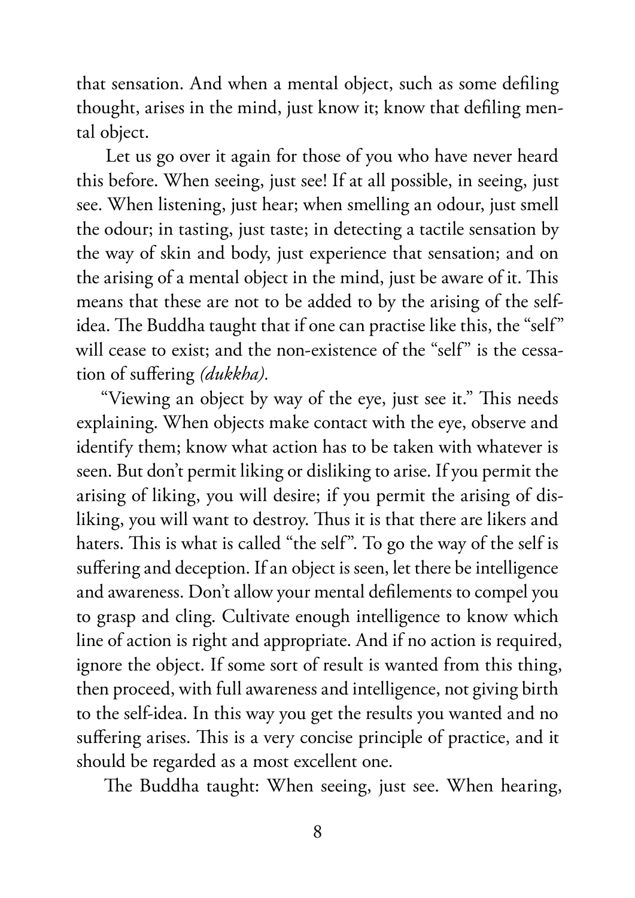that sensation. And when a mental object, such as some defiling thought, arises in the mind, just know it; know that defiling mental object.

Let us go over it again for those of you who have never heard this before. When seeing, just see! If at all possible, in seeing, just see. When listening, just hear; when smelling an odour, just smell the odour; in tasting, just taste; in detecting a tactile sensation by the way of skin and body, just experience that sensation; and on the arising of a mental object in the mind, just be aware of it. This means that these are not to be added to by the arising of the self-idea. The Buddha taught that if one can practise like this, the "self" will cease to exist; and the non-existence of the "self" is the cessation of suffering *(dukkha).*

"Viewing an object by way of the eye, just see it." This needs explaining. When objects make contact with the eye, observe and identify them; know what action has to be taken with whatever is seen. But don't permit liking or disliking to arise. If you permit the arising of liking, you will desire; if you permit the arising of disliking, you will want to destroy. Thus it is that there are likers and haters. This is what is called "the self". To go the way of the self is suffering and deception. If an object is seen, let there be intelligence and awareness. Don't allow your mental defilements to compel you to grasp and cling. Cultivate enough intelligence to know which line of action is right and appropriate. And if no action is required, ignore the object. If some sort of result is wanted from this thing, then proceed, with full awareness and intelligence, not giving birth to the self-idea. In this way you get the results you wanted and no suffering arises. This is a very concise principle of practice, and it should be regarded as a most excellent one.

The Buddha taught: When seeing, just see. When hearing,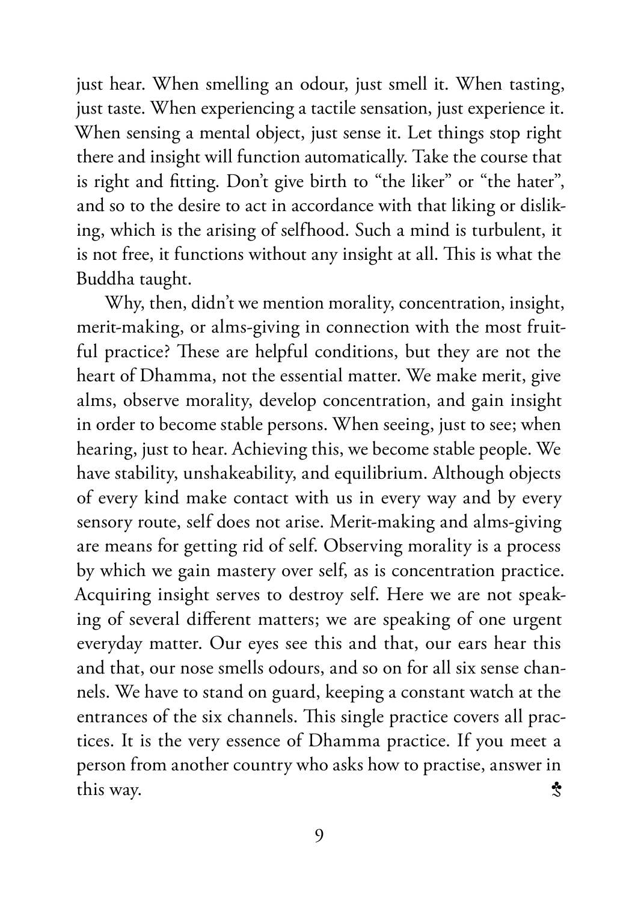just hear. When smelling an odour, just smell it. When tasting, just taste. When experiencing a tactile sensation, just experience it. When sensing a mental object, just sense it. Let things stop right there and insight will function automatically. Take the course that is right and fitting. Don't give birth to "the liker" or "the hater", and so to the desire to act in accordance with that liking or disliking, which is the arising of selfhood. Such a mind is turbulent, it is not free, it functions without any insight at all. This is what the Buddha taught.

Why, then, didn't we mention morality, concentration, insight, merit-making, or alms-giving in connection with the most fruitful practice? These are helpful conditions, but they are not the heart of Dhamma, not the essential matter. We make merit, give alms, observe morality, develop concentration, and gain insight in order to become stable persons. When seeing, just to see; when hearing, just to hear. Achieving this, we become stable people. We have stability, unshakeability, and equilibrium. Although objects of every kind make contact with us in every way and by every sensory route, self does not arise. Merit-making and alms-giving are means for getting rid of self. Observing morality is a process by which we gain mastery over self, as is concentration practice. Acquiring insight serves to destroy self. Here we are not speaking of several different matters; we are speaking of one urgent everyday matter. Our eyes see this and that, our ears hear this and that, our nose smells odours, and so on for all six sense channels. We have to stand on guard, keeping a constant watch at the entrances of the six channels. This single practice covers all practices. It is the very essence of Dhamma practice. If you meet a person from another country who asks how to practise, answer in this way.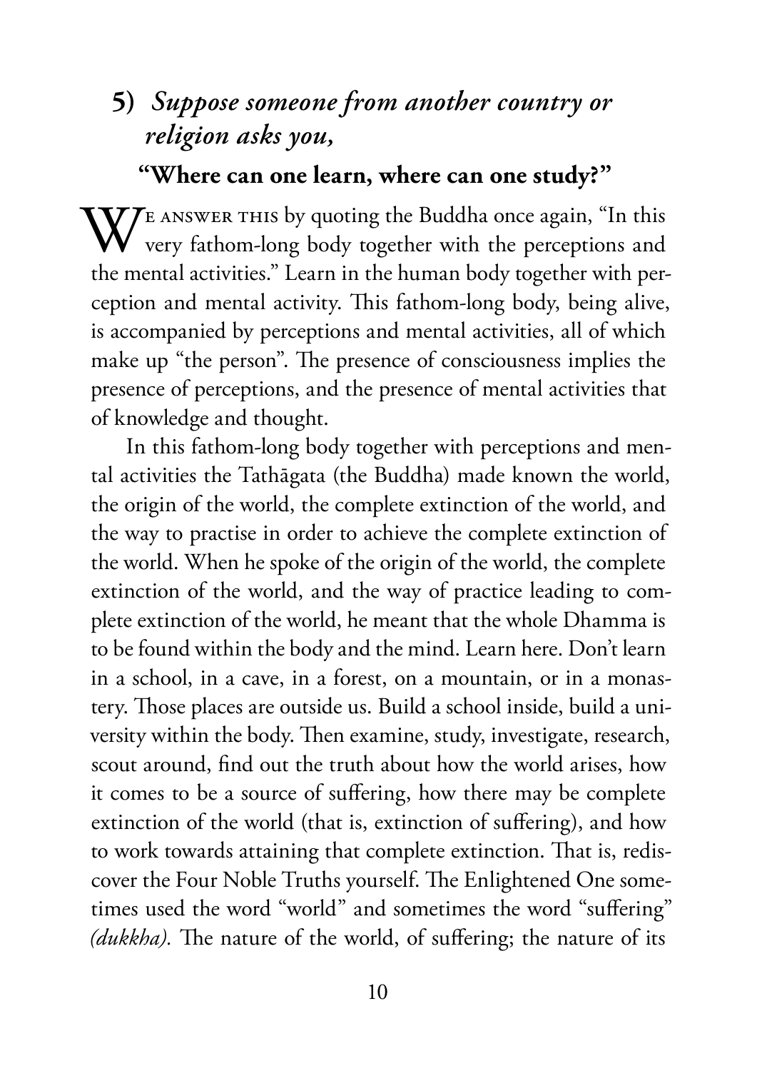## 5) *Suppose someone from another country or religion asks you,*

### "Where can one learn, where can one study?"

We answer this by quoting the Buddha once again, "In this very fathom-long body together with the perceptions and the mental activities." Learn in the human body together with perception and mental activity. This fathom-long body, being alive, is accompanied by perceptions and mental activities, all of which make up "the person". The presence of consciousness implies the presence of perceptions, and the presence of mental activities that of knowledge and thought.

In this fathom-long body together with perceptions and mental activities the Tathāgata (the Buddha) made known the world, the origin of the world, the complete extinction of the world, and the way to practise in order to achieve the complete extinction of the world. When he spoke of the origin of the world, the complete extinction of the world, and the way of practice leading to complete extinction of the world, he meant that the whole Dhamma is to be found within the body and the mind. Learn here. Don't learn in a school, in a cave, in a forest, on a mountain, or in a monastery. Those places are outside us. Build a school inside, build a university within the body. Then examine, study, investigate, research, scout around, find out the truth about how the world arises, how it comes to be a source of suffering, how there may be complete extinction of the world (that is, extinction of suffering), and how to work towards attaining that complete extinction. That is, rediscover the Four Noble Truths yourself. The Enlightened One sometimes used the word "world" and sometimes the word "suffering" *(dukkha).* The nature of the world, of suffering; the nature of its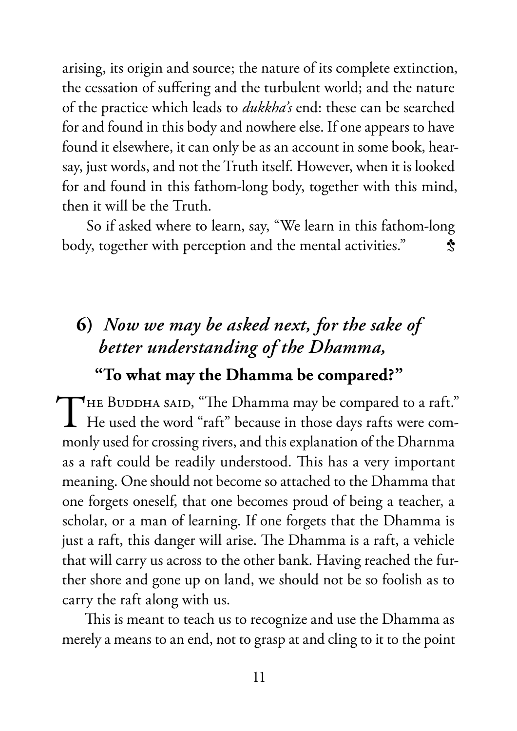arising, its origin and source; the nature of its complete extinction, the cessation of suffering and the turbulent world; and the nature of the practice which leads to *dukkha's* end: these can be searched for and found in this body and nowhere else. If one appears to have found it elsewhere, it can only be as an account in some book, hearsay, just words, and not the Truth itself. However, when it is looked for and found in this fathom-long body, together with this mind, then it will be the Truth.

So if asked where to learn, say, "We learn in this fathom-long body, together with perception and the mental activities." ♣

## 6) *Now we may be asked next, for the sake of better understanding of the Dhamma,*

### "To what may the Dhamma be compared?"

THE BUDDHA SAID, "The Dhamma may be compared to a raft." He used the word "raft" because in those days rafts were commonly used for crossing rivers, and this explanation of the Dharnma as a raft could be readily understood. This has a very important meaning. One should not become so attached to the Dhamma that one forgets oneself, that one becomes proud of being a teacher, a scholar, or a man of learning. If one forgets that the Dhamma is just a raft, this danger will arise. The Dhamma is a raft, a vehicle that will carry us across to the other bank. Having reached the further shore and gone up on land, we should not be so foolish as to carry the raft along with us.

This is meant to teach us to recognize and use the Dhamma as merely a means to an end, not to grasp at and cling to it to the point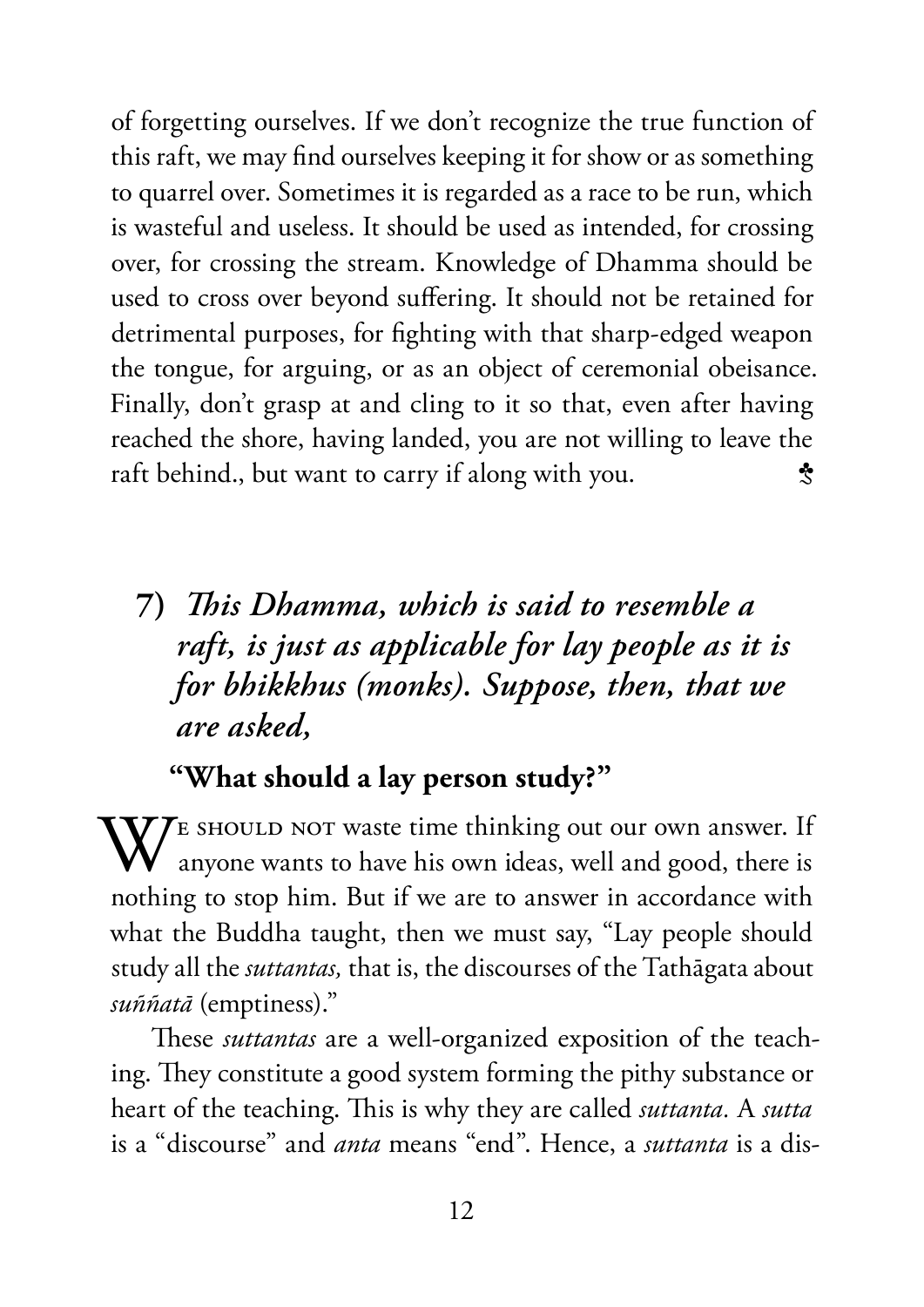of forgetting ourselves. If we don't recognize the true function of this raft, we may find ourselves keeping it for show or as something to quarrel over. Sometimes it is regarded as a race to be run, which is wasteful and useless. It should be used as intended, for crossing over, for crossing the stream. Knowledge of Dhamma should be used to cross over beyond suffering. It should not be retained for detrimental purposes, for fighting with that sharp-edged weapon the tongue, for arguing, or as an object of ceremonial obeisance. Finally, don't grasp at and cling to it so that, even after having reached the shore, having landed, you are not willing to leave the raft behind., but want to carry if along with you. ♣

## 7) *This Dhamma, which is said to resemble a raft, is just as applicable for lay people as it is for bhikkhus (monks). Suppose, then, that we are asked,*

### "What should a lay person study?"

We should not waste time thinking out our own answer. If anyone wants to have his own ideas, well and good, there is nothing to stop him. But if we are to answer in accordance with what the Buddha taught, then we must say, "Lay people should study all the *suttantas,* that is, the discourses of the Tathāgata about *suññatā* (emptiness)."

These *suttantas* are a well-organized exposition of the teaching. They constitute a good system forming the pithy substance or heart of the teaching. This is why they are called *suttanta.* A *sutta* is a "discourse" and *anta* means "end". Hence, a *suttanta* is a dis-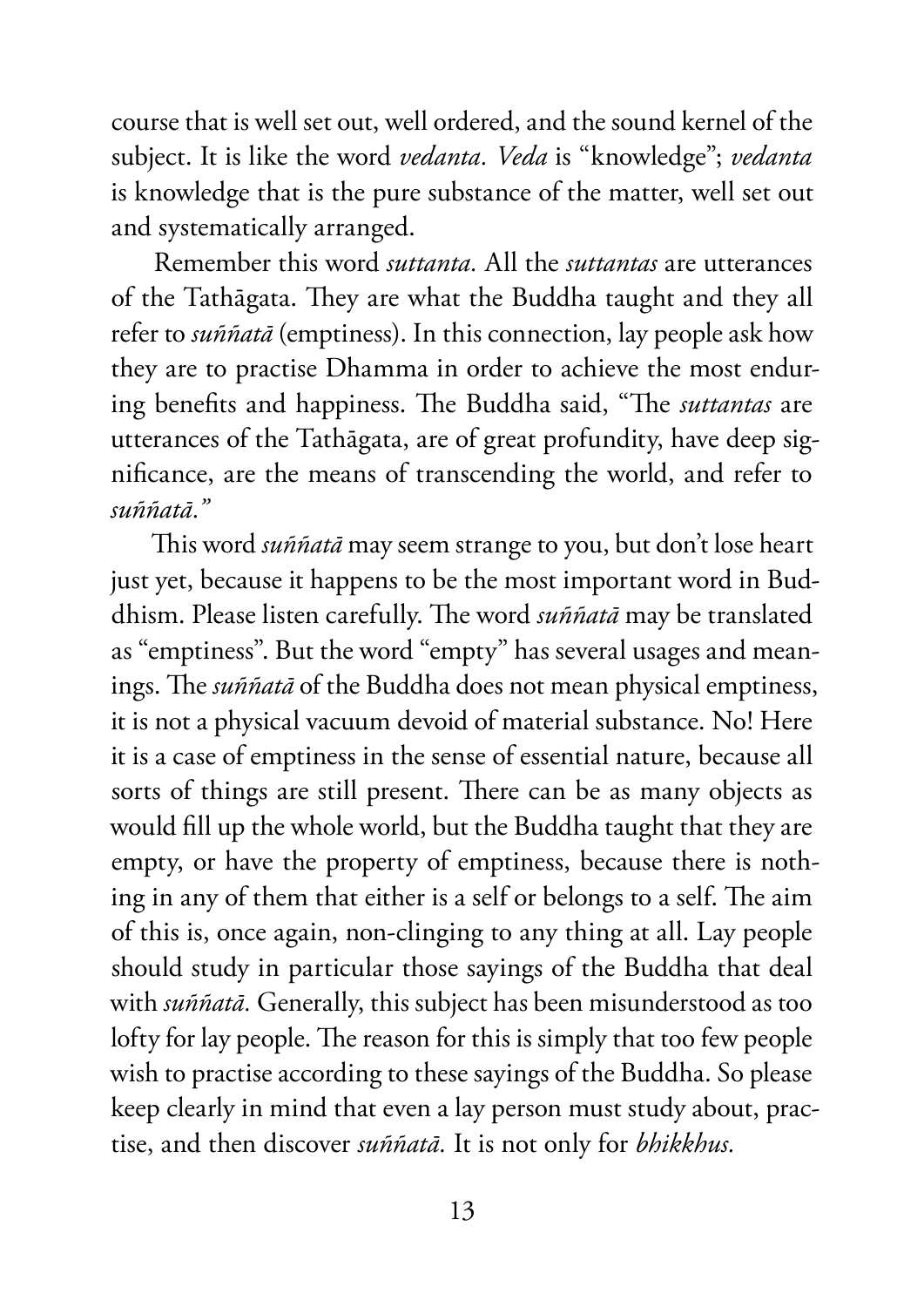course that is well set out, well ordered, and the sound kernel of the subject. It is like the word *vedanta*. *Veda* is "knowledge"; *vedanta* is knowledge that is the pure substance of the matter, well set out and systematically arranged.

Remember this word *suttanta*. All the *suttantas* are utterances of the Tathāgata. They are what the Buddha taught and they all refer to *suññatā* (emptiness). In this connection, lay people ask how they are to practise Dhamma in order to achieve the most enduring benefits and happiness. The Buddha said, "The *suttantas* are utterances of the Tathāgata, are of great profundity, have deep significance, are the means of transcending the world, and refer to *suññatā*."

This word *suññatā* may seem strange to you, but don't lose heart just yet, because it happens to be the most important word in Buddhism. Please listen carefully. The word *suññatā* may be translated as "emptiness". But the word "empty" has several usages and meanings. The *suññatā* of the Buddha does not mean physical emptiness, it is not a physical vacuum devoid of material substance. No! Here it is a case of emptiness in the sense of essential nature, because all sorts of things are still present. There can be as many objects as would fill up the whole world, but the Buddha taught that they are empty, or have the property of emptiness, because there is nothing in any of them that either is a self or belongs to a self. The aim of this is, once again, non-clinging to any thing at all. Lay people should study in particular those sayings of the Buddha that deal with *suññatā*. Generally, this subject has been misunderstood as too lofty for lay people. The reason for this is simply that too few people wish to practise according to these sayings of the Buddha. So please keep clearly in mind that even a lay person must study about, practise, and then discover *suññatā*. It is not only for *bhikkhus*.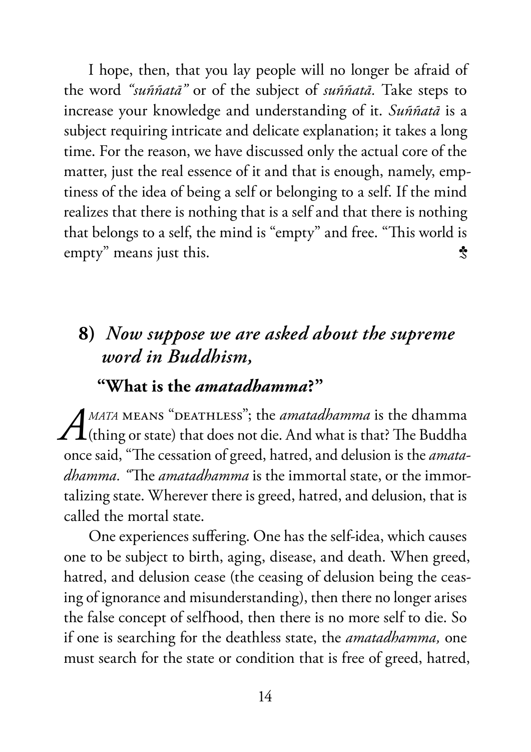I hope, then, that you lay people will no longer be afraid of the word *"suññatā"* or of the subject of *suññatā*. Take steps to increase your knowledge and understanding of it. *Suññatā* is a subject requiring intricate and delicate explanation; it takes a long time. For the reason, we have discussed only the actual core of the matter, just the real essence of it and that is enough, namely, emptiness of the idea of being a self or belonging to a self. If the mind realizes that there is nothing that is a self and that there is nothing that belongs to a self, the mind is "empty" and free. "This world is empty" means just this. ♣

## 8) *Now suppose we are asked about the supreme word in Buddhism,*

### "What is the *amatadhamma*?"

*Amata* means "deathless"; the *amatadhamma* is the dhamma (thing or state) that does not die. And what is that? The Buddha once said, "The cessation of greed, hatred, and delusion is the *amatadhamma*. "The *amatadhamma* is the immortal state, or the immortalizing state. Wherever there is greed, hatred, and delusion, that is called the mortal state.

One experiences suffering. One has the self-idea, which causes one to be subject to birth, aging, disease, and death. When greed, hatred, and delusion cease (the ceasing of delusion being the ceasing of ignorance and misunderstanding), then there no longer arises the false concept of selfhood, then there is no more self to die. So if one is searching for the deathless state, the *amatadhamma,* one must search for the state or condition that is free of greed, hatred,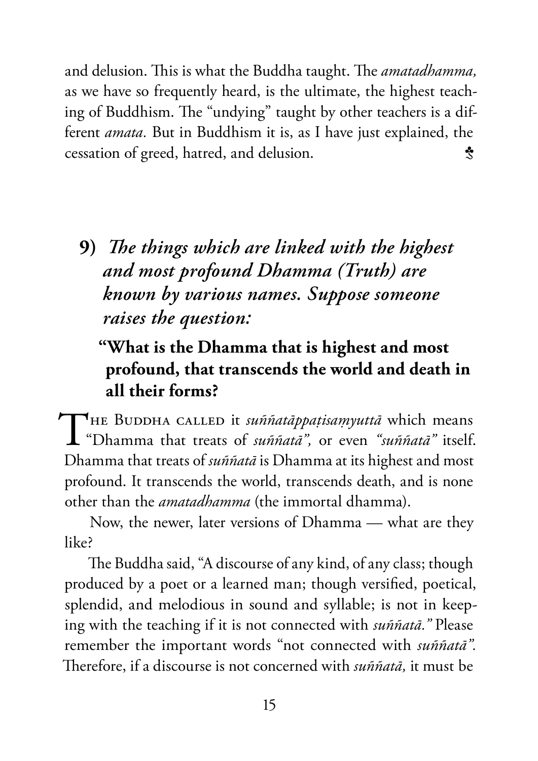and delusion. This is what the Buddha taught. The *amatadhamma,* as we have so frequently heard, is the ultimate, the highest teaching of Buddhism. The "undying" taught by other teachers is a different *amata.* But in Buddhism it is, as I have just explained, the cessation of greed, hatred, and delusion.

## 9) *The things which are linked with the highest and most profound Dhamma (Truth) are known by various names. Suppose someone raises the question:*

### "What is the Dhamma that is highest and most profound, that transcends the world and death in all their forms?

The Buddha called it *suññatāppaṭisaṃyuttā* which means "Dhamma that treats of *suññatā",* or even *"suññatā"* itself. Dhamma that treats of *suññatā* is Dhamma at its highest and most profound. It transcends the world, transcends death, and is none other than the *amatadhamma* (the immortal dhamma).

Now, the newer, later versions of Dhamma — what are they like?

The Buddha said, "A discourse of any kind, of any class; though produced by a poet or a learned man; though versified, poetical, splendid, and melodious in sound and syllable; is not in keeping with the teaching if it is not connected with *suññatā."* Please remember the important words "not connected with *suññatā".* Therefore, if a discourse is not concerned with *suññatā,* it must be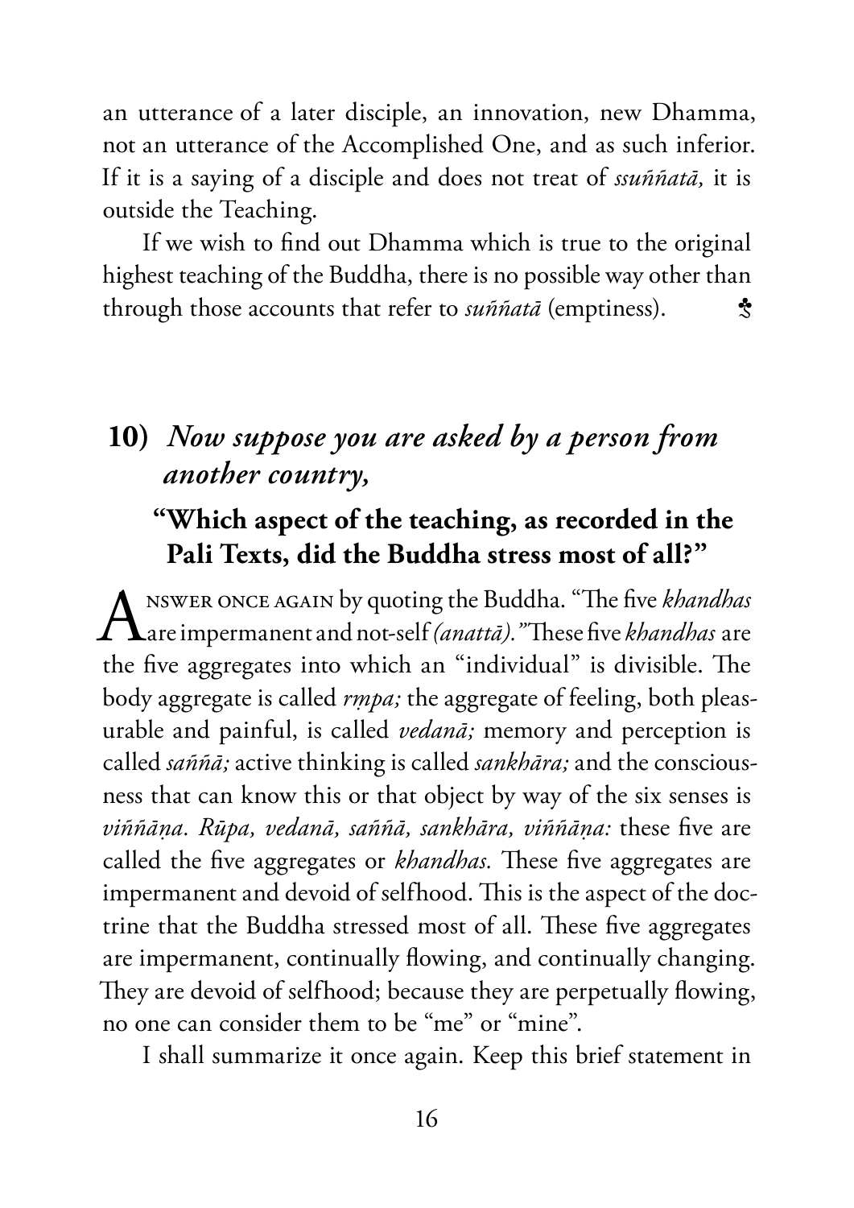an utterance of a later disciple, an innovation, new Dhamma, not an utterance of the Accomplished One, and as such inferior. If it is a saying of a disciple and does not treat of *ssuññatā,* it is outside the Teaching.

If we wish to find out Dhamma which is true to the original highest teaching of the Buddha, there is no possible way other than through those accounts that refer to *suññatā* (emptiness).

## 10) *Now suppose you are asked by a person from another country,*

### "Which aspect of the teaching, as recorded in the Pali Texts, did the Buddha stress most of all?"

Answer once again by quoting the Buddha. "The five *khandhas* are impermanent and not-self *(anattā)."* These five *khandhas* are the five aggregates into which an "individual" is divisible. The body aggregate is called *rṃpa;* the aggregate of feeling, both pleasurable and painful, is called *vedanā;* memory and perception is called *saññā;* active thinking is called *sankhāra;* and the consciousness that can know this or that object by way of the six senses is *viññāṇa. Rūpa, vedanā, saññā, sankhāra, viññāṇa:* these five are called the five aggregates or *khandhas.* These five aggregates are impermanent and devoid of selfhood. This is the aspect of the doctrine that the Buddha stressed most of all. These five aggregates are impermanent, continually flowing, and continually changing. They are devoid of selfhood; because they are perpetually flowing, no one can consider them to be "me" or "mine".

I shall summarize it once again. Keep this brief statement in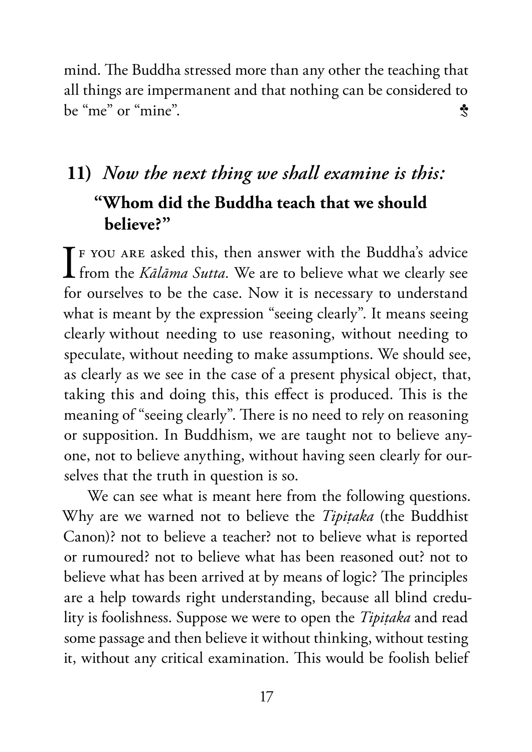mind. The Buddha stressed more than any other the teaching that all things are impermanent and that nothing can be considered to be "me" or "mine". ♣

## 11) *Now the next thing we shall examine is this:* **"Whom did the Buddha teach that we should believe?"**

If you are asked this, then answer with the Buddha's advice from the *Kālāma Sutta.* We are to believe what we clearly see for ourselves to be the case. Now it is necessary to understand what is meant by the expression "seeing clearly". It means seeing clearly without needing to use reasoning, without needing to speculate, without needing to make assumptions. We should see, as clearly as we see in the case of a present physical object, that, taking this and doing this, this effect is produced. This is the meaning of "seeing clearly". There is no need to rely on reasoning or supposition. In Buddhism, we are taught not to believe anyone, not to believe anything, without having seen clearly for ourselves that the truth in question is so.

We can see what is meant here from the following questions. Why are we warned not to believe the *Tipiṭaka* (the Buddhist Canon)? not to believe a teacher? not to believe what is reported or rumoured? not to believe what has been reasoned out? not to believe what has been arrived at by means of logic? The principles are a help towards right understanding, because all blind credulity is foolishness. Suppose we were to open the *Tipiṭaka* and read some passage and then believe it without thinking, without testing it, without any critical examination. This would be foolish belief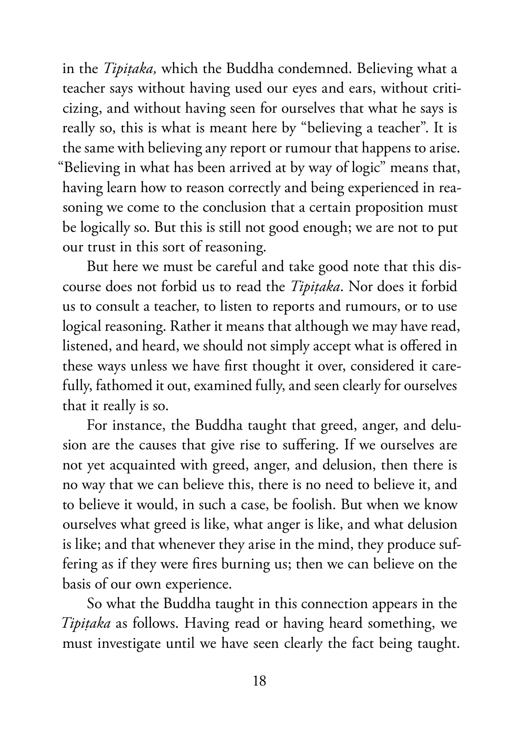in the *Tipiṭaka,* which the Buddha condemned. Believing what a teacher says without having used our eyes and ears, without criticizing, and without having seen for ourselves that what he says is really so, this is what is meant here by "believing a teacher". It is the same with believing any report or rumour that happens to arise. "Believing in what has been arrived at by way of logic" means that, having learn how to reason correctly and being experienced in reasoning we come to the conclusion that a certain proposition must be logically so. But this is still not good enough; we are not to put our trust in this sort of reasoning.

But here we must be careful and take good note that this discourse does not forbid us to read the *Tipiṭaka*. Nor does it forbid us to consult a teacher, to listen to reports and rumours, or to use logical reasoning. Rather it means that although we may have read, listened, and heard, we should not simply accept what is offered in these ways unless we have first thought it over, considered it carefully, fathomed it out, examined fully, and seen clearly for ourselves that it really is so.

For instance, the Buddha taught that greed, anger, and delusion are the causes that give rise to suffering. If we ourselves are not yet acquainted with greed, anger, and delusion, then there is no way that we can believe this, there is no need to believe it, and to believe it would, in such a case, be foolish. But when we know ourselves what greed is like, what anger is like, and what delusion is like; and that whenever they arise in the mind, they produce suffering as if they were fires burning us; then we can believe on the basis of our own experience.

So what the Buddha taught in this connection appears in the *Tipiṭaka* as follows. Having read or having heard something, we must investigate until we have seen clearly the fact being taught.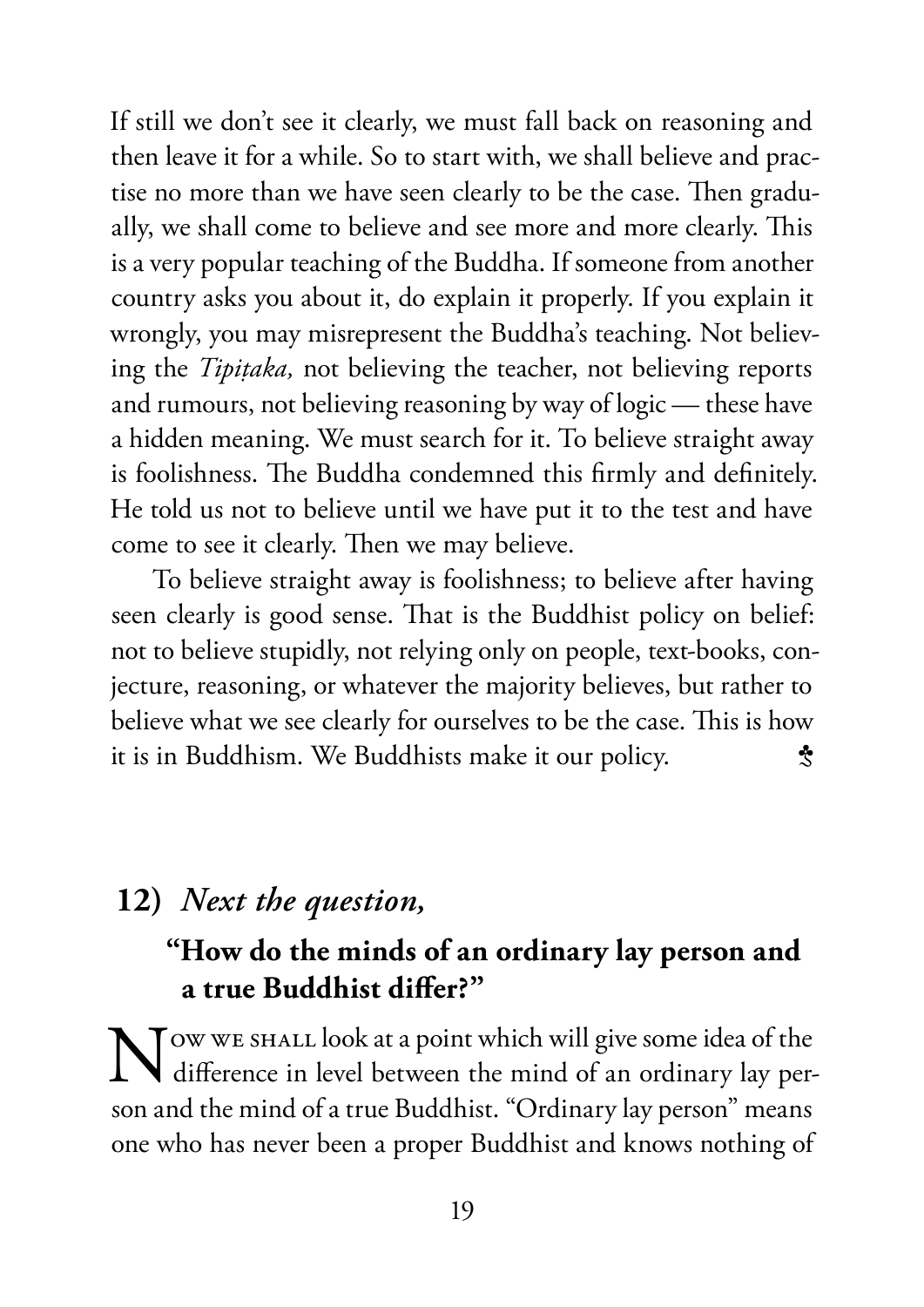If still we don't see it clearly, we must fall back on reasoning and then leave it for a while. So to start with, we shall believe and practise no more than we have seen clearly to be the case. Then gradually, we shall come to believe and see more and more clearly. This is a very popular teaching of the Buddha. If someone from another country asks you about it, do explain it properly. If you explain it wrongly, you may misrepresent the Buddha's teaching. Not believing the *Tipiṭaka,* not believing the teacher, not believing reports and rumours, not believing reasoning by way of logic — these have a hidden meaning. We must search for it. To believe straight away is foolishness. The Buddha condemned this firmly and definitely. He told us not to believe until we have put it to the test and have come to see it clearly. Then we may believe.

To believe straight away is foolishness; to believe after having seen clearly is good sense. That is the Buddhist policy on belief: not to believe stupidly, not relying only on people, text-books, conjecture, reasoning, or whatever the majority believes, but rather to believe what we see clearly for ourselves to be the case. This is how it is in Buddhism. We Buddhists make it our policy.

## **12)** *Next the question,*

### **"How do the minds of an ordinary lay person and a true Buddhist differ?"**

Now we shall look at a point which will give some idea of the difference in level between the mind of an ordinary lay person and the mind of a true Buddhist. "Ordinary lay person" means one who has never been a proper Buddhist and knows nothing of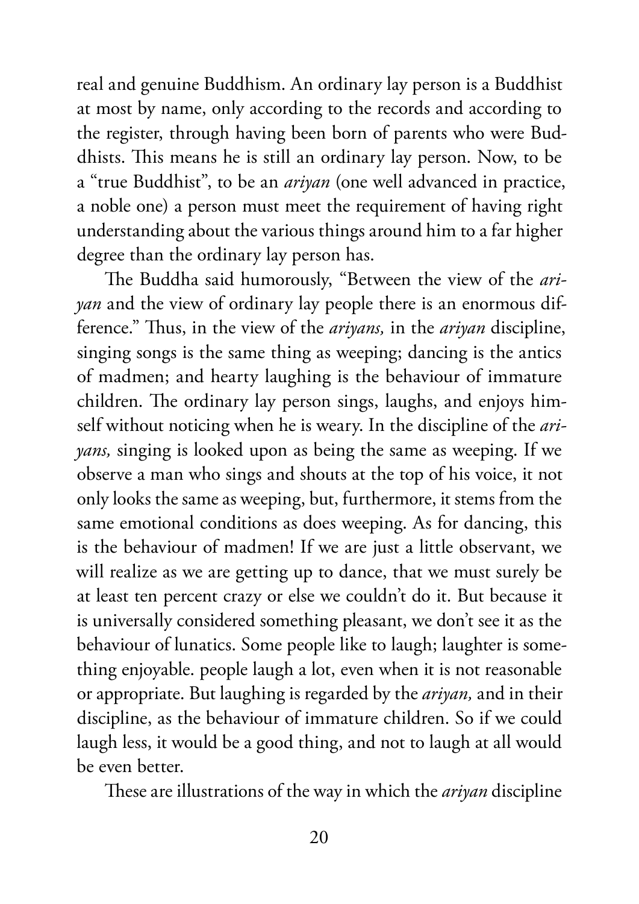real and genuine Buddhism. An ordinary lay person is a Buddhist at most by name, only according to the records and according to the register, through having been born of parents who were Buddhists. This means he is still an ordinary lay person. Now, to be a "true Buddhist", to be an *ariyan* (one well advanced in practice, a noble one) a person must meet the requirement of having right understanding about the various things around him to a far higher degree than the ordinary lay person has.

The Buddha said humorously, "Between the view of the *ariyan* and the view of ordinary lay people there is an enormous difference." Thus, in the view of the *ariyans,* in the *ariyan* discipline, singing songs is the same thing as weeping; dancing is the antics of madmen; and hearty laughing is the behaviour of immature children. The ordinary lay person sings, laughs, and enjoys himself without noticing when he is weary. In the discipline of the *ariyans,* singing is looked upon as being the same as weeping. If we observe a man who sings and shouts at the top of his voice, it not only looks the same as weeping, but, furthermore, it stems from the same emotional conditions as does weeping. As for dancing, this is the behaviour of madmen! If we are just a little observant, we will realize as we are getting up to dance, that we must surely be at least ten percent crazy or else we couldn't do it. But because it is universally considered something pleasant, we don't see it as the behaviour of lunatics. Some people like to laugh; laughter is something enjoyable. people laugh a lot, even when it is not reasonable or appropriate. But laughing is regarded by the *ariyan,* and in their discipline, as the behaviour of immature children. So if we could laugh less, it would be a good thing, and not to laugh at all would be even better.

These are illustrations of the way in which the *ariyan* discipline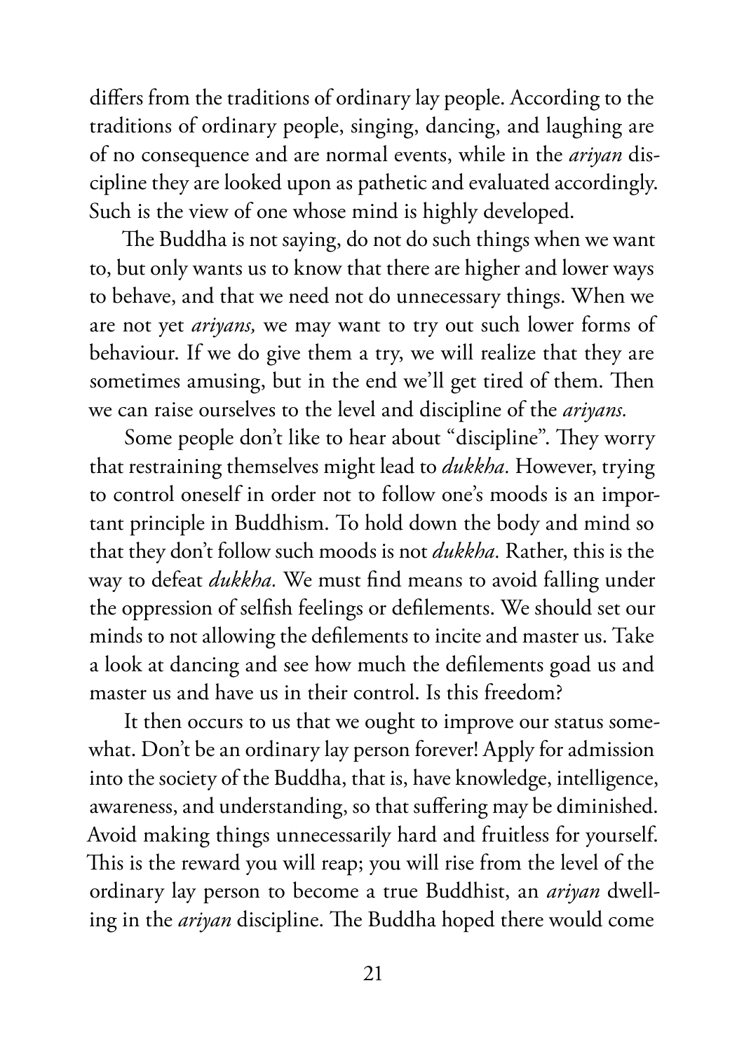differs from the traditions of ordinary lay people. According to the traditions of ordinary people, singing, dancing, and laughing are of no consequence and are normal events, while in the *ariyan* discipline they are looked upon as pathetic and evaluated accordingly. Such is the view of one whose mind is highly developed.

The Buddha is not saying, do not do such things when we want to, but only wants us to know that there are higher and lower ways to behave, and that we need not do unnecessary things. When we are not yet *ariyans,* we may want to try out such lower forms of behaviour. If we do give them a try, we will realize that they are sometimes amusing, but in the end we'll get tired of them. Then we can raise ourselves to the level and discipline of the *ariyans.*

Some people don't like to hear about "discipline". They worry that restraining themselves might lead to *dukkha.* However, trying to control oneself in order not to follow one's moods is an important principle in Buddhism. To hold down the body and mind so that they don't follow such moods is not *dukkha.* Rather, this is the way to defeat *dukkha.* We must find means to avoid falling under the oppression of selfish feelings or defilements. We should set our minds to not allowing the defilements to incite and master us. Take a look at dancing and see how much the defilements goad us and master us and have us in their control. Is this freedom?

It then occurs to us that we ought to improve our status somewhat. Don't be an ordinary lay person forever! Apply for admission into the society of the Buddha, that is, have knowledge, intelligence, awareness, and understanding, so that suffering may be diminished. Avoid making things unnecessarily hard and fruitless for yourself. This is the reward you will reap; you will rise from the level of the ordinary lay person to become a true Buddhist, an *ariyan* dwelling in the *ariyan* discipline. The Buddha hoped there would come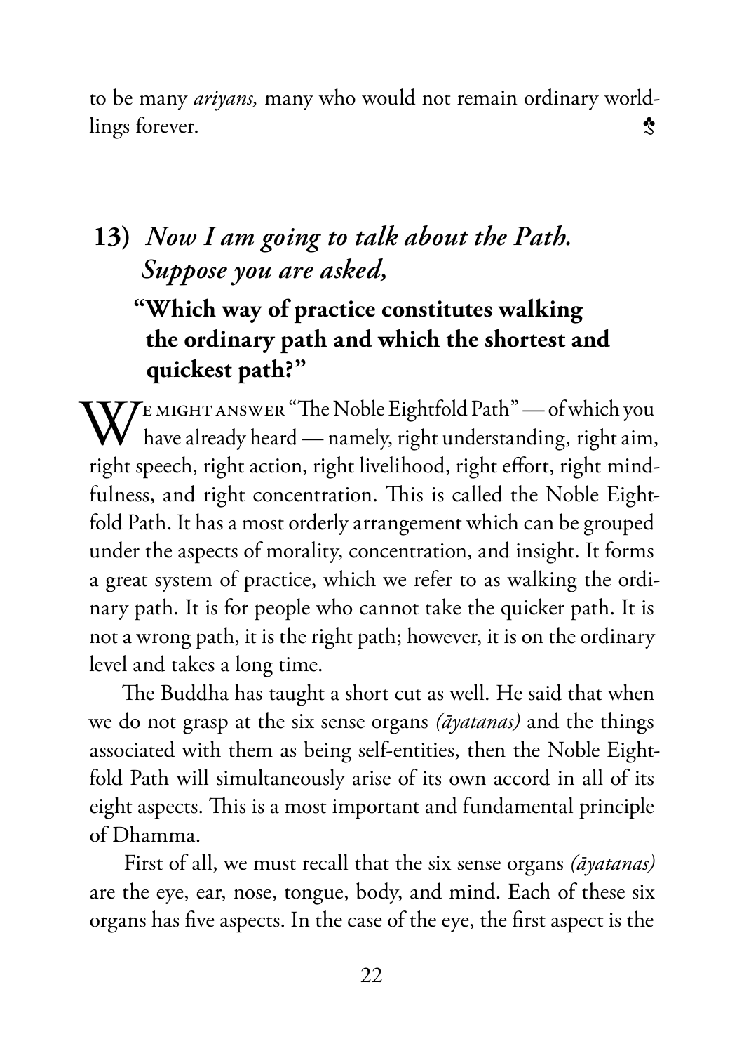to be many *ariyans,* many who would not remain ordinary worldlings forever. ♣

## 13) *Now I am going to talk about the Path. Suppose you are asked,*

### "Which way of practice constitutes walking the ordinary path and which the shortest and quickest path?"

We might answer "The Noble Eightfold Path" — of which you have already heard — namely, right understanding, right aim, right speech, right action, right livelihood, right effort, right mindfulness, and right concentration. This is called the Noble Eightfold Path. It has a most orderly arrangement which can be grouped under the aspects of morality, concentration, and insight. It forms a great system of practice, which we refer to as walking the ordinary path. It is for people who cannot take the quicker path. It is not a wrong path, it is the right path; however, it is on the ordinary level and takes a long time.

The Buddha has taught a short cut as well. He said that when we do not grasp at the six sense organs *(āyatanas)* and the things associated with them as being self-entities, then the Noble Eightfold Path will simultaneously arise of its own accord in all of its eight aspects. This is a most important and fundamental principle of Dhamma.

First of all, we must recall that the six sense organs *(āyatanas)* are the eye, ear, nose, tongue, body, and mind. Each of these six organs has five aspects. In the case of the eye, the first aspect is the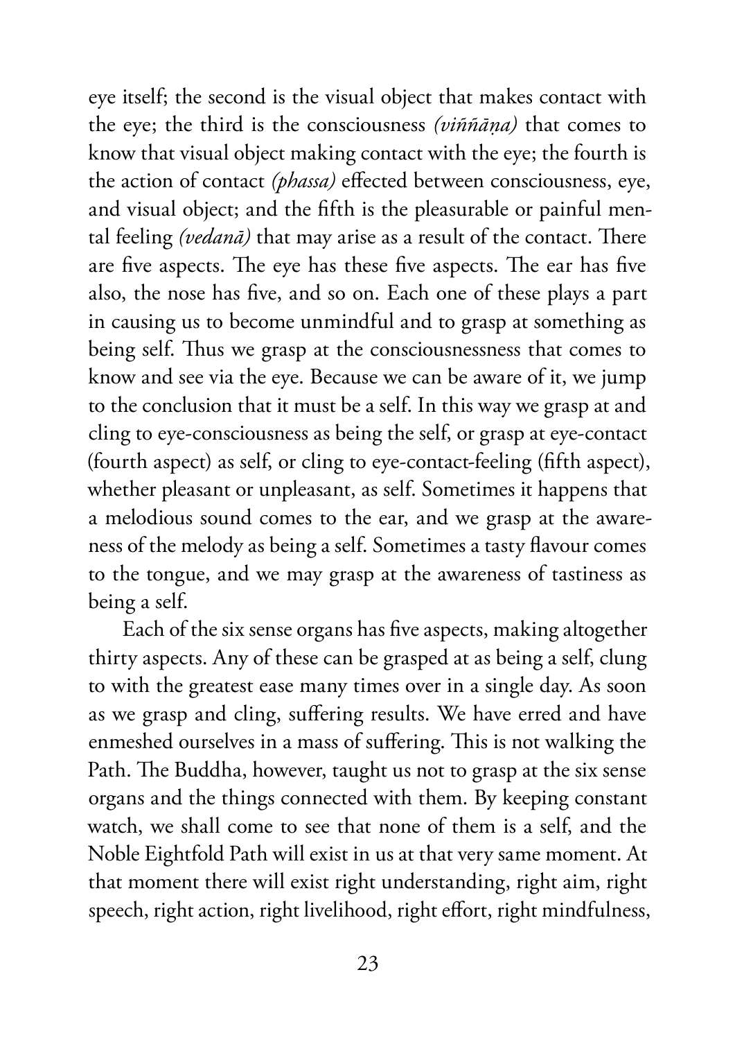eye itself; the second is the visual object that makes contact with the eye; the third is the consciousness *(viññāṇa)* that comes to know that visual object making contact with the eye; the fourth is the action of contact *(phassa)* effected between consciousness, eye, and visual object; and the fifth is the pleasurable or painful mental feeling *(vedanā)* that may arise as a result of the contact. There are five aspects. The eye has these five aspects. The ear has five also, the nose has five, and so on. Each one of these plays a part in causing us to become unmindful and to grasp at something as being self. Thus we grasp at the consciousnessness that comes to know and see via the eye. Because we can be aware of it, we jump to the conclusion that it must be a self. In this way we grasp at and cling to eye-consciousness as being the self, or grasp at eye-contact (fourth aspect) as self, or cling to eye-contact-feeling (fifth aspect), whether pleasant or unpleasant, as self. Sometimes it happens that a melodious sound comes to the ear, and we grasp at the awareness of the melody as being a self. Sometimes a tasty flavour comes to the tongue, and we may grasp at the awareness of tastiness as being a self.

Each of the six sense organs has five aspects, making altogether thirty aspects. Any of these can be grasped at as being a self, clung to with the greatest ease many times over in a single day. As soon as we grasp and cling, suffering results. We have erred and have enmeshed ourselves in a mass of suffering. This is not walking the Path. The Buddha, however, taught us not to grasp at the six sense organs and the things connected with them. By keeping constant watch, we shall come to see that none of them is a self, and the Noble Eightfold Path will exist in us at that very same moment. At that moment there will exist right understanding, right aim, right speech, right action, right livelihood, right effort, right mindfulness,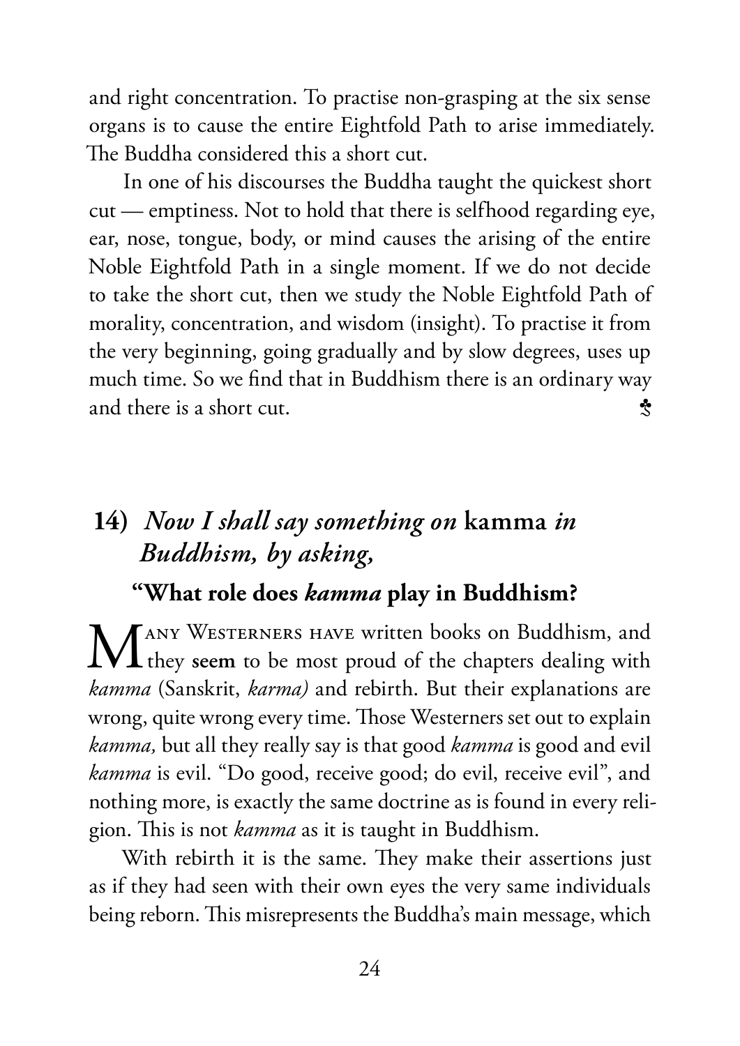and right concentration. To practise non-grasping at the six sense organs is to cause the entire Eightfold Path to arise immediately. The Buddha considered this a short cut.

In one of his discourses the Buddha taught the quickest short cut — emptiness. Not to hold that there is selfhood regarding eye, ear, nose, tongue, body, or mind causes the arising of the entire Noble Eightfold Path in a single moment. If we do not decide to take the short cut, then we study the Noble Eightfold Path of morality, concentration, and wisdom (insight). To practise it from the very beginning, going gradually and by slow degrees, uses up much time. So we find that in Buddhism there is an ordinary way and there is a short cut. ♣

## 14) *Now I shall say something on* **kamma** *in Buddhism, by asking,*

### "What role does *kamma* play in Buddhism?

Many Westerners have written books on Buddhism, and they **seem** to be most proud of the chapters dealing with *kamma* (Sanskrit, *karma)* and rebirth. But their explanations are wrong, quite wrong every time. Those Westerners set out to explain *kamma,* but all they really say is that good *kamma* is good and evil *kamma* is evil. "Do good, receive good; do evil, receive evil", and nothing more, is exactly the same doctrine as is found in every religion. This is not *kamma* as it is taught in Buddhism.

With rebirth it is the same. They make their assertions just as if they had seen with their own eyes the very same individuals being reborn. This misrepresents the Buddha's main message, which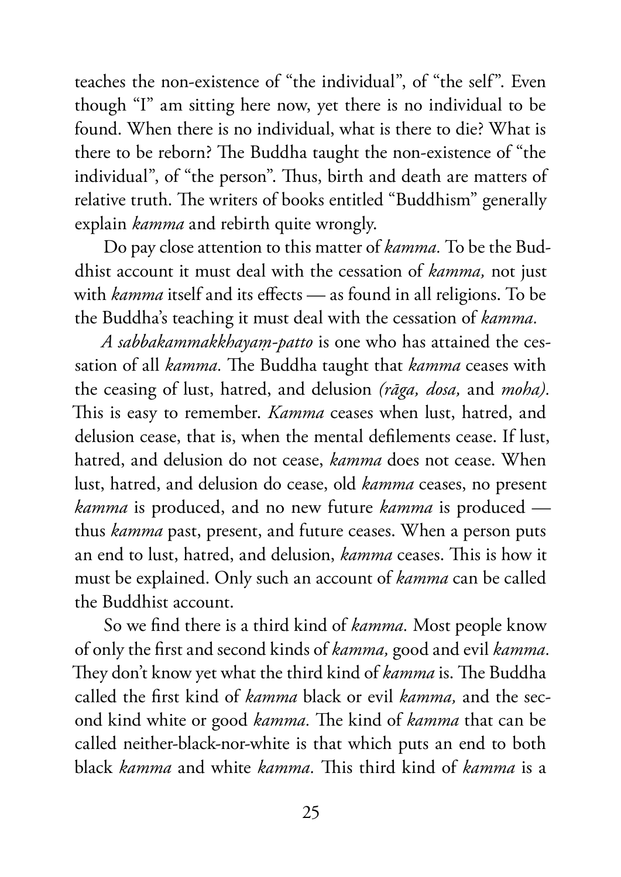teaches the non-existence of "the individual", of "the self". Even though "I" am sitting here now, yet there is no individual to be found. When there is no individual, what is there to die? What is there to be reborn? The Buddha taught the non-existence of "the individual", of "the person". Thus, birth and death are matters of relative truth. The writers of books entitled "Buddhism" generally explain *kamma* and rebirth quite wrongly.

Do pay close attention to this matter of *kamma.* To be the Buddhist account it must deal with the cessation of *kamma,* not just with *kamma* itself and its effects — as found in all religions. To be the Buddha's teaching it must deal with the cessation of *kamma.*

*A sabbakammakkhayaṃ-patto* is one who has attained the cessation of all *kamma.* The Buddha taught that *kamma* ceases with the ceasing of lust, hatred, and delusion *(rāga, dosa,* and *moha).* This is easy to remember. *Kamma* ceases when lust, hatred, and delusion cease, that is, when the mental defilements cease. If lust, hatred, and delusion do not cease, *kamma* does not cease. When lust, hatred, and delusion do cease, old *kamma* ceases, no present *kamma* is produced, and no new future *kamma* is produced — thus *kamma* past, present, and future ceases. When a person puts an end to lust, hatred, and delusion, *kamma* ceases. This is how it must be explained. Only such an account of *kamma* can be called the Buddhist account.

So we find there is a third kind of *kamma.* Most people know of only the first and second kinds of *kamma,* good and evil *kamma.* They don't know yet what the third kind of *kamma* is. The Buddha called the first kind of *kamma* black or evil *kamma,* and the second kind white or good *kamma.* The kind of *kamma* that can be called neither-black-nor-white is that which puts an end to both black *kamma* and white *kamma.* This third kind of *kamma* is a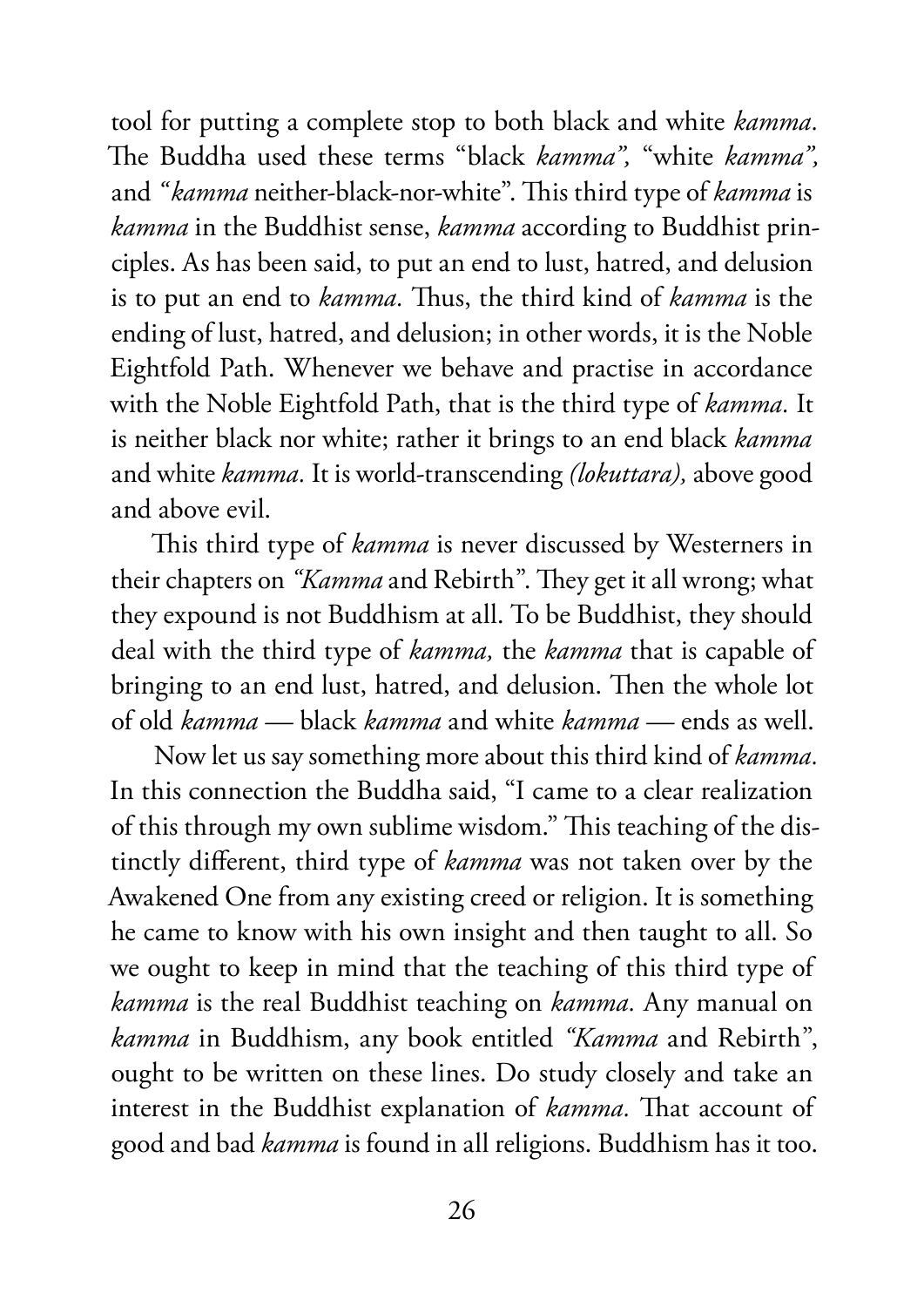tool for putting a complete stop to both black and white *kamma.* The Buddha used these terms "black *kamma",* "white *kamma",* and *"kamma* neither-black-nor-white". This third type of *kamma* is *kamma* in the Buddhist sense, *kamma* according to Buddhist principles. As has been said, to put an end to lust, hatred, and delusion is to put an end to *kamma.* Thus, the third kind of *kamma* is the ending of lust, hatred, and delusion; in other words, it is the Noble Eightfold Path. Whenever we behave and practise in accordance with the Noble Eightfold Path, that is the third type of *kamma.* It is neither black nor white; rather it brings to an end black *kamma* and white *kamma.* It is world-transcending *(lokuttara),* above good and above evil.

This third type of *kamma* is never discussed by Westerners in their chapters on *"Kamma* and Rebirth". They get it all wrong; what they expound is not Buddhism at all. To be Buddhist, they should deal with the third type of *kamma,* the *kamma* that is capable of bringing to an end lust, hatred, and delusion. Then the whole lot of old *kamma* — black *kamma* and white *kamma* — ends as well.

Now let us say something more about this third kind of *kamma.* In this connection the Buddha said, "I came to a clear realization of this through my own sublime wisdom." This teaching of the distinctly different, third type of *kamma* was not taken over by the Awakened One from any existing creed or religion. It is something he came to know with his own insight and then taught to all. So we ought to keep in mind that the teaching of this third type of *kamma* is the real Buddhist teaching on *kamma.* Any manual on *kamma* in Buddhism, any book entitled *"Kamma* and Rebirth", ought to be written on these lines. Do study closely and take an interest in the Buddhist explanation of *kamma.* That account of good and bad *kamma* is found in all religions. Buddhism has it too.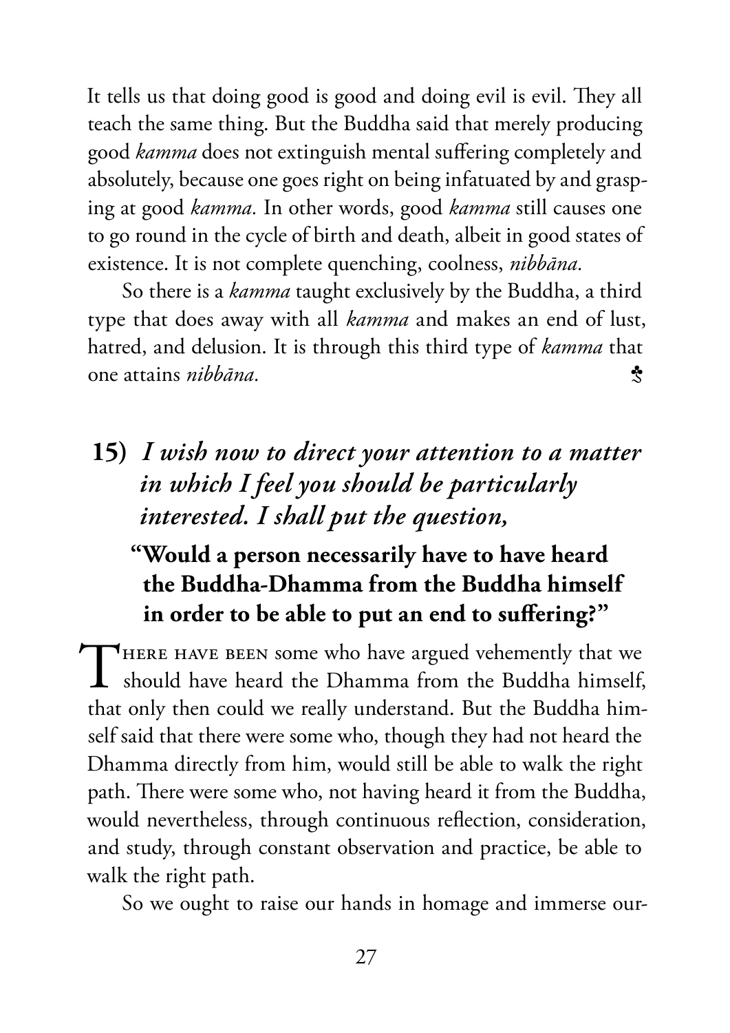It tells us that doing good is good and doing evil is evil. They all teach the same thing. But the Buddha said that merely producing good *kamma* does not extinguish mental suffering completely and absolutely, because one goes right on being infatuated by and grasping at good *kamma*. In other words, good *kamma* still causes one to go round in the cycle of birth and death, albeit in good states of existence. It is not complete quenching, coolness, *nibbāna*.

So there is a *kamma* taught exclusively by the Buddha, a third type that does away with all *kamma* and makes an end of lust, hatred, and delusion. It is through this third type of *kamma* that one attains *nibbāna*. ♣

## 15) *I wish now to direct your attention to a matter in which I feel you should be particularly interested. I shall put the question,*

### "Would a person necessarily have to have heard the Buddha-Dhamma from the Buddha himself in order to be able to put an end to suffering?"

There have been some who have argued vehemently that we should have heard the Dhamma from the Buddha himself, that only then could we really understand. But the Buddha himself said that there were some who, though they had not heard the Dhamma directly from him, would still be able to walk the right path. There were some who, not having heard it from the Buddha, would nevertheless, through continuous reflection, consideration, and study, through constant observation and practice, be able to walk the right path.

So we ought to raise our hands in homage and immerse our-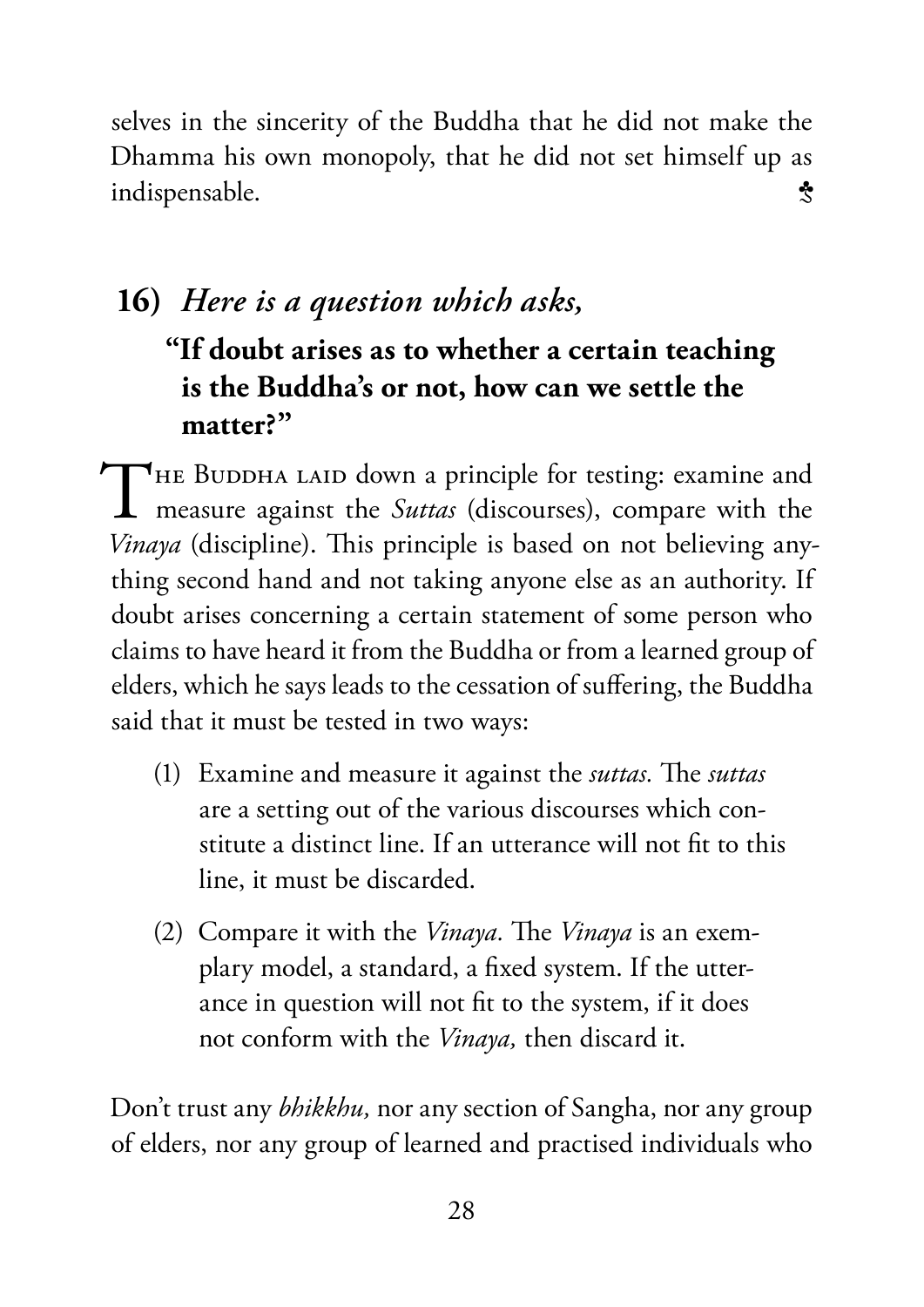selves in the sincerity of the Buddha that he did not make the Dhamma his own monopoly, that he did not set himself up as indispensable. ♣

## 16) *Here is a question which asks,*

### "If doubt arises as to whether a certain teaching is the Buddha's or not, how can we settle the matter?"

The Buddha laid down a principle for testing: examine and measure against the *Suttas* (discourses), compare with the *Vinaya* (discipline). This principle is based on not believing anything second hand and not taking anyone else as an authority. If doubt arises concerning a certain statement of some person who claims to have heard it from the Buddha or from a learned group of elders, which he says leads to the cessation of suffering, the Buddha said that it must be tested in two ways:

(1) Examine and measure it against the *suttas*. The *suttas* are a setting out of the various discourses which constitute a distinct line. If an utterance will not fit to this line, it must be discarded.

(2) Compare it with the *Vinaya*. The *Vinaya* is an exemplary model, a standard, a fixed system. If the utterance in question will not fit to the system, if it does not conform with the *Vinaya,* then discard it.

Don't trust any *bhikkhu,* nor any section of Sangha, nor any group of elders, nor any group of learned and practised individuals who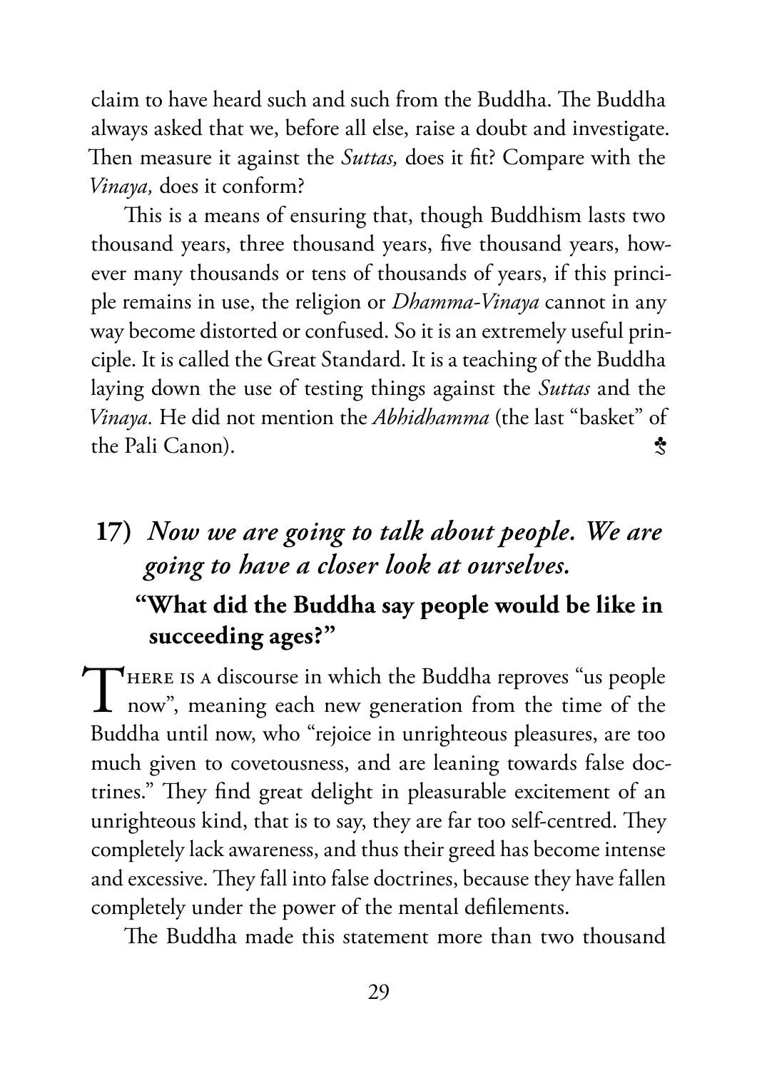claim to have heard such and such from the Buddha. The Buddha always asked that we, before all else, raise a doubt and investigate. Then measure it against the *Suttas,* does it fit? Compare with the *Vinaya,* does it conform?

This is a means of ensuring that, though Buddhism lasts two thousand years, three thousand years, five thousand years, however many thousands or tens of thousands of years, if this principle remains in use, the religion or *Dhamma-Vinaya* cannot in any way become distorted or confused. So it is an extremely useful principle. It is called the Great Standard. It is a teaching of the Buddha laying down the use of testing things against the *Suttas* and the *Vinaya.* He did not mention the *Abhidhamma* (the last "basket" of the Pali Canon).

## 17) *Now we are going to talk about people. We are going to have a closer look at ourselves.*

### "What did the Buddha say people would be like in succeeding ages?"

There is a discourse in which the Buddha reproves "us people now", meaning each new generation from the time of the Buddha until now, who "rejoice in unrighteous pleasures, are too much given to covetousness, and are leaning towards false doctrines." They find great delight in pleasurable excitement of an unrighteous kind, that is to say, they are far too self-centred. They completely lack awareness, and thus their greed has become intense and excessive. They fall into false doctrines, because they have fallen completely under the power of the mental defilements.

The Buddha made this statement more than two thousand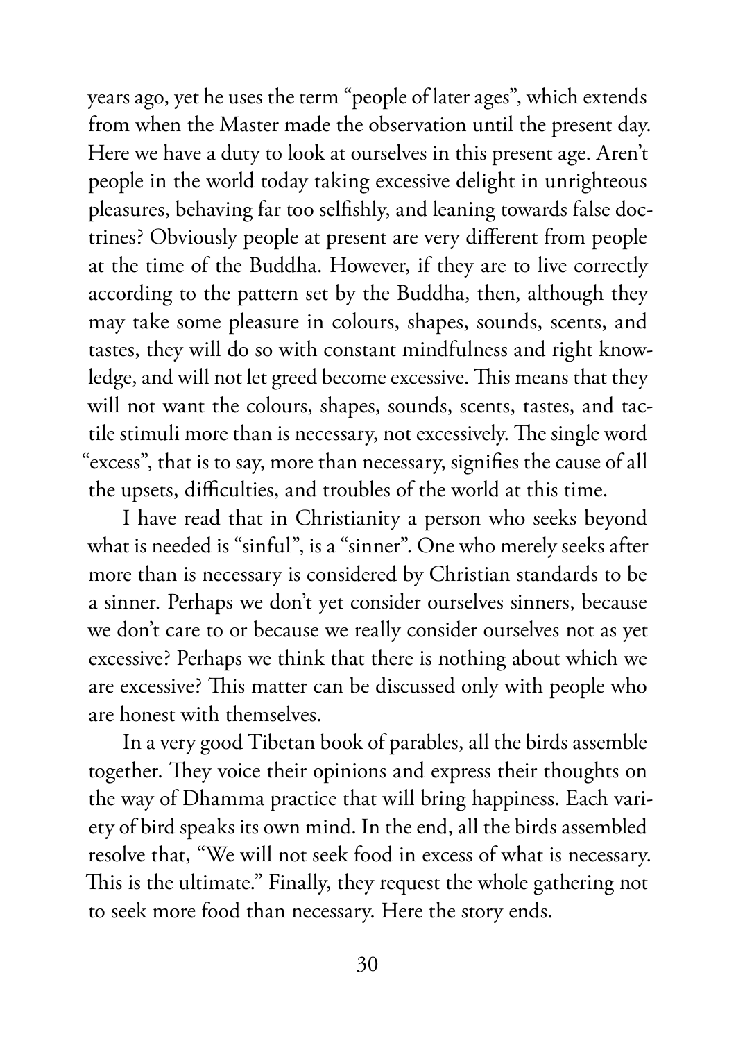years ago, yet he uses the term "people of later ages", which extends from when the Master made the observation until the present day. Here we have a duty to look at ourselves in this present age. Aren't people in the world today taking excessive delight in unrighteous pleasures, behaving far too selfishly, and leaning towards false doctrines? Obviously people at present are very different from people at the time of the Buddha. However, if they are to live correctly according to the pattern set by the Buddha, then, although they may take some pleasure in colours, shapes, sounds, scents, and tastes, they will do so with constant mindfulness and right knowledge, and will not let greed become excessive. This means that they will not want the colours, shapes, sounds, scents, tastes, and tactile stimuli more than is necessary, not excessively. The single word "excess", that is to say, more than necessary, signifies the cause of all the upsets, difficulties, and troubles of the world at this time.

I have read that in Christianity a person who seeks beyond what is needed is "sinful", is a "sinner". One who merely seeks after more than is necessary is considered by Christian standards to be a sinner. Perhaps we don't yet consider ourselves sinners, because we don't care to or because we really consider ourselves not as yet excessive? Perhaps we think that there is nothing about which we are excessive? This matter can be discussed only with people who are honest with themselves.

In a very good Tibetan book of parables, all the birds assemble together. They voice their opinions and express their thoughts on the way of Dhamma practice that will bring happiness. Each variety of bird speaks its own mind. In the end, all the birds assembled resolve that, "We will not seek food in excess of what is necessary. This is the ultimate." Finally, they request the whole gathering not to seek more food than necessary. Here the story ends.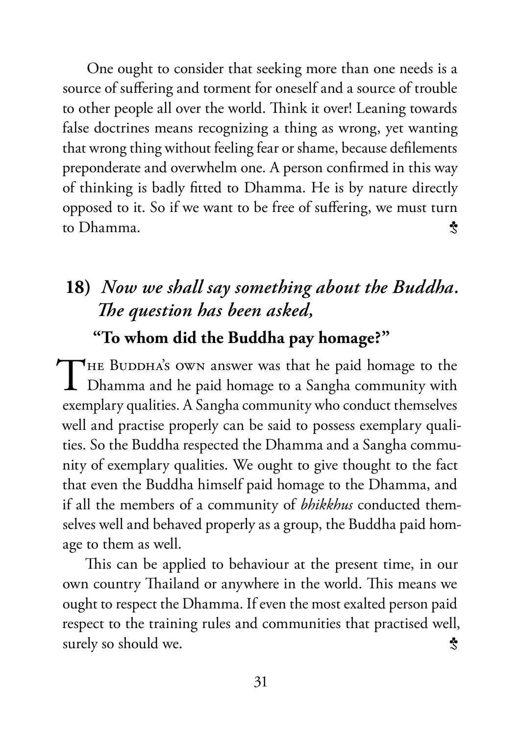One ought to consider that seeking more than one needs is a source of suffering and torment for oneself and a source of trouble to other people all over the world. Think it over! Leaning towards false doctrines means recognizing a thing as wrong, yet wanting that wrong thing without feeling fear or shame, because defilements preponderate and overwhelm one. A person confirmed in this way of thinking is badly fitted to Dhamma. He is by nature directly opposed to it. So if we want to be free of suffering, we must turn to Dhamma. ♣

## 18) *Now we shall say something about the Buddha. The question has been asked,*

### "To whom did the Buddha pay homage?"

THE BUDDHA'S OWN answer was that he paid homage to the Dhamma and he paid homage to a Sangha community with exemplary qualities. A Sangha community who conduct themselves well and practise properly can be said to possess exemplary qualities. So the Buddha respected the Dhamma and a Sangha community of exemplary qualities. We ought to give thought to the fact that even the Buddha himself paid homage to the Dhamma, and if all the members of a community of *bhikkhus* conducted themselves well and behaved properly as a group, the Buddha paid homage to them as well.

This can be applied to behaviour at the present time, in our own country Thailand or anywhere in the world. This means we ought to respect the Dhamma. If even the most exalted person paid respect to the training rules and communities that practised well, surely so should we. ♣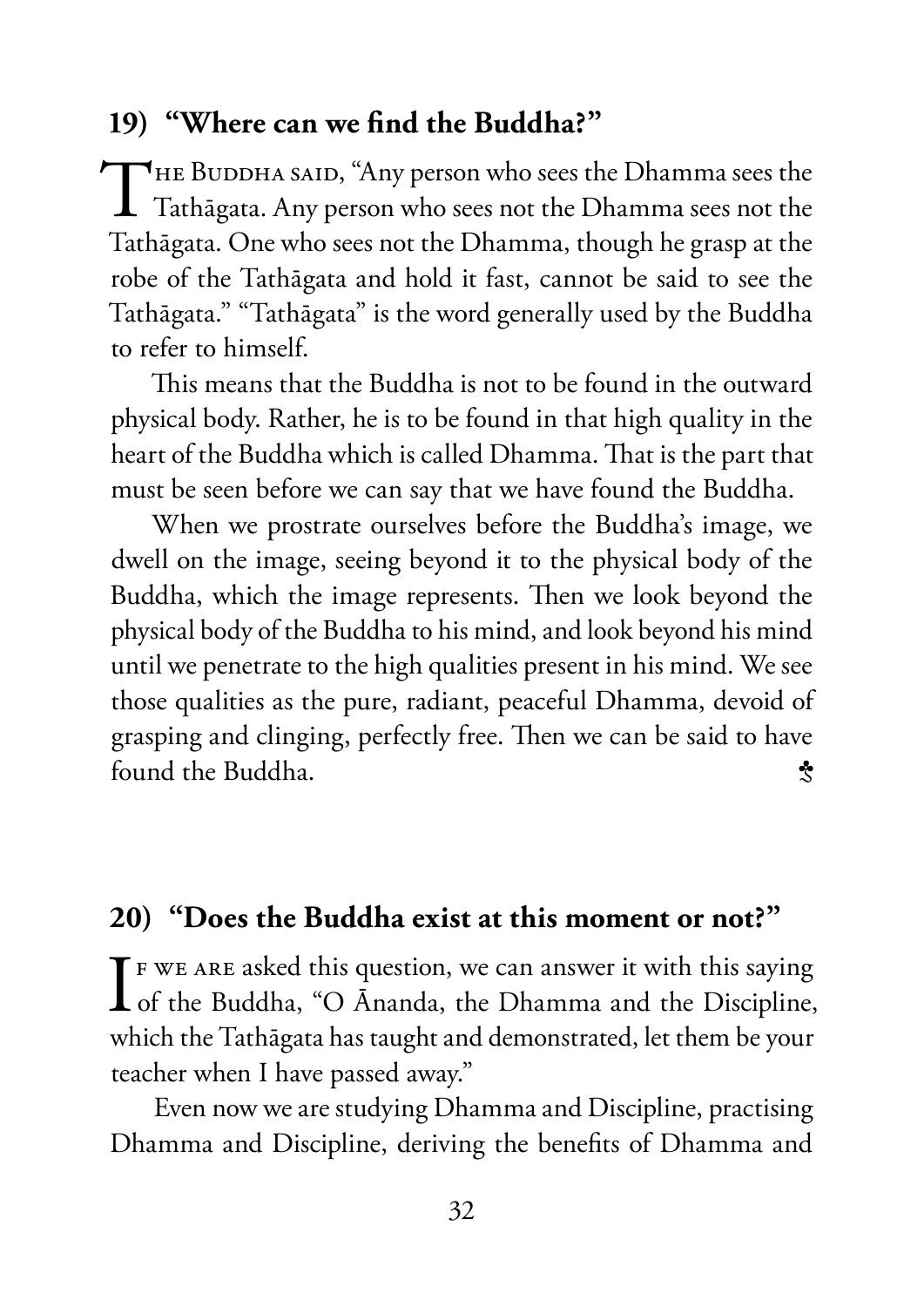## 19) "Where can we find the Buddha?"

The Buddha said, "Any person who sees the Dhamma sees the Tathāgata. Any person who sees not the Dhamma sees not the Tathāgata. One who sees not the Dhamma, though he grasp at the robe of the Tathāgata and hold it fast, cannot be said to see the Tathāgata." "Tathāgata" is the word generally used by the Buddha to refer to himself.

This means that the Buddha is not to be found in the outward physical body. Rather, he is to be found in that high quality in the heart of the Buddha which is called Dhamma. That is the part that must be seen before we can say that we have found the Buddha.

When we prostrate ourselves before the Buddha's image, we dwell on the image, seeing beyond it to the physical body of the Buddha, which the image represents. Then we look beyond the physical body of the Buddha to his mind, and look beyond his mind until we penetrate to the high qualities present in his mind. We see those qualities as the pure, radiant, peaceful Dhamma, devoid of grasping and clinging, perfectly free. Then we can be said to have found the Buddha.

## 20) "Does the Buddha exist at this moment or not?"

If we are asked this question, we can answer it with this saying of the Buddha, "O Ānanda, the Dhamma and the Discipline, which the Tathāgata has taught and demonstrated, let them be your teacher when I have passed away."

Even now we are studying Dhamma and Discipline, practising Dhamma and Discipline, deriving the benefits of Dhamma and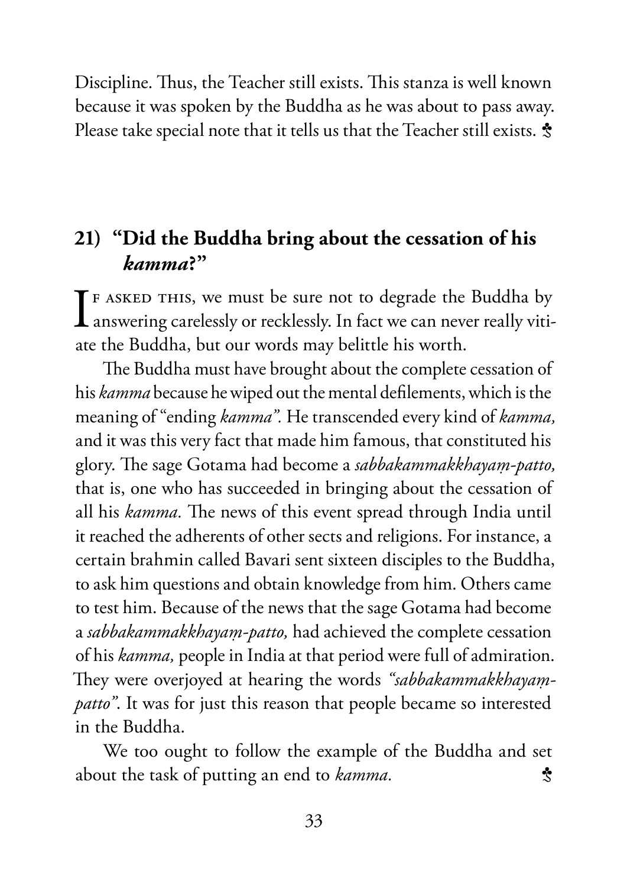Discipline. Thus, the Teacher still exists. This stanza is well known because it was spoken by the Buddha as he was about to pass away. Please take special note that it tells us that the Teacher still exists. ♣

## 21) "Did the Buddha bring about the cessation of his *kamma*?"

If asked this, we must be sure not to degrade the Buddha by answering carelessly or recklessly. In fact we can never really vitiate the Buddha, but our words may belittle his worth.

The Buddha must have brought about the complete cessation of his *kamma* because he wiped out the mental defilements, which is the meaning of "ending *kamma*". He transcended every kind of *kamma,* and it was this very fact that made him famous, that constituted his glory. The sage Gotama had become a *sabbakammakkhayaṃ-patto,* that is, one who has succeeded in bringing about the cessation of all his *kamma.* The news of this event spread through India until it reached the adherents of other sects and religions. For instance, a certain brahmin called Bavari sent sixteen disciples to the Buddha, to ask him questions and obtain knowledge from him. Others came to test him. Because of the news that the sage Gotama had become a *sabbakammakkhayaṃ-patto,* had achieved the complete cessation of his *kamma,* people in India at that period were full of admiration. They were overjoyed at hearing the words *"sabbakammakkhayaṃ-patto"*. It was for just this reason that people became so interested in the Buddha.

We too ought to follow the example of the Buddha and set about the task of putting an end to *kamma.* ♣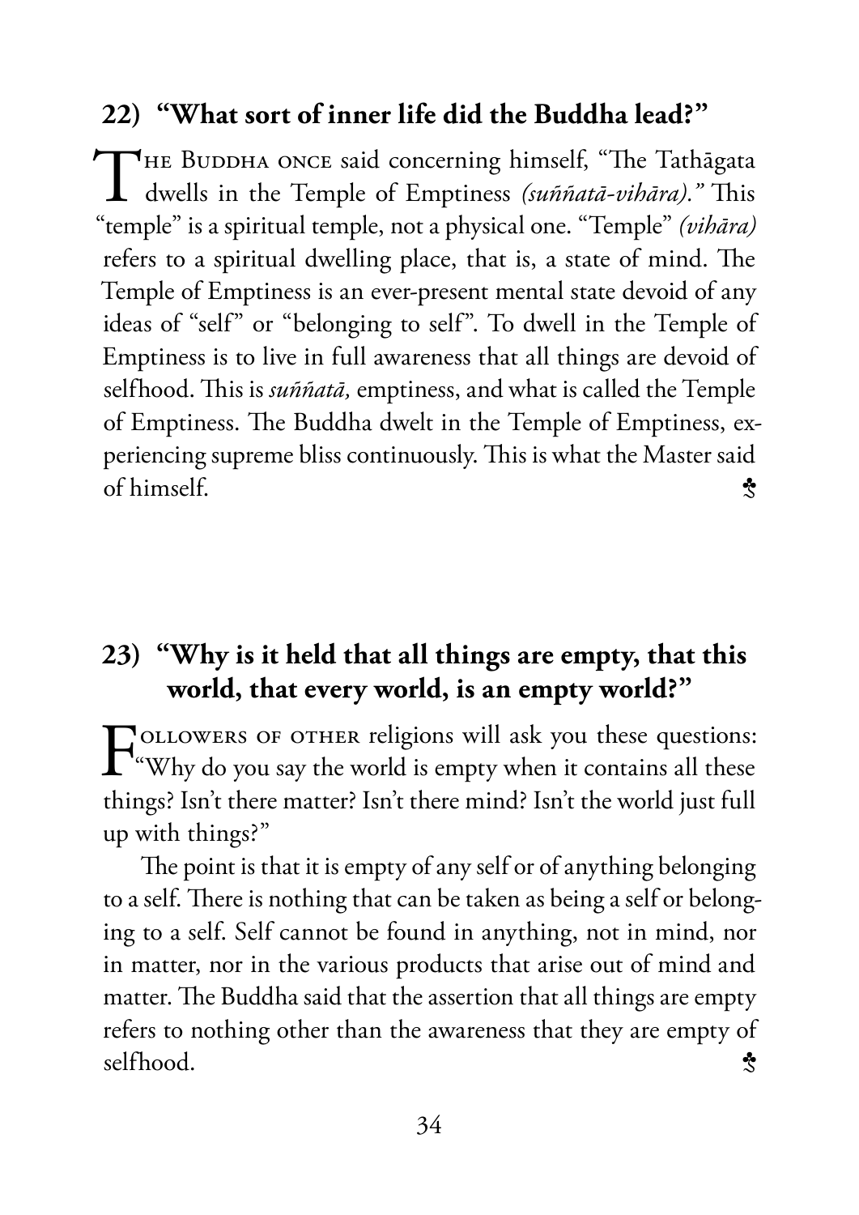## 22) "What sort of inner life did the Buddha lead?"

The Buddha once said concerning himself, "The Tathāgata dwells in the Temple of Emptiness *(suññatā-vihāra)."* This "temple" is a spiritual temple, not a physical one. "Temple" *(vihāra)* refers to a spiritual dwelling place, that is, a state of mind. The Temple of Emptiness is an ever-present mental state devoid of any ideas of "self" or "belonging to self". To dwell in the Temple of Emptiness is to live in full awareness that all things are devoid of selfhood. This is *suññatā,* emptiness, and what is called the Temple of Emptiness. The Buddha dwelt in the Temple of Emptiness, experiencing supreme bliss continuously. This is what the Master said of himself. ♣

## 23) "Why is it held that all things are empty, that this world, that every world, is an empty world?"

Followers of other religions will ask you these questions: "Why do you say the world is empty when it contains all these things? Isn't there matter? Isn't there mind? Isn't the world just full up with things?"

The point is that it is empty of any self or of anything belonging to a self. There is nothing that can be taken as being a self or belonging to a self. Self cannot be found in anything, not in mind, nor in matter, nor in the various products that arise out of mind and matter. The Buddha said that the assertion that all things are empty refers to nothing other than the awareness that they are empty of selfhood. ♣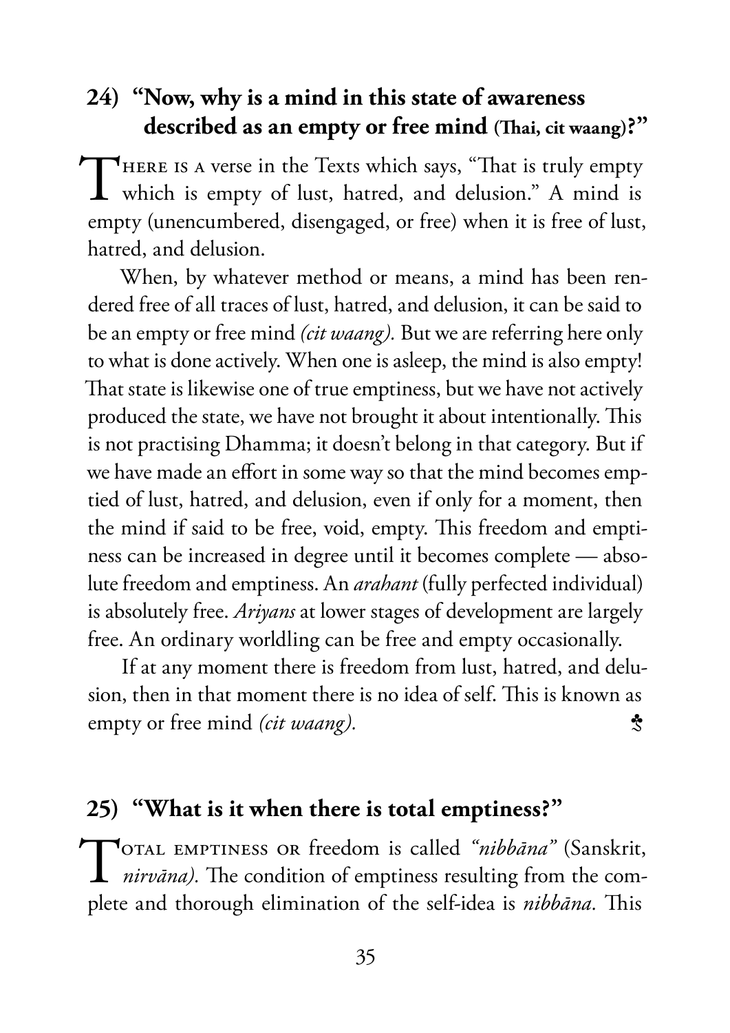## 24) "Now, why is a mind in this state of awareness described as an empty or free mind (Thai, cit waang)?"

There is a verse in the Texts which says, "That is truly empty which is empty of lust, hatred, and delusion." A mind is empty (unencumbered, disengaged, or free) when it is free of lust, hatred, and delusion.

When, by whatever method or means, a mind has been rendered free of all traces of lust, hatred, and delusion, it can be said to be an empty or free mind *(cit waang).* But we are referring here only to what is done actively. When one is asleep, the mind is also empty! That state is likewise one of true emptiness, but we have not actively produced the state, we have not brought it about intentionally. This is not practising Dhamma; it doesn't belong in that category. But if we have made an effort in some way so that the mind becomes emptied of lust, hatred, and delusion, even if only for a moment, then the mind if said to be free, void, empty. This freedom and emptiness can be increased in degree until it becomes complete — absolute freedom and emptiness. An *arahant* (fully perfected individual) is absolutely free. *Ariyans* at lower stages of development are largely free. An ordinary worldling can be free and empty occasionally.

If at any moment there is freedom from lust, hatred, and delusion, then in that moment there is no idea of self. This is known as empty or free mind *(cit waang).* ♣

## 25) "What is it when there is total emptiness?"

Total emptiness or freedom is called *"nibbāna"* (Sanskrit, *nirvāna).* The condition of emptiness resulting from the complete and thorough elimination of the self-idea is *nibbāna.* This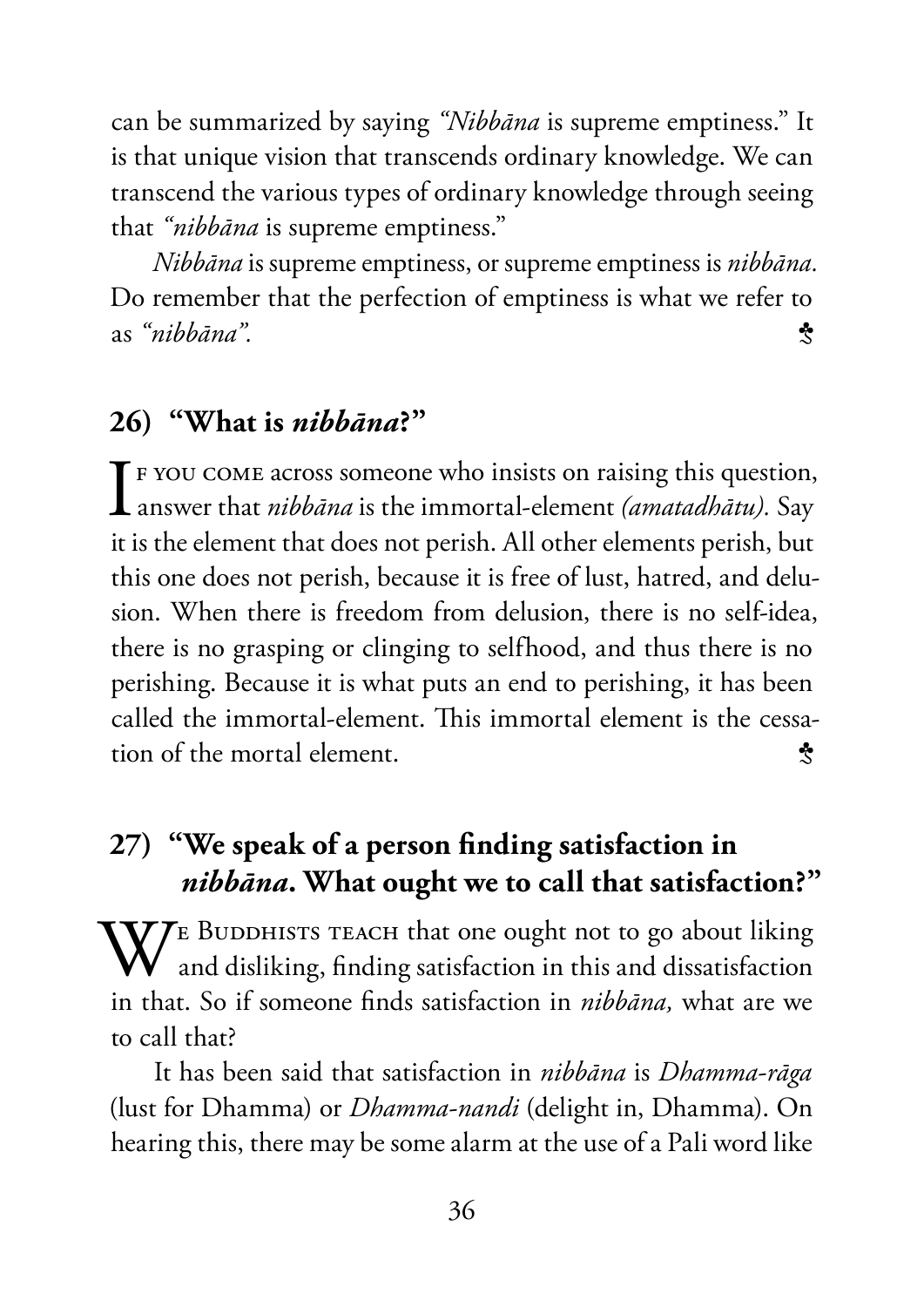can be summarized by saying *"Nibbāna* is supreme emptiness." It is that unique vision that transcends ordinary knowledge. We can transcend the various types of ordinary knowledge through seeing that *"nibbāna* is supreme emptiness."

*Nibbāna* is supreme emptiness, or supreme emptiness is *nibbāna.* Do remember that the perfection of emptiness is what we refer to as *"nibbāna".* ♣

## 26) "What is *nibbāna*?"

If you come across someone who insists on raising this question, answer that *nibbāna* is the immortal-element *(amatadhātu).* Say it is the element that does not perish. All other elements perish, but this one does not perish, because it is free of lust, hatred, and delusion. When there is freedom from delusion, there is no self-idea, there is no grasping or clinging to selfhood, and thus there is no perishing. Because it is what puts an end to perishing, it has been called the immortal-element. This immortal element is the cessation of the mortal element. ♣

## 27) "We speak of a person finding satisfaction in *nibbāna*. What ought we to call that satisfaction?"

We Buddhists teach that one ought not to go about liking and disliking, finding satisfaction in this and dissatisfaction in that. So if someone finds satisfaction in *nibbāna,* what are we to call that?

It has been said that satisfaction in *nibbāna* is *Dhamma-rāga* (lust for Dhamma) or *Dhamma-nandi* (delight in, Dhamma). On hearing this, there may be some alarm at the use of a Pali word like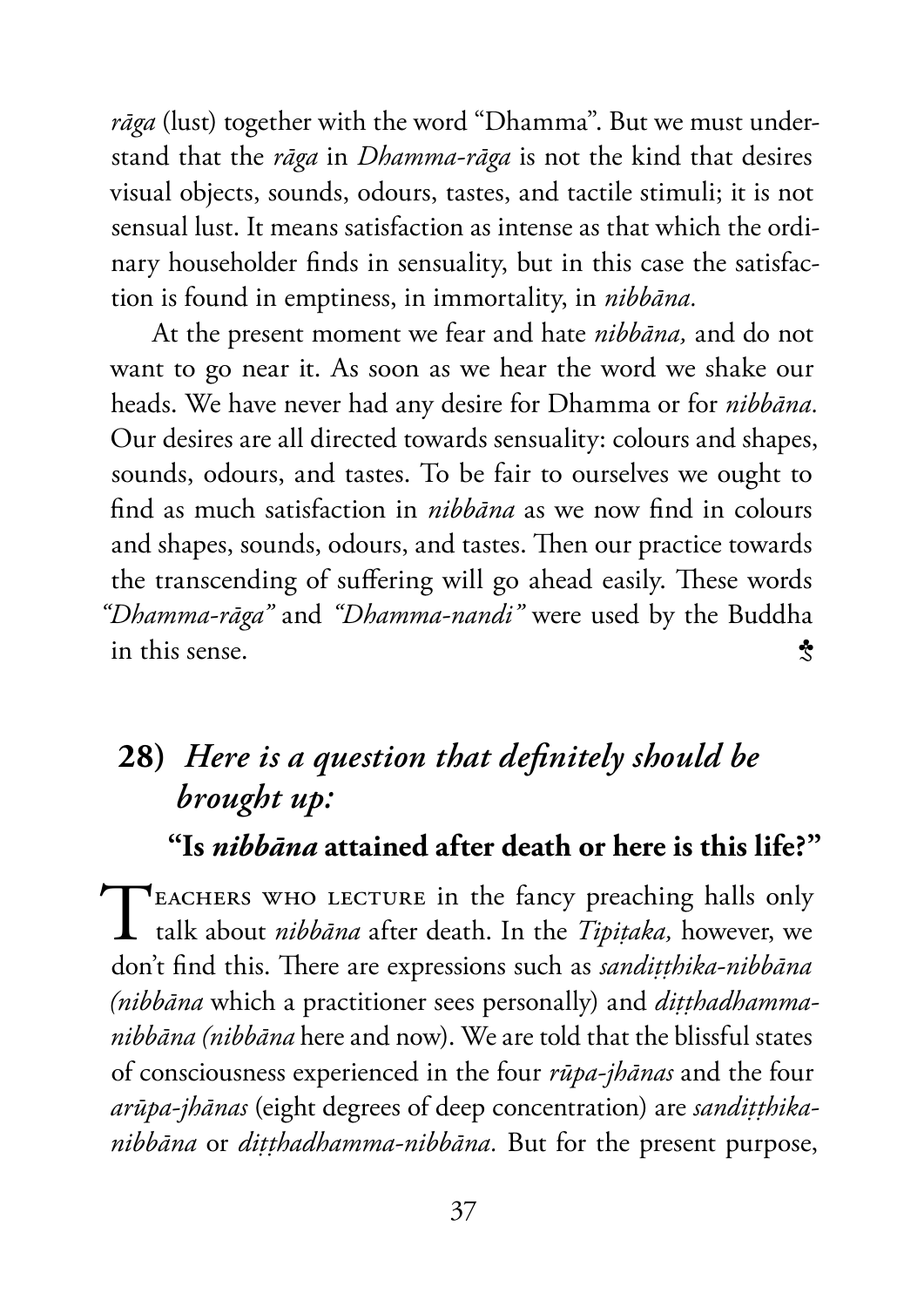*rāga* (lust) together with the word "Dhamma". But we must understand that the *rāga* in *Dhamma-rāga* is not the kind that desires visual objects, sounds, odours, tastes, and tactile stimuli; it is not sensual lust. It means satisfaction as intense as that which the ordinary householder finds in sensuality, but in this case the satisfaction is found in emptiness, in immortality, in *nibbāna.*

At the present moment we fear and hate *nibbāna,* and do not want to go near it. As soon as we hear the word we shake our heads. We have never had any desire for Dhamma or for *nibbāna.* Our desires are all directed towards sensuality: colours and shapes, sounds, odours, and tastes. To be fair to ourselves we ought to find as much satisfaction in *nibbāna* as we now find in colours and shapes, sounds, odours, and tastes. Then our practice towards the transcending of suffering will go ahead easily. These words *"Dhamma-rāga"* and *"Dhamma-nandi"* were used by the Buddha in this sense.

## 28) *Here is a question that definitely should be brought up:*

### "Is *nibbāna* attained after death or here is this life?"

Teachers who lecture in the fancy preaching halls only talk about *nibbāna* after death. In the *Tipiṭaka,* however, we don't find this. There are expressions such as *sandiṭṭhika-nibbāna (nibbāna* which a practitioner sees personally) and *diṭṭhadhamma-nibbāna (nibbāna* here and now). We are told that the blissful states of consciousness experienced in the four *rūpa-jhānas* and the four *arūpa-jhānas* (eight degrees of deep concentration) are *sandiṭṭhika-nibbāna* or *diṭṭhadhamma-nibbāna.* But for the present purpose,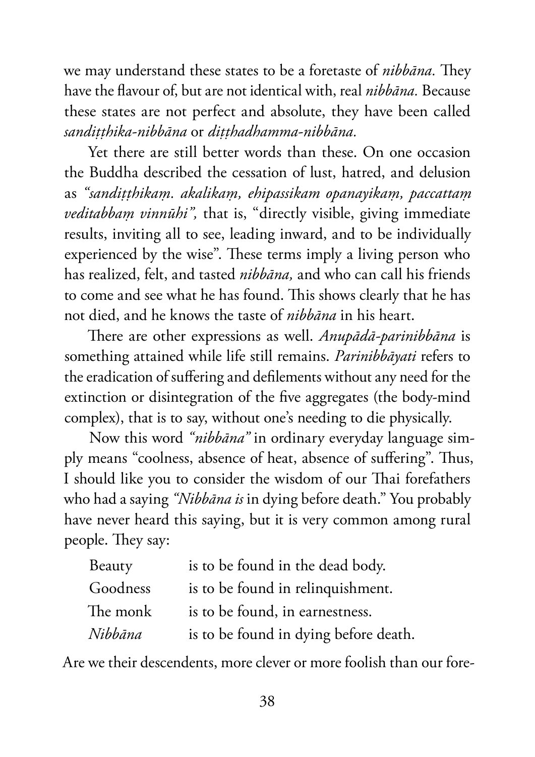we may understand these states to be a foretaste of *nibbāna*. They have the flavour of, but are not identical with, real *nibbāna*. Because these states are not perfect and absolute, they have been called *sandiṭṭhika-nibbāna* or *diṭṭhadhamma-nibbāna*.

Yet there are still better words than these. On one occasion the Buddha described the cessation of lust, hatred, and delusion as *"sandiṭṭhikaṃ. akalikaṃ, ehipassikam opanayikaṃ, paccattaṃ veditabbaṃ vinnūhi",* that is, "directly visible, giving immediate results, inviting all to see, leading inward, and to be individually experienced by the wise". These terms imply a living person who has realized, felt, and tasted *nibbāna,* and who can call his friends to come and see what he has found. This shows clearly that he has not died, and he knows the taste of *nibbāna* in his heart.

There are other expressions as well. *Anupādā-parinibbāna* is something attained while life still remains. *Parinibbāyati* refers to the eradication of suffering and defilements without any need for the extinction or disintegration of the five aggregates (the body-mind complex), that is to say, without one's needing to die physically.

Now this word *"nibbāna"* in ordinary everyday language simply means "coolness, absence of heat, absence of suffering". Thus, I should like you to consider the wisdom of our Thai forefathers who had a saying *"Nibbāna is* in dying before death." You probably have never heard this saying, but it is very common among rural people. They say:

| | |
|---|---|
| Beauty | is to be found in the dead body. |
| Goodness | is to be found in relinquishment. |
| The monk | is to be found, in earnestness. |
| *Nibbāna* | is to be found in dying before death. |

Are we their descendents, more clever or more foolish than our fore-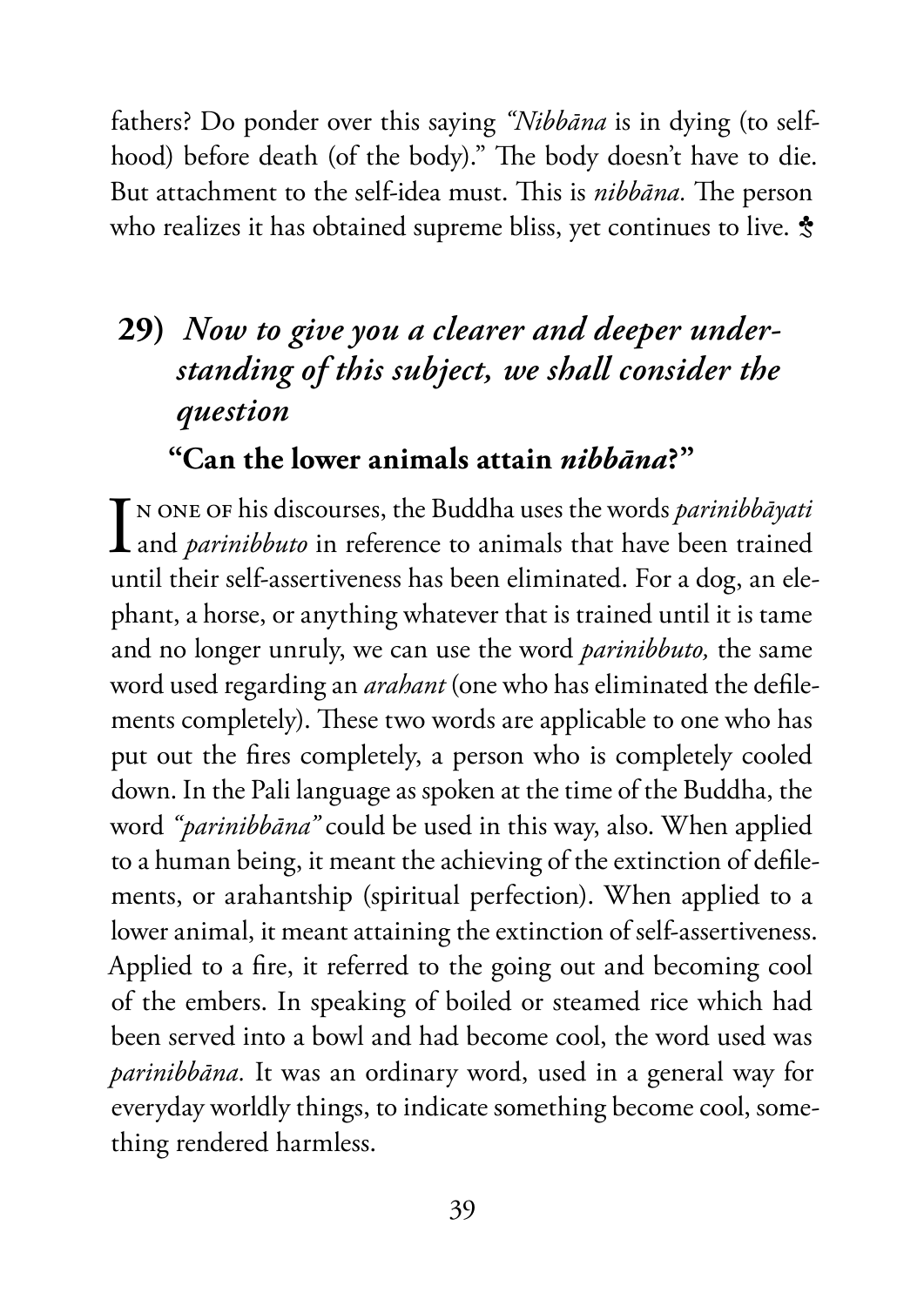fathers? Do ponder over this saying *"Nibbāna* is in dying (to self-hood) before death (of the body)." The body doesn't have to die. But attachment to the self-idea must. This is *nibbāna.* The person who realizes it has obtained supreme bliss, yet continues to live. ♣

## 29) *Now to give you a clearer and deeper understanding of this subject, we shall consider the question*

### "Can the lower animals attain *nibbāna*?"

In one of his discourses, the Buddha uses the words *parinibbāyati* and *parinibbuto* in reference to animals that have been trained until their self-assertiveness has been eliminated. For a dog, an elephant, a horse, or anything whatever that is trained until it is tame and no longer unruly, we can use the word *parinibbuto,* the same word used regarding an *arahant* (one who has eliminated the defilements completely). These two words are applicable to one who has put out the fires completely, a person who is completely cooled down. In the Pali language as spoken at the time of the Buddha, the word *"parinibbāna"* could be used in this way, also. When applied to a human being, it meant the achieving of the extinction of defilements, or arahantship (spiritual perfection). When applied to a lower animal, it meant attaining the extinction of self-assertiveness. Applied to a fire, it referred to the going out and becoming cool of the embers. In speaking of boiled or steamed rice which had been served into a bowl and had become cool, the word used was *parinibbāna.* It was an ordinary word, used in a general way for everyday worldly things, to indicate something become cool, something rendered harmless.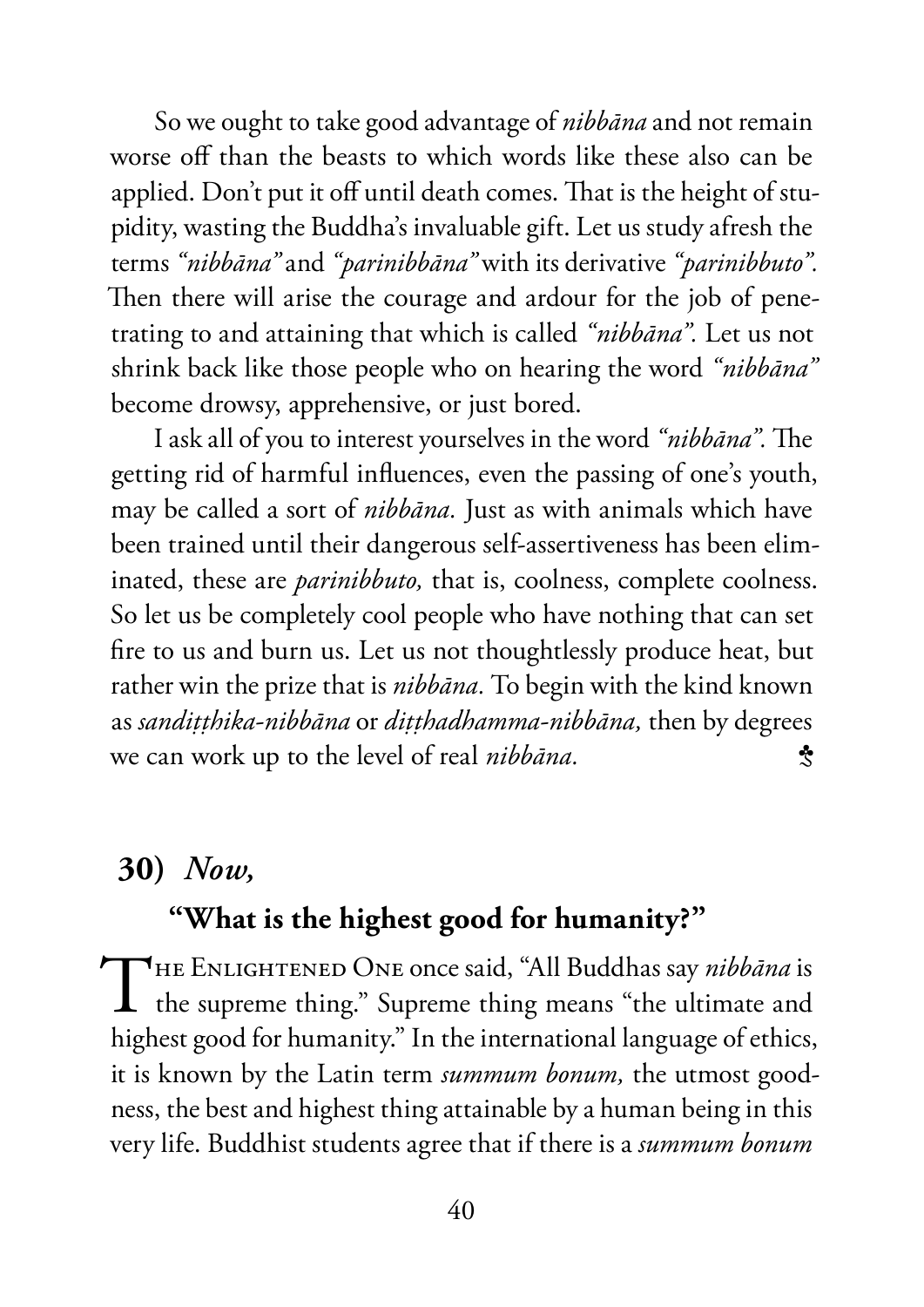So we ought to take good advantage of *nibbāna* and not remain worse off than the beasts to which words like these also can be applied. Don't put it off until death comes. That is the height of stupidity, wasting the Buddha's invaluable gift. Let us study afresh the terms *"nibbāna"* and *"parinibbāna"* with its derivative *"parinibbuto".* Then there will arise the courage and ardour for the job of penetrating to and attaining that which is called *"nibbāna".* Let us not shrink back like those people who on hearing the word *"nibbāna"* become drowsy, apprehensive, or just bored.

I ask all of you to interest yourselves in the word *"nibbāna".* The getting rid of harmful influences, even the passing of one's youth, may be called a sort of *nibbāna.* Just as with animals which have been trained until their dangerous self-assertiveness has been eliminated, these are *parinibbuto,* that is, coolness, complete coolness. So let us be completely cool people who have nothing that can set fire to us and burn us. Let us not thoughtlessly produce heat, but rather win the prize that is *nibbāna.* To begin with the kind known as *sandiṭṭhika-nibbāna* or *diṭṭhadhamma-nibbāna,* then by degrees we can work up to the level of real *nibbāna.* ♣

## 30) *Now,*

### "What is the highest good for humanity?"

The Enlightened One once said, "All Buddhas say *nibbāna* is the supreme thing." Supreme thing means "the ultimate and highest good for humanity." In the international language of ethics, it is known by the Latin term *summum bonum,* the utmost goodness, the best and highest thing attainable by a human being in this very life. Buddhist students agree that if there is a *summum bonum*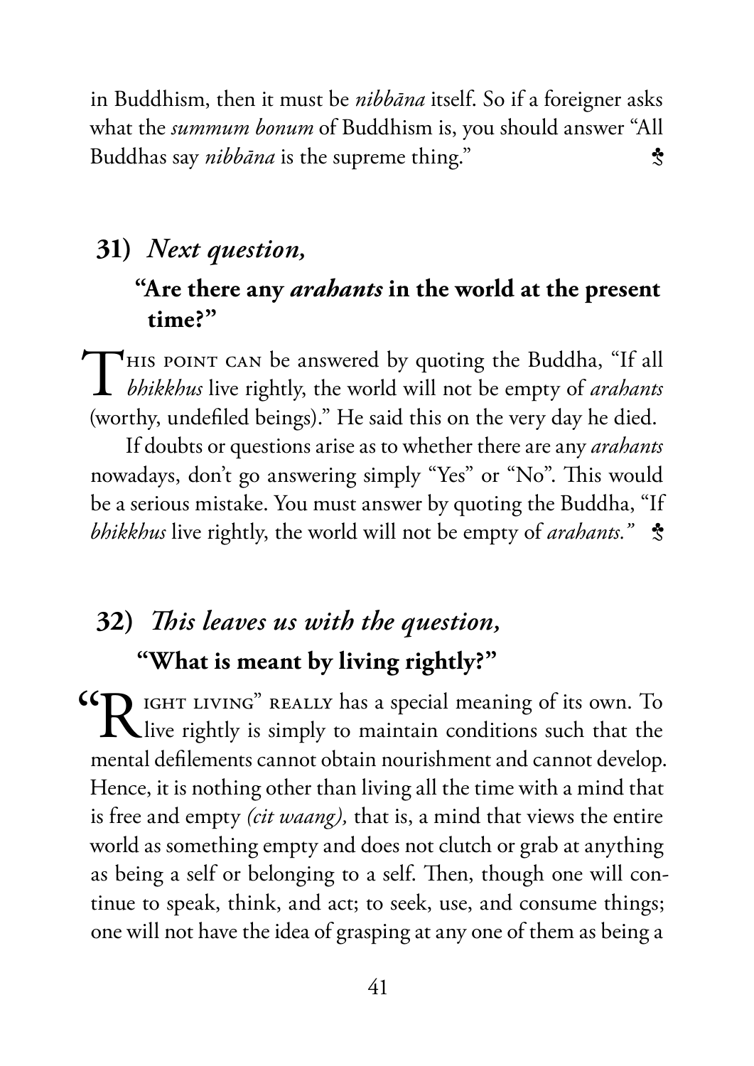in Buddhism, then it must be *nibbāna* itself. So if a foreigner asks what the *summum bonum* of Buddhism is, you should answer "All Buddhas say *nibbāna* is the supreme thing." ♣

## 31) *Next question,*

### "Are there any *arahants* in the world at the present time?"

This point can be answered by quoting the Buddha, "If all *bhikkhus* live rightly, the world will not be empty of *arahants* (worthy, undefiled beings)." He said this on the very day he died.

If doubts or questions arise as to whether there are any *arahants* nowadays, don't go answering simply "Yes" or "No". This would be a serious mistake. You must answer by quoting the Buddha, "If *bhikkhus* live rightly, the world will not be empty of *arahants."* ♣

## 32) *This leaves us with the question,*

### "What is meant by living rightly?"

"Right living" really has a special meaning of its own. To live rightly is simply to maintain conditions such that the mental defilements cannot obtain nourishment and cannot develop. Hence, it is nothing other than living all the time with a mind that is free and empty *(cit waang),* that is, a mind that views the entire world as something empty and does not clutch or grab at anything as being a self or belonging to a self. Then, though one will continue to speak, think, and act; to seek, use, and consume things; one will not have the idea of grasping at any one of them as being a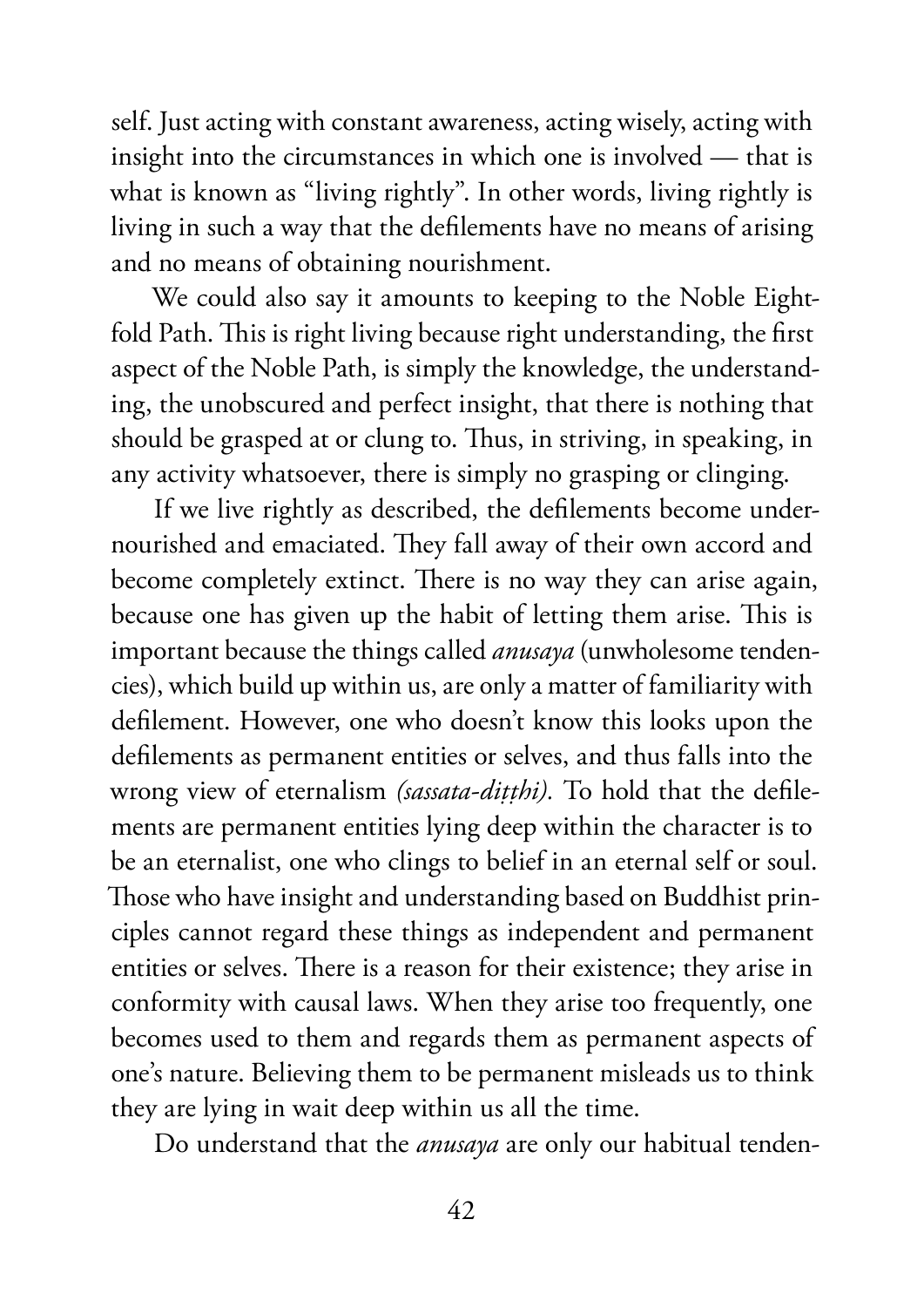self. Just acting with constant awareness, acting wisely, acting with insight into the circumstances in which one is involved — that is what is known as "living rightly". In other words, living rightly is living in such a way that the defilements have no means of arising and no means of obtaining nourishment.

We could also say it amounts to keeping to the Noble Eightfold Path. This is right living because right understanding, the first aspect of the Noble Path, is simply the knowledge, the understanding, the unobscured and perfect insight, that there is nothing that should be grasped at or clung to. Thus, in striving, in speaking, in any activity whatsoever, there is simply no grasping or clinging.

If we live rightly as described, the defilements become undernourished and emaciated. They fall away of their own accord and become completely extinct. There is no way they can arise again, because one has given up the habit of letting them arise. This is important because the things called *anusaya* (unwholesome tendencies), which build up within us, are only a matter of familiarity with defilement. However, one who doesn't know this looks upon the defilements as permanent entities or selves, and thus falls into the wrong view of eternalism *(sassata-diṭṭhi).* To hold that the defilements are permanent entities lying deep within the character is to be an eternalist, one who clings to belief in an eternal self or soul. Those who have insight and understanding based on Buddhist principles cannot regard these things as independent and permanent entities or selves. There is a reason for their existence; they arise in conformity with causal laws. When they arise too frequently, one becomes used to them and regards them as permanent aspects of one's nature. Believing them to be permanent misleads us to think they are lying in wait deep within us all the time.

Do understand that the *anusaya* are only our habitual tenden-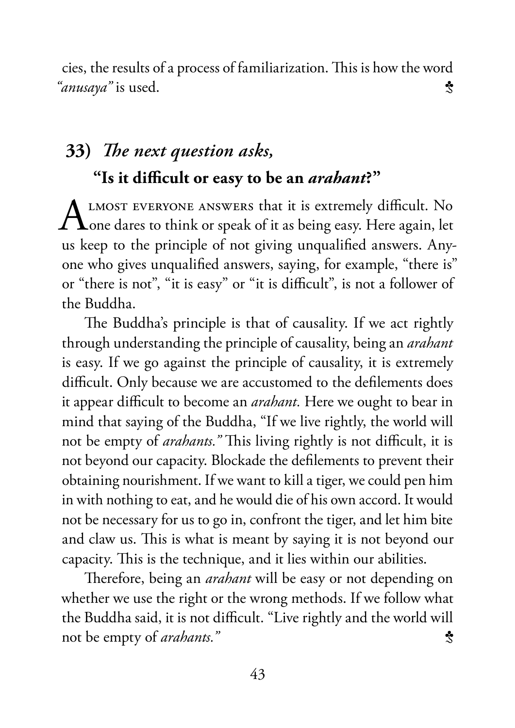cies, the results of a process of familiarization. This is how the word *"anusaya"* is used. ♣

## 33) *The next question asks,* "Is it difficult or easy to be an *arahant*?"

Almost everyone answers that it is extremely difficult. No one dares to think or speak of it as being easy. Here again, let us keep to the principle of not giving unqualified answers. Anyone who gives unqualified answers, saying, for example, "there is" or "there is not", "it is easy" or "it is difficult", is not a follower of the Buddha.

The Buddha's principle is that of causality. If we act rightly through understanding the principle of causality, being an *arahant* is easy. If we go against the principle of causality, it is extremely difficult. Only because we are accustomed to the defilements does it appear difficult to become an *arahant.* Here we ought to bear in mind that saying of the Buddha, "If we live rightly, the world will not be empty of *arahants."* This living rightly is not difficult, it is not beyond our capacity. Blockade the defilements to prevent their obtaining nourishment. If we want to kill a tiger, we could pen him in with nothing to eat, and he would die of his own accord. It would not be necessary for us to go in, confront the tiger, and let him bite and claw us. This is what is meant by saying it is not beyond our capacity. This is the technique, and it lies within our abilities.

Therefore, being an *arahant* will be easy or not depending on whether we use the right or the wrong methods. If we follow what the Buddha said, it is not difficult. "Live rightly and the world will not be empty of *arahants."* ♣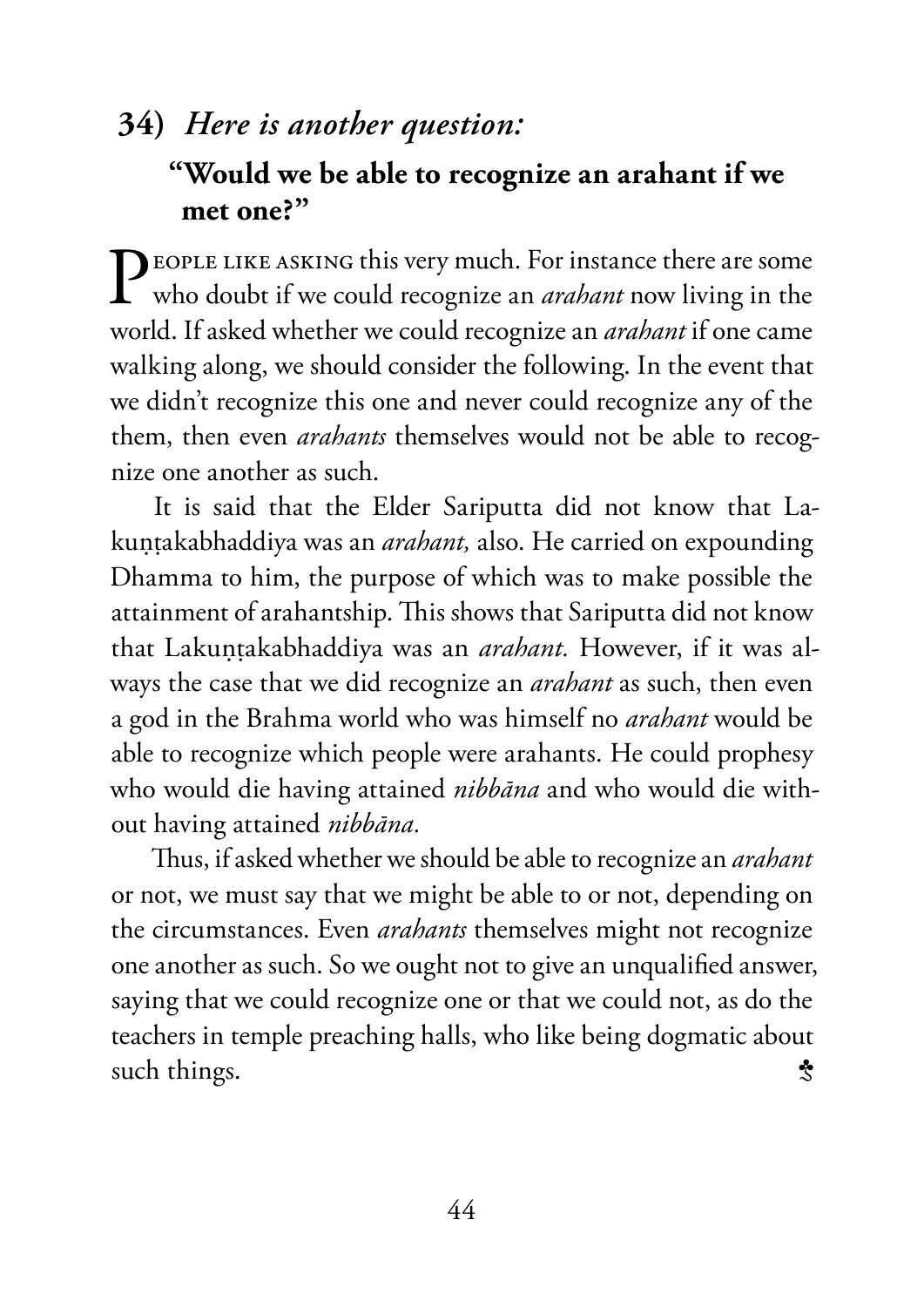## 34) *Here is another question:*

### "Would we be able to recognize an arahant if we met one?"

PEOPLE LIKE ASKING this very much. For instance there are some who doubt if we could recognize an *arahant* now living in the world. If asked whether we could recognize an *arahant* if one came walking along, we should consider the following. In the event that we didn't recognize this one and never could recognize any of the them, then even *arahants* themselves would not be able to recognize one another as such.

It is said that the Elder Sariputta did not know that Lakuṇṭakabhaddiya was an *arahant,* also. He carried on expounding Dhamma to him, the purpose of which was to make possible the attainment of arahantship. This shows that Sariputta did not know that Lakuṇṭakabhaddiya was an *arahant.* However, if it was always the case that we did recognize an *arahant* as such, then even a god in the Brahma world who was himself no *arahant* would be able to recognize which people were arahants. He could prophesy who would die having attained *nibbāna* and who would die without having attained *nibbāna.*

Thus, if asked whether we should be able to recognize an *arahant* or not, we must say that we might be able to or not, depending on the circumstances. Even *arahants* themselves might not recognize one another as such. So we ought not to give an unqualified answer, saying that we could recognize one or that we could not, as do the teachers in temple preaching halls, who like being dogmatic about such things.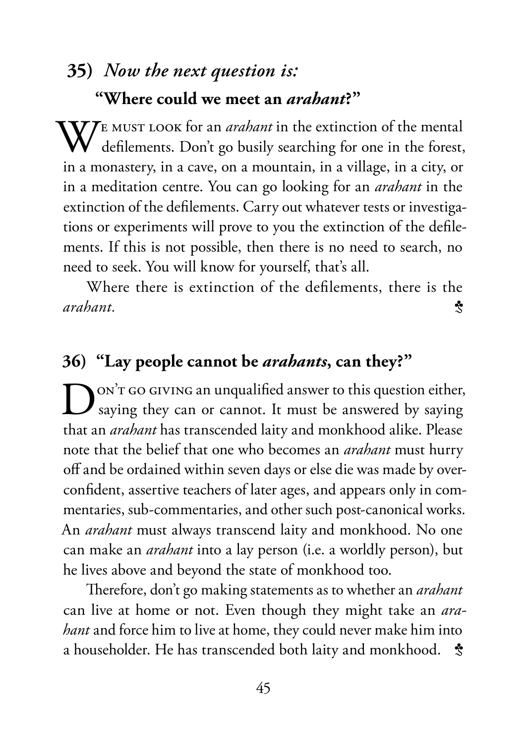## 35) *Now the next question is:* "Where could we meet an *arahant*?"

We must look for an *arahant* in the extinction of the mental defilements. Don't go busily searching for one in the forest, in a monastery, in a cave, on a mountain, in a village, in a city, or in a meditation centre. You can go looking for an *arahant* in the extinction of the defilements. Carry out whatever tests or investigations or experiments will prove to you the extinction of the defilements. If this is not possible, then there is no need to search, no need to seek. You will know for yourself, that's all.

Where there is extinction of the defilements, there is the *arahant.* ♣

## 36) "Lay people cannot be *arahants*, can they?"

Don't go giving an unqualified answer to this question either, saying they can or cannot. It must be answered by saying that an *arahant* has transcended laity and monkhood alike. Please note that the belief that one who becomes an *arahant* must hurry off and be ordained within seven days or else die was made by overconfident, assertive teachers of later ages, and appears only in commentaries, sub-commentaries, and other such post-canonical works. An *arahant* must always transcend laity and monkhood. No one can make an *arahant* into a lay person (i.e. a worldly person), but he lives above and beyond the state of monkhood too.

Therefore, don't go making statements as to whether an *arahant* can live at home or not. Even though they might take an *arahant* and force him to live at home, they could never make him into a householder. He has transcended both laity and monkhood. ♣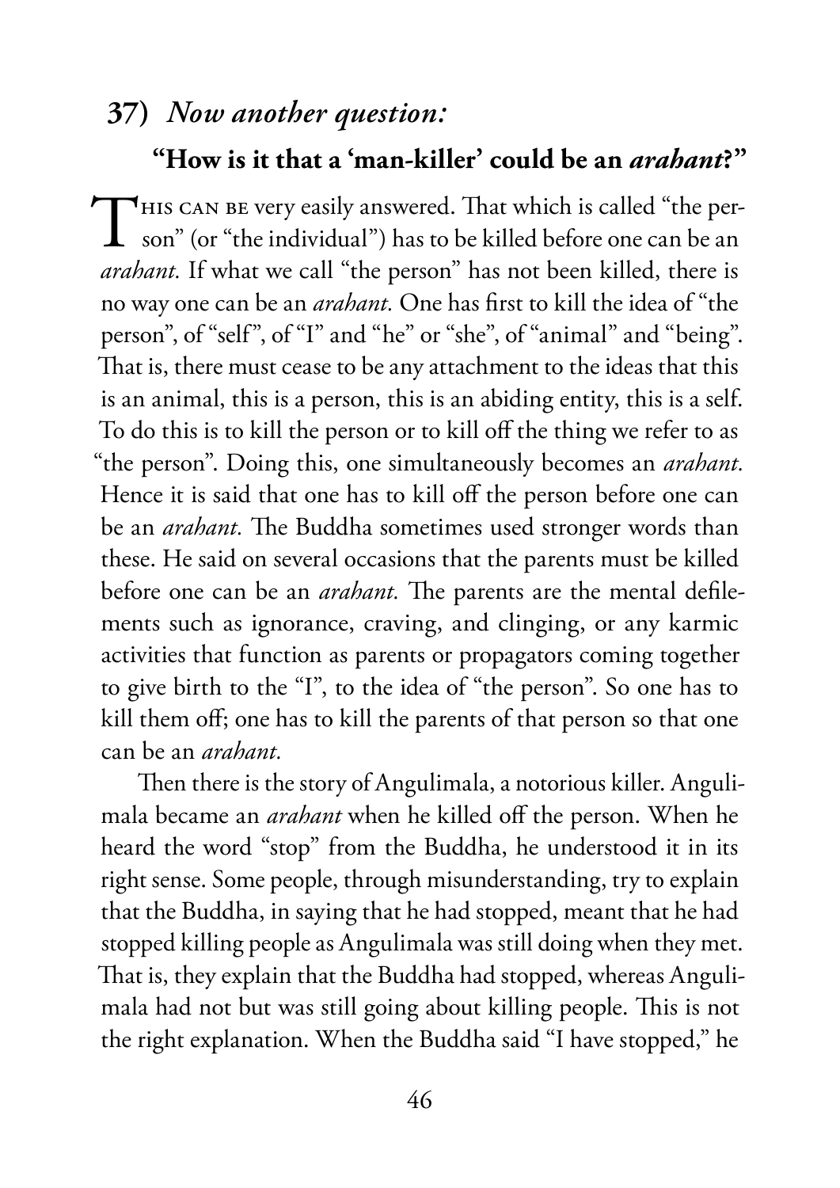## 37) *Now another question:*

### "How is it that a 'man-killer' could be an *arahant*?"

This can be very easily answered. That which is called "the person" (or "the individual") has to be killed before one can be an *arahant.* If what we call "the person" has not been killed, there is no way one can be an *arahant.* One has first to kill the idea of "the person", of "self", of "I" and "he" or "she", of "animal" and "being". That is, there must cease to be any attachment to the ideas that this is an animal, this is a person, this is an abiding entity, this is a self. To do this is to kill the person or to kill off the thing we refer to as "the person". Doing this, one simultaneously becomes an *arahant.* Hence it is said that one has to kill off the person before one can be an *arahant.* The Buddha sometimes used stronger words than these. He said on several occasions that the parents must be killed before one can be an *arahant.* The parents are the mental defilements such as ignorance, craving, and clinging, or any karmic activities that function as parents or propagators coming together to give birth to the "I", to the idea of "the person". So one has to kill them off; one has to kill the parents of that person so that one can be an *arahant.*

Then there is the story of Angulimala, a notorious killer. Angulimala became an *arahant* when he killed off the person. When he heard the word "stop" from the Buddha, he understood it in its right sense. Some people, through misunderstanding, try to explain that the Buddha, in saying that he had stopped, meant that he had stopped killing people as Angulimala was still doing when they met. That is, they explain that the Buddha had stopped, whereas Angulimala had not but was still going about killing people. This is not the right explanation. When the Buddha said "I have stopped," he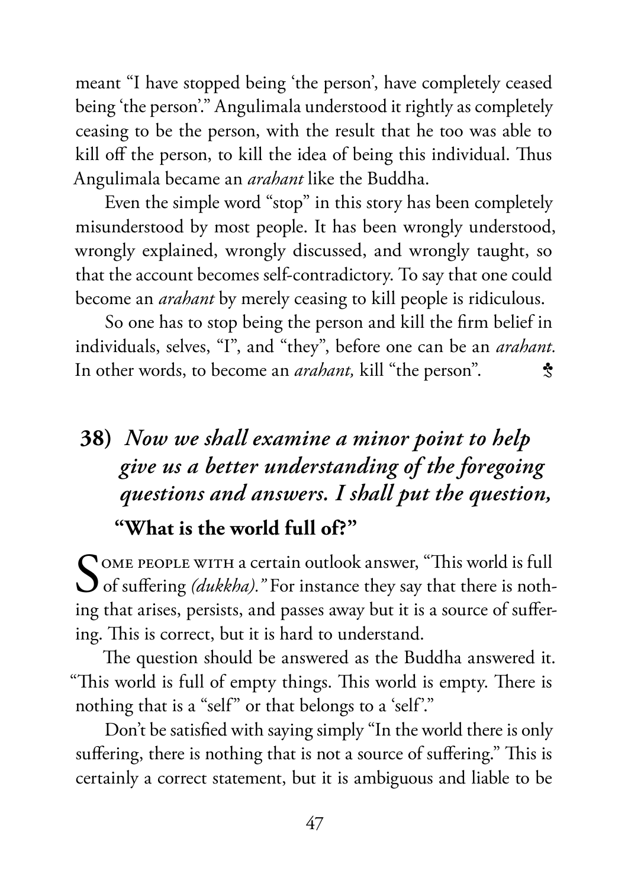meant "I have stopped being 'the person', have completely ceased being 'the person'." Angulimala understood it rightly as completely ceasing to be the person, with the result that he too was able to kill off the person, to kill the idea of being this individual. Thus Angulimala became an *arahant* like the Buddha.

Even the simple word "stop" in this story has been completely misunderstood by most people. It has been wrongly understood, wrongly explained, wrongly discussed, and wrongly taught, so that the account becomes self-contradictory. To say that one could become an *arahant* by merely ceasing to kill people is ridiculous.

So one has to stop being the person and kill the firm belief in individuals, selves, "I", and "they", before one can be an *arahant.* In other words, to become an *arahant,* kill "the person". ♣

## 38) *Now we shall examine a minor point to help give us a better understanding of the foregoing questions and answers. I shall put the question,* "What is the world full of?"

Some people with a certain outlook answer, "This world is full of suffering *(dukkha).*" For instance they say that there is nothing that arises, persists, and passes away but it is a source of suffering. This is correct, but it is hard to understand.

The question should be answered as the Buddha answered it. "This world is full of empty things. This world is empty. There is nothing that is a "self" or that belongs to a 'self'."

Don't be satisfied with saying simply "In the world there is only suffering, there is nothing that is not a source of suffering." This is certainly a correct statement, but it is ambiguous and liable to be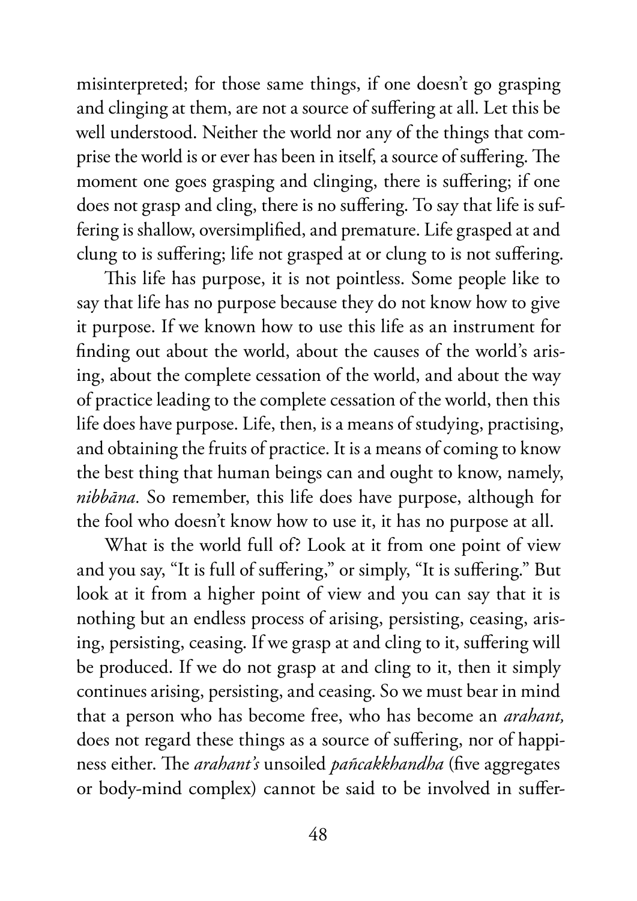misinterpreted; for those same things, if one doesn't go grasping and clinging at them, are not a source of suffering at all. Let this be well understood. Neither the world nor any of the things that comprise the world is or ever has been in itself, a source of suffering. The moment one goes grasping and clinging, there is suffering; if one does not grasp and cling, there is no suffering. To say that life is suffering is shallow, oversimplified, and premature. Life grasped at and clung to is suffering; life not grasped at or clung to is not suffering.

This life has purpose, it is not pointless. Some people like to say that life has no purpose because they do not know how to give it purpose. If we known how to use this life as an instrument for finding out about the world, about the causes of the world's arising, about the complete cessation of the world, and about the way of practice leading to the complete cessation of the world, then this life does have purpose. Life, then, is a means of studying, practising, and obtaining the fruits of practice. It is a means of coming to know the best thing that human beings can and ought to know, namely, *nibbāna.* So remember, this life does have purpose, although for the fool who doesn't know how to use it, it has no purpose at all.

What is the world full of? Look at it from one point of view and you say, "It is full of suffering," or simply, "It is suffering." But look at it from a higher point of view and you can say that it is nothing but an endless process of arising, persisting, ceasing, arising, persisting, ceasing. If we grasp at and cling to it, suffering will be produced. If we do not grasp at and cling to it, then it simply continues arising, persisting, and ceasing. So we must bear in mind that a person who has become free, who has become an *arahant,* does not regard these things as a source of suffering, nor of happiness either. The *arahant's* unsoiled *pañcakkhandha* (five aggregates or body-mind complex) cannot be said to be involved in suffer-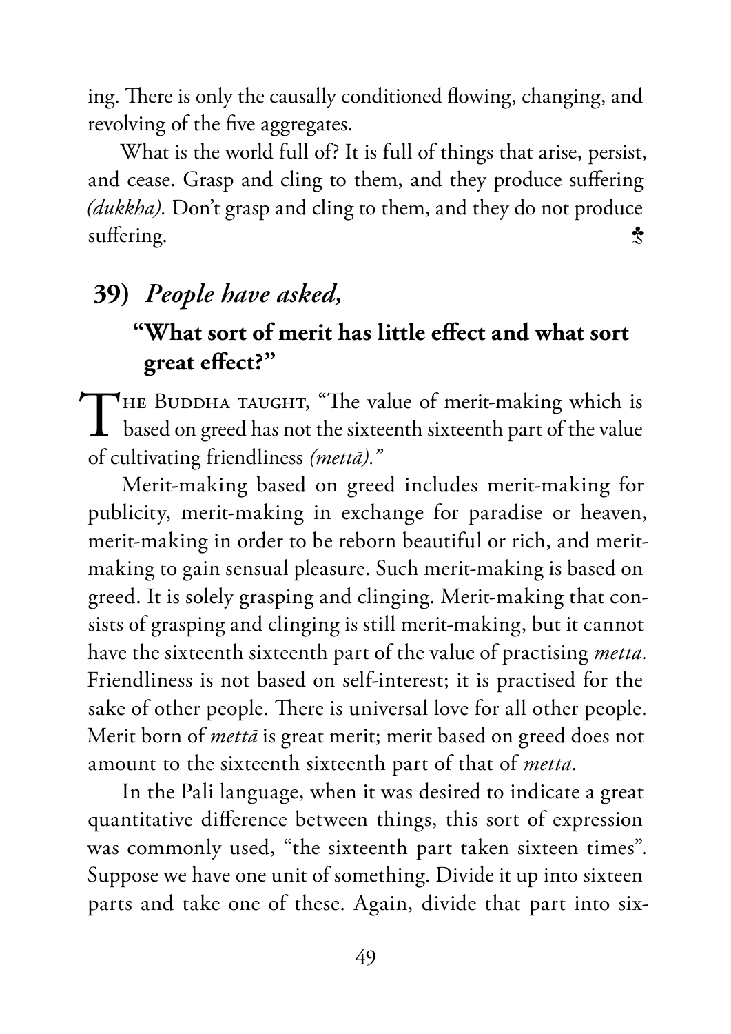ing. There is only the causally conditioned flowing, changing, and revolving of the five aggregates.

What is the world full of? It is full of things that arise, persist, and cease. Grasp and cling to them, and they produce suffering *(dukkha).* Don't grasp and cling to them, and they do not produce suffering. ♣

## 39) *People have asked,*

### "What sort of merit has little effect and what sort great effect?"

The Buddha taught, "The value of merit-making which is based on greed has not the sixteenth sixteenth part of the value of cultivating friendliness *(mettā).*"

Merit-making based on greed includes merit-making for publicity, merit-making in exchange for paradise or heaven, merit-making in order to be reborn beautiful or rich, and merit-making to gain sensual pleasure. Such merit-making is based on greed. It is solely grasping and clinging. Merit-making that consists of grasping and clinging is still merit-making, but it cannot have the sixteenth sixteenth part of the value of practising *metta.* Friendliness is not based on self-interest; it is practised for the sake of other people. There is universal love for all other people. Merit born of *mettā* is great merit; merit based on greed does not amount to the sixteenth sixteenth part of that of *metta.*

In the Pali language, when it was desired to indicate a great quantitative difference between things, this sort of expression was commonly used, "the sixteenth part taken sixteen times". Suppose we have one unit of something. Divide it up into sixteen parts and take one of these. Again, divide that part into six-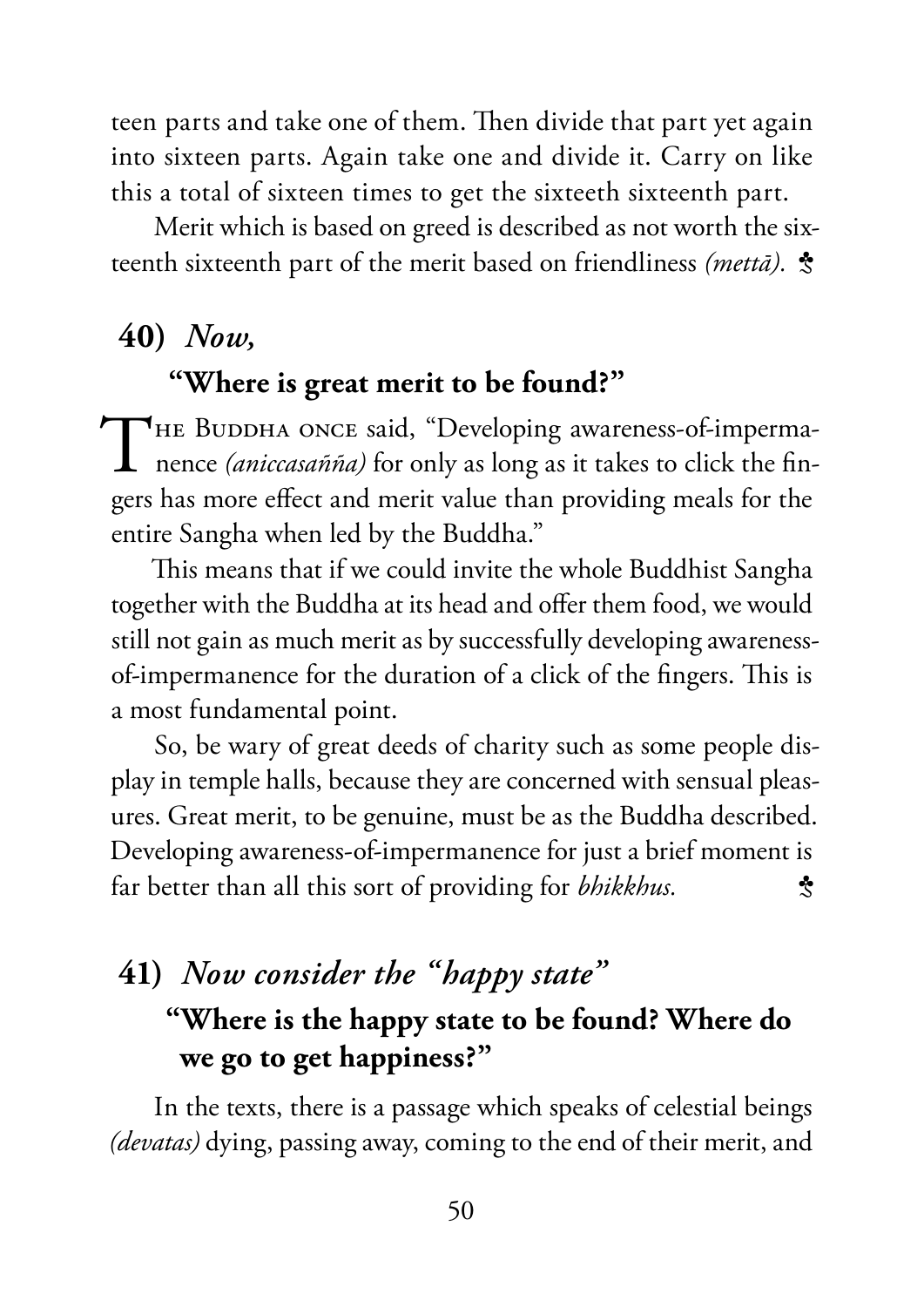teen parts and take one of them. Then divide that part yet again into sixteen parts. Again take one and divide it. Carry on like this a total of sixteen times to get the sixteeth sixteenth part.

Merit which is based on greed is described as not worth the sixteenth sixteenth part of the merit based on friendliness *(mettā).* ♣

## 40) *Now,*

### "Where is great merit to be found?"

The Buddha once said, "Developing awareness-of-impermanence *(aniccasañña)* for only as long as it takes to click the fingers has more effect and merit value than providing meals for the entire Sangha when led by the Buddha."

This means that if we could invite the whole Buddhist Sangha together with the Buddha at its head and offer them food, we would still not gain as much merit as by successfully developing awareness-of-impermanence for the duration of a click of the fingers. This is a most fundamental point.

So, be wary of great deeds of charity such as some people display in temple halls, because they are concerned with sensual pleasures. Great merit, to be genuine, must be as the Buddha described. Developing awareness-of-impermanence for just a brief moment is far better than all this sort of providing for *bhikkhus.* ♣

## 41) *Now consider the "happy state"*

### "Where is the happy state to be found? Where do we go to get happiness?"

In the texts, there is a passage which speaks of celestial beings *(devatas)* dying, passing away, coming to the end of their merit, and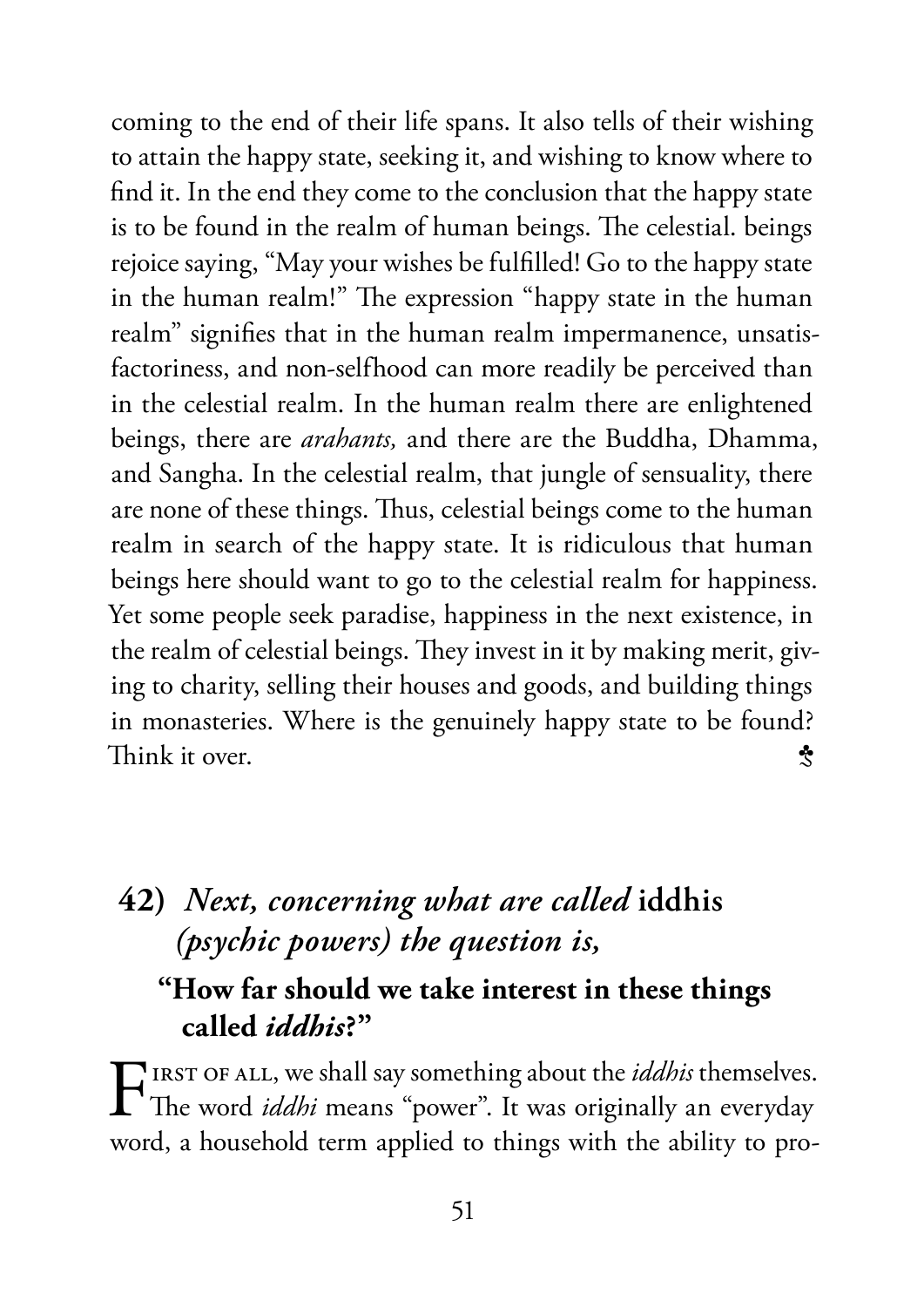coming to the end of their life spans. It also tells of their wishing to attain the happy state, seeking it, and wishing to know where to find it. In the end they come to the conclusion that the happy state is to be found in the realm of human beings. The celestial. beings rejoice saying, "May your wishes be fulfilled! Go to the happy state in the human realm!" The expression "happy state in the human realm" signifies that in the human realm impermanence, unsatisfactoriness, and non-selfhood can more readily be perceived than in the celestial realm. In the human realm there are enlightened beings, there are *arahants,* and there are the Buddha, Dhamma, and Sangha. In the celestial realm, that jungle of sensuality, there are none of these things. Thus, celestial beings come to the human realm in search of the happy state. It is ridiculous that human beings here should want to go to the celestial realm for happiness. Yet some people seek paradise, happiness in the next existence, in the realm of celestial beings. They invest in it by making merit, giving to charity, selling their houses and goods, and building things in monasteries. Where is the genuinely happy state to be found? Think it over. ♣

## 42) *Next, concerning what are called* iddhis *(psychic powers) the question is,*

### "How far should we take interest in these things called *iddhis*?"

First of all, we shall say something about the *iddhis* themselves. The word *iddhi* means "power". It was originally an everyday word, a household term applied to things with the ability to pro-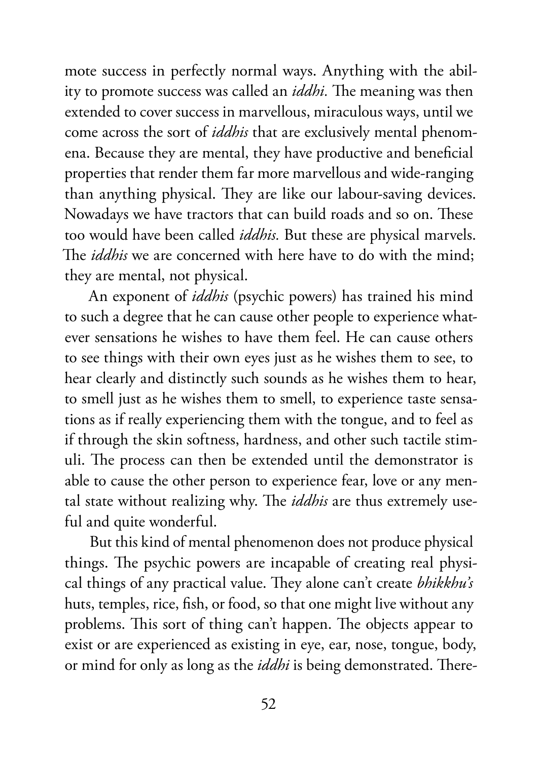mote success in perfectly normal ways. Anything with the ability to promote success was called an *iddhi*. The meaning was then extended to cover success in marvellous, miraculous ways, until we come across the sort of *iddhis* that are exclusively mental phenomena. Because they are mental, they have productive and beneficial properties that render them far more marvellous and wide-ranging than anything physical. They are like our labour-saving devices. Nowadays we have tractors that can build roads and so on. These too would have been called *iddhis*. But these are physical marvels. The *iddhis* we are concerned with here have to do with the mind; they are mental, not physical.

An exponent of *iddhis* (psychic powers) has trained his mind to such a degree that he can cause other people to experience whatever sensations he wishes to have them feel. He can cause others to see things with their own eyes just as he wishes them to see, to hear clearly and distinctly such sounds as he wishes them to hear, to smell just as he wishes them to smell, to experience taste sensations as if really experiencing them with the tongue, and to feel as if through the skin softness, hardness, and other such tactile stimuli. The process can then be extended until the demonstrator is able to cause the other person to experience fear, love or any mental state without realizing why. The *iddhis* are thus extremely useful and quite wonderful.

But this kind of mental phenomenon does not produce physical things. The psychic powers are incapable of creating real physical things of any practical value. They alone can't create *bhikkhu's* huts, temples, rice, fish, or food, so that one might live without any problems. This sort of thing can't happen. The objects appear to exist or are experienced as existing in eye, ear, nose, tongue, body, or mind for only as long as the *iddhi* is being demonstrated. There-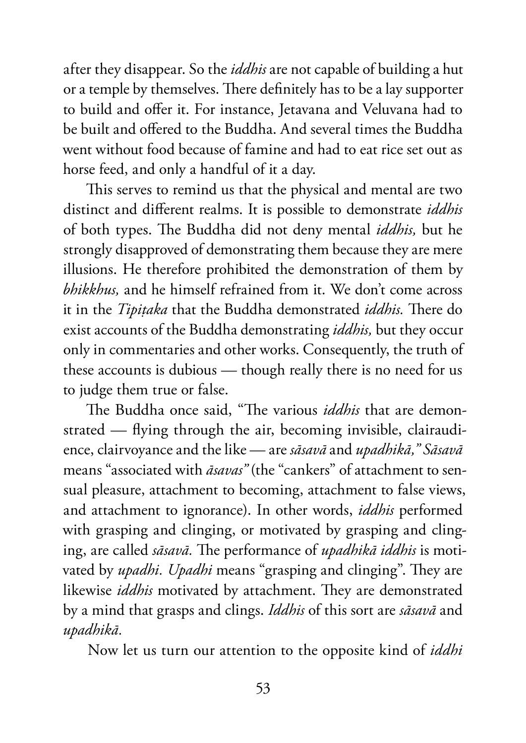after they disappear. So the *iddhis* are not capable of building a hut or a temple by themselves. There definitely has to be a lay supporter to build and offer it. For instance, Jetavana and Veluvana had to be built and offered to the Buddha. And several times the Buddha went without food because of famine and had to eat rice set out as horse feed, and only a handful of it a day.

This serves to remind us that the physical and mental are two distinct and different realms. It is possible to demonstrate *iddhis* of both types. The Buddha did not deny mental *iddhis,* but he strongly disapproved of demonstrating them because they are mere illusions. He therefore prohibited the demonstration of them by *bhikkhus,* and he himself refrained from it. We don't come across it in the *Tipiṭaka* that the Buddha demonstrated *iddhis.* There do exist accounts of the Buddha demonstrating *iddhis,* but they occur only in commentaries and other works. Consequently, the truth of these accounts is dubious — though really there is no need for us to judge them true or false.

The Buddha once said, "The various *iddhis* that are demonstrated — flying through the air, becoming invisible, clairaudience, clairvoyance and the like — are *sāsavā* and *upadhikā," Sāsavā* means "associated with *āsavas"* (the "cankers" of attachment to sensual pleasure, attachment to becoming, attachment to false views, and attachment to ignorance). In other words, *iddhis* performed with grasping and clinging, or motivated by grasping and clinging, are called *sāsavā.* The performance of *upadhikā iddhis* is motivated by *upadhi. Upadhi* means "grasping and clinging". They are likewise *iddhis* motivated by attachment. They are demonstrated by a mind that grasps and clings. *Iddhis* of this sort are *sāsavā* and *upadhikā*.

Now let us turn our attention to the opposite kind of *iddhi*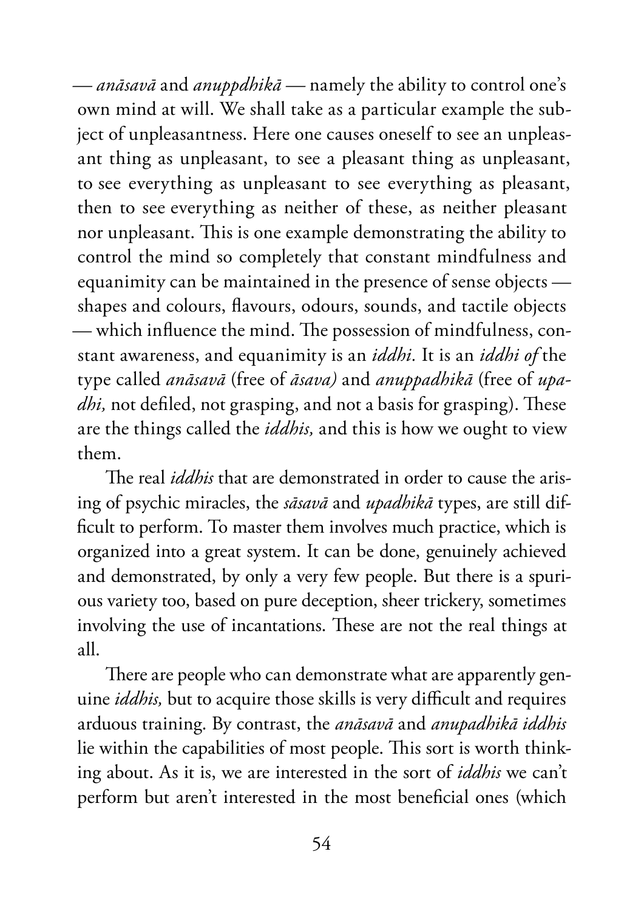— *anāsavā* and *anuppdhikā* — namely the ability to control one's own mind at will. We shall take as a particular example the subject of unpleasantness. Here one causes oneself to see an unpleasant thing as unpleasant, to see a pleasant thing as unpleasant, to see everything as unpleasant to see everything as pleasant, then to see everything as neither of these, as neither pleasant nor unpleasant. This is one example demonstrating the ability to control the mind so completely that constant mindfulness and equanimity can be maintained in the presence of sense objects — shapes and colours, flavours, odours, sounds, and tactile objects — which influence the mind. The possession of mindfulness, constant awareness, and equanimity is an *iddhi.* It is an *iddhi of* the type called *anāsavā* (free of *āsava)* and *anuppadhikā* (free of *upadhi,* not defiled, not grasping, and not a basis for grasping). These are the things called the *iddhis,* and this is how we ought to view them.

The real *iddhis* that are demonstrated in order to cause the arising of psychic miracles, the *sāsavā* and *upadhikā* types, are still difficult to perform. To master them involves much practice, which is organized into a great system. It can be done, genuinely achieved and demonstrated, by only a very few people. But there is a spurious variety too, based on pure deception, sheer trickery, sometimes involving the use of incantations. These are not the real things at all.

There are people who can demonstrate what are apparently genuine *iddhis,* but to acquire those skills is very difficult and requires arduous training. By contrast, the *anāsavā* and *anupadhikā iddhis* lie within the capabilities of most people. This sort is worth thinking about. As it is, we are interested in the sort of *iddhis* we can't perform but aren't interested in the most beneficial ones (which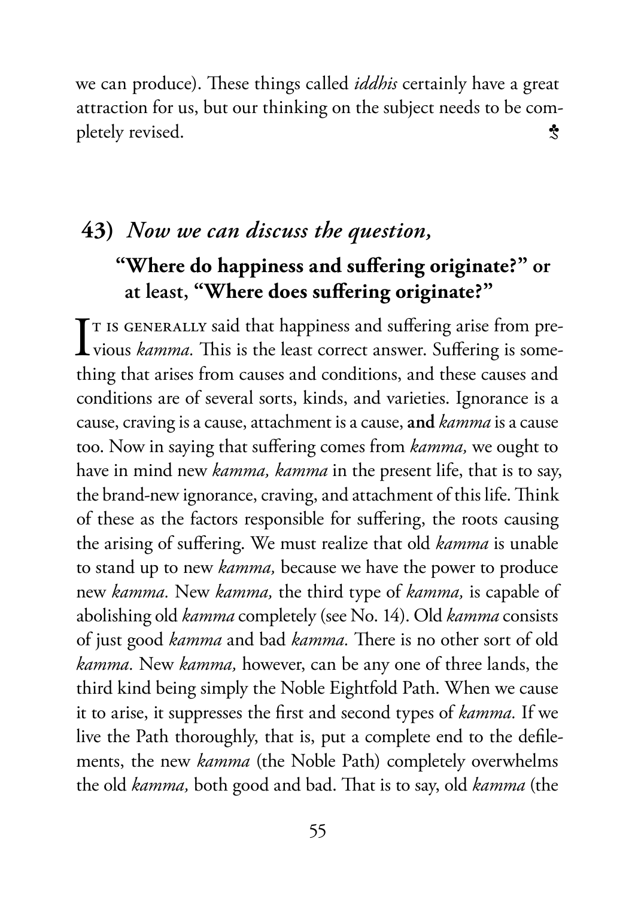we can produce). These things called *iddhis* certainly have a great attraction for us, but our thinking on the subject needs to be completely revised. ♣

## 43) *Now we can discuss the question,* "Where do happiness and suffering originate?" or at least, "Where does suffering originate?"

It is generally said that happiness and suffering arise from previous *kamma.* This is the least correct answer. Suffering is something that arises from causes and conditions, and these causes and conditions are of several sorts, kinds, and varieties. Ignorance is a cause, craving is a cause, attachment is a cause, **and** *kamma* is a cause too. Now in saying that suffering comes from *kamma,* we ought to have in mind new *kamma, kamma* in the present life, that is to say, the brand-new ignorance, craving, and attachment of this life. Think of these as the factors responsible for suffering, the roots causing the arising of suffering. We must realize that old *kamma* is unable to stand up to new *kamma,* because we have the power to produce new *kamma.* New *kamma,* the third type of *kamma,* is capable of abolishing old *kamma* completely (see No. 14). Old *kamma* consists of just good *kamma* and bad *kamma.* There is no other sort of old *kamma.* New *kamma,* however, can be any one of three lands, the third kind being simply the Noble Eightfold Path. When we cause it to arise, it suppresses the first and second types of *kamma.* If we live the Path thoroughly, that is, put a complete end to the defilements, the new *kamma* (the Noble Path) completely overwhelms the old *kamma,* both good and bad. That is to say, old *kamma* (the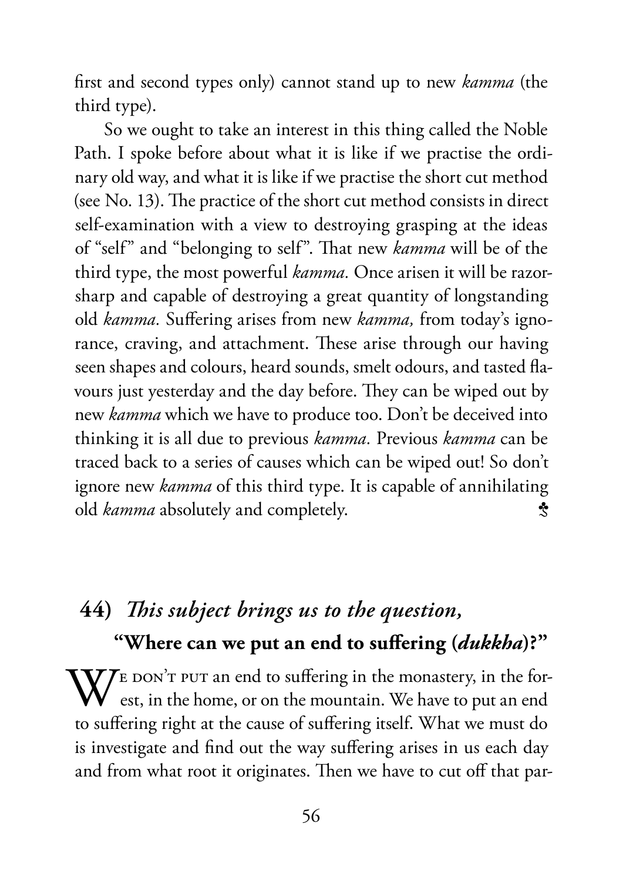first and second types only) cannot stand up to new *kamma* (the third type).

So we ought to take an interest in this thing called the Noble Path. I spoke before about what it is like if we practise the ordinary old way, and what it is like if we practise the short cut method (see No. 13). The practice of the short cut method consists in direct self-examination with a view to destroying grasping at the ideas of "self" and "belonging to self". That new *kamma* will be of the third type, the most powerful *kamma.* Once arisen it will be razor-sharp and capable of destroying a great quantity of longstanding old *kamma.* Suffering arises from new *kamma,* from today's ignorance, craving, and attachment. These arise through our having seen shapes and colours, heard sounds, smelt odours, and tasted flavours just yesterday and the day before. They can be wiped out by new *kamma* which we have to produce too. Don't be deceived into thinking it is all due to previous *kamma.* Previous *kamma* can be traced back to a series of causes which can be wiped out! So don't ignore new *kamma* of this third type. It is capable of annihilating old *kamma* absolutely and completely. ♣

## 44) *This subject brings us to the question,* "Where can we put an end to suffering (*dukkha*)?"

We don't put an end to suffering in the monastery, in the forest, in the home, or on the mountain. We have to put an end to suffering right at the cause of suffering itself. What we must do is investigate and find out the way suffering arises in us each day and from what root it originates. Then we have to cut off that par-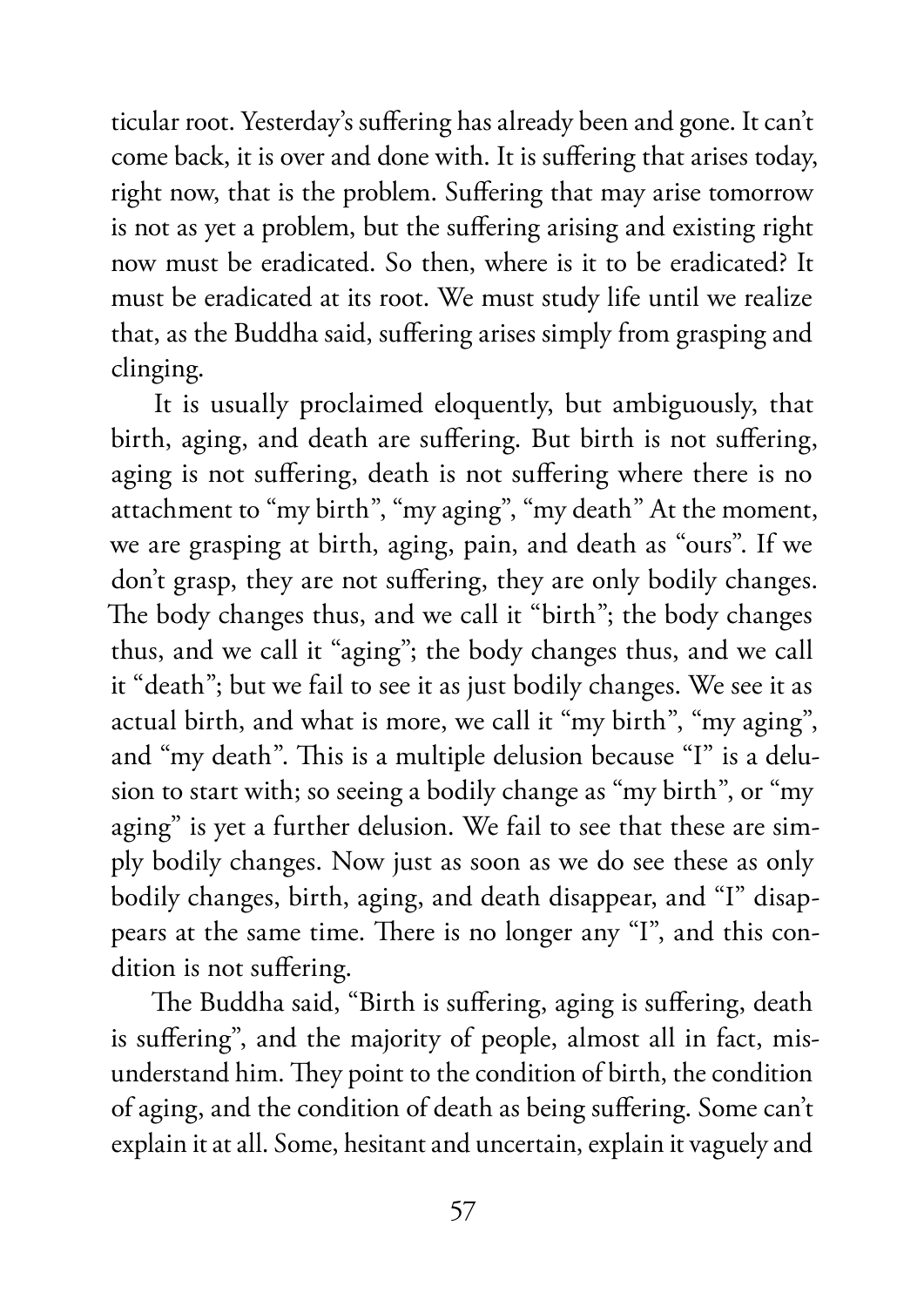ticular root. Yesterday's suffering has already been and gone. It can't come back, it is over and done with. It is suffering that arises today, right now, that is the problem. Suffering that may arise tomorrow is not as yet a problem, but the suffering arising and existing right now must be eradicated. So then, where is it to be eradicated? It must be eradicated at its root. We must study life until we realize that, as the Buddha said, suffering arises simply from grasping and clinging.

It is usually proclaimed eloquently, but ambiguously, that birth, aging, and death are suffering. But birth is not suffering, aging is not suffering, death is not suffering where there is no attachment to "my birth", "my aging", "my death" At the moment, we are grasping at birth, aging, pain, and death as "ours". If we don't grasp, they are not suffering, they are only bodily changes. The body changes thus, and we call it "birth"; the body changes thus, and we call it "aging"; the body changes thus, and we call it "death"; but we fail to see it as just bodily changes. We see it as actual birth, and what is more, we call it "my birth", "my aging", and "my death". This is a multiple delusion because "I" is a delusion to start with; so seeing a bodily change as "my birth", or "my aging" is yet a further delusion. We fail to see that these are simply bodily changes. Now just as soon as we do see these as only bodily changes, birth, aging, and death disappear, and "I" disappears at the same time. There is no longer any "I", and this condition is not suffering.

The Buddha said, "Birth is suffering, aging is suffering, death is suffering", and the majority of people, almost all in fact, misunderstand him. They point to the condition of birth, the condition of aging, and the condition of death as being suffering. Some can't explain it at all. Some, hesitant and uncertain, explain it vaguely and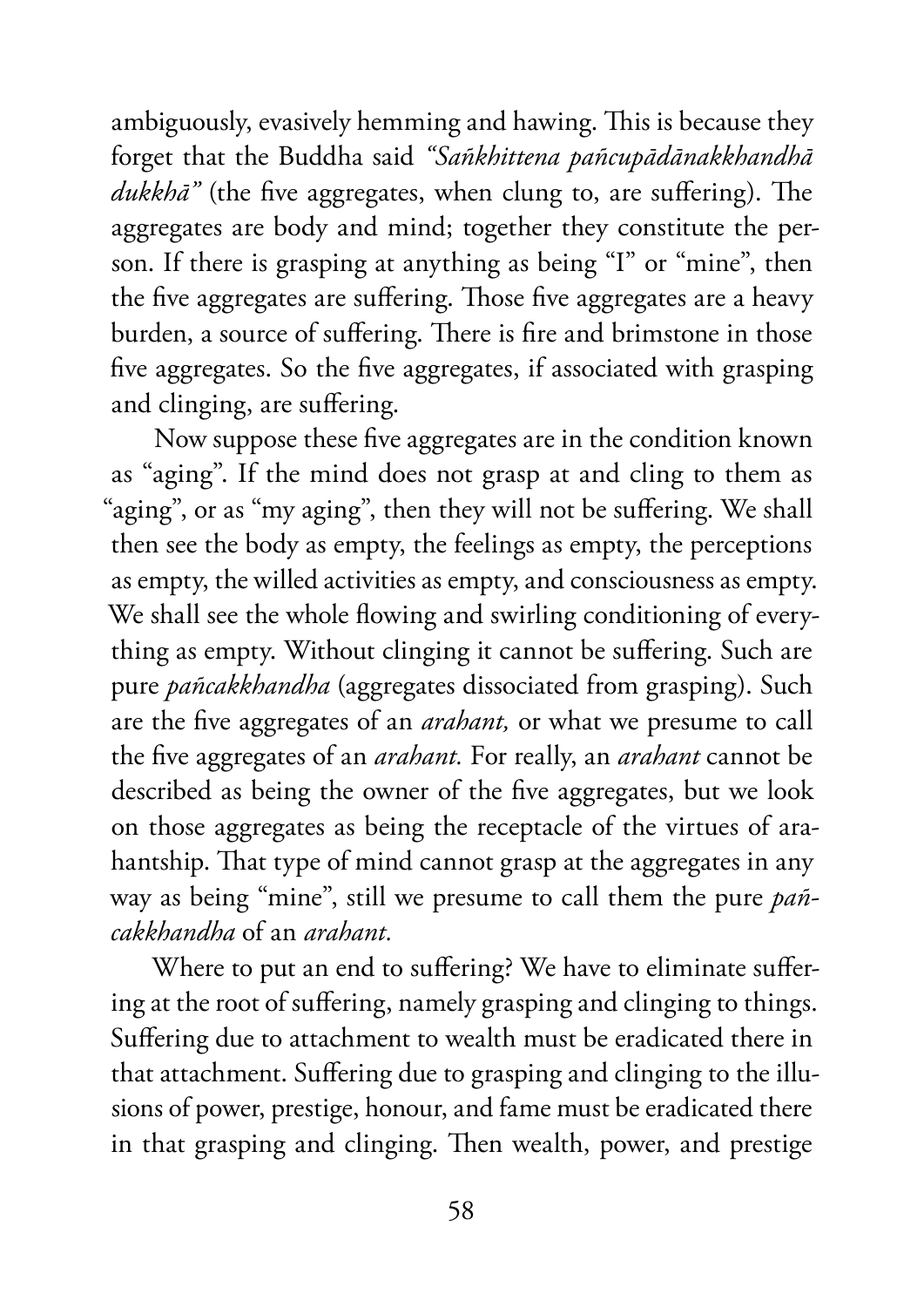ambiguously, evasively hemming and hawing. This is because they forget that the Buddha said *"Saṅkhittena pañcupādānakkhandhā dukkhā"* (the five aggregates, when clung to, are suffering). The aggregates are body and mind; together they constitute the person. If there is grasping at anything as being "I" or "mine", then the five aggregates are suffering. Those five aggregates are a heavy burden, a source of suffering. There is fire and brimstone in those five aggregates. So the five aggregates, if associated with grasping and clinging, are suffering.

Now suppose these five aggregates are in the condition known as "aging". If the mind does not grasp at and cling to them as "aging", or as "my aging", then they will not be suffering. We shall then see the body as empty, the feelings as empty, the perceptions as empty, the willed activities as empty, and consciousness as empty. We shall see the whole flowing and swirling conditioning of everything as empty. Without clinging it cannot be suffering. Such are pure *pañcakkhandha* (aggregates dissociated from grasping). Such are the five aggregates of an *arahant,* or what we presume to call the five aggregates of an *arahant.* For really, an *arahant* cannot be described as being the owner of the five aggregates, but we look on those aggregates as being the receptacle of the virtues of arahantship. That type of mind cannot grasp at the aggregates in any way as being "mine", still we presume to call them the pure *pañcakkhandha* of an *arahant.*

Where to put an end to suffering? We have to eliminate suffering at the root of suffering, namely grasping and clinging to things. Suffering due to attachment to wealth must be eradicated there in that attachment. Suffering due to grasping and clinging to the illusions of power, prestige, honour, and fame must be eradicated there in that grasping and clinging. Then wealth, power, and prestige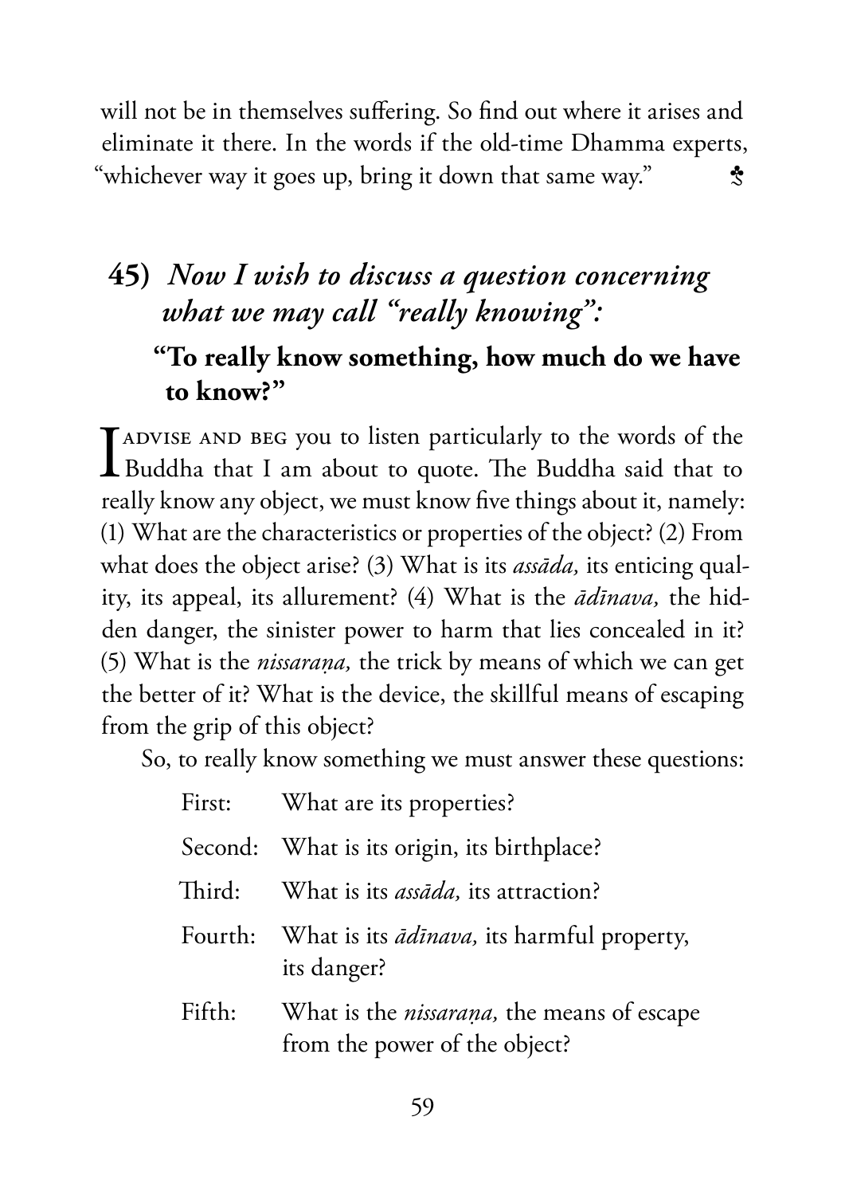will not be in themselves suffering. So find out where it arises and eliminate it there. In the words if the old-time Dhamma experts, "whichever way it goes up, bring it down that same way." ♣

## 45) *Now I wish to discuss a question concerning what we may call "really knowing":*

### "To really know something, how much do we have to know?"

I advise and beg you to listen particularly to the words of the Buddha that I am about to quote. The Buddha said that to really know any object, we must know five things about it, namely: (1) What are the characteristics or properties of the object? (2) From what does the object arise? (3) What is its *assāda,* its enticing quality, its appeal, its allurement? (4) What is the *ādīnava,* the hidden danger, the sinister power to harm that lies concealed in it? (5) What is the *nissaraṇa,* the trick by means of which we can get the better of it? What is the device, the skillful means of escaping from the grip of this object?

So, to really know something we must answer these questions:

| | |
|---|---|
| First: | What are its properties? |
| Second: | What is its origin, its birthplace? |
| Third: | What is its *assāda,* its attraction? |
| Fourth: | What is its *ādīnava,* its harmful property, its danger? |
| Fifth: | What is the *nissaraṇa,* the means of escape from the power of the object? |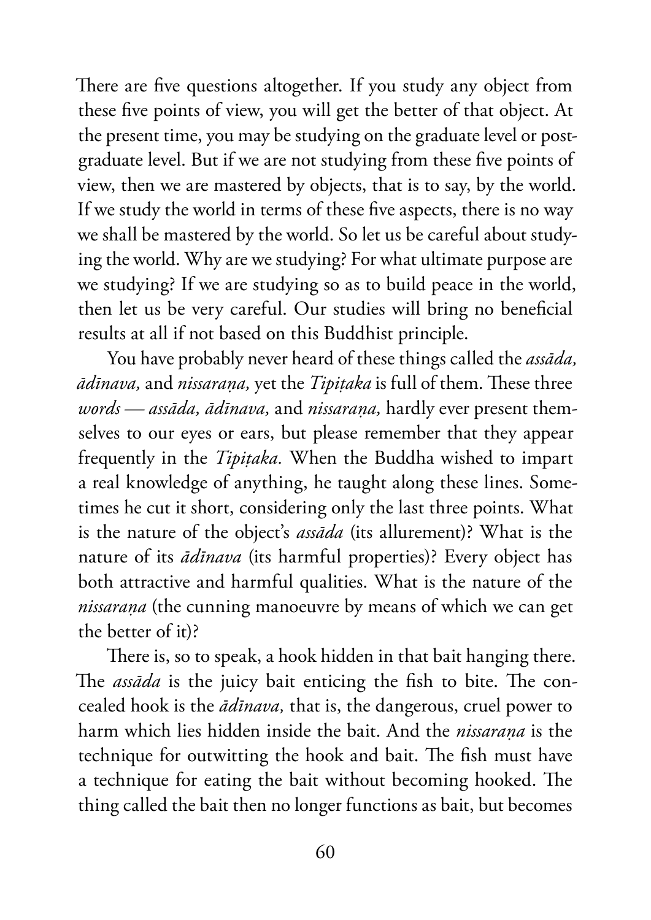There are five questions altogether. If you study any object from these five points of view, you will get the better of that object. At the present time, you may be studying on the graduate level or post-graduate level. But if we are not studying from these five points of view, then we are mastered by objects, that is to say, by the world. If we study the world in terms of these five aspects, there is no way we shall be mastered by the world. So let us be careful about studying the world. Why are we studying? For what ultimate purpose are we studying? If we are studying so as to build peace in the world, then let us be very careful. Our studies will bring no beneficial results at all if not based on this Buddhist principle.

You have probably never heard of these things called the *assāda, ādīnava,* and *nissaraṇa,* yet the *Tipiṭaka* is full of them. These three *words — assāda, ādīnava,* and *nissaraṇa,* hardly ever present themselves to our eyes or ears, but please remember that they appear frequently in the *Tipiṭaka.* When the Buddha wished to impart a real knowledge of anything, he taught along these lines. Sometimes he cut it short, considering only the last three points. What is the nature of the object's *assāda* (its allurement)? What is the nature of its *ādīnava* (its harmful properties)? Every object has both attractive and harmful qualities. What is the nature of the *nissaraṇa* (the cunning manoeuvre by means of which we can get the better of it)?

There is, so to speak, a hook hidden in that bait hanging there. The *assāda* is the juicy bait enticing the fish to bite. The concealed hook is the *ādīnava,* that is, the dangerous, cruel power to harm which lies hidden inside the bait. And the *nissaraṇa* is the technique for outwitting the hook and bait. The fish must have a technique for eating the bait without becoming hooked. The thing called the bait then no longer functions as bait, but becomes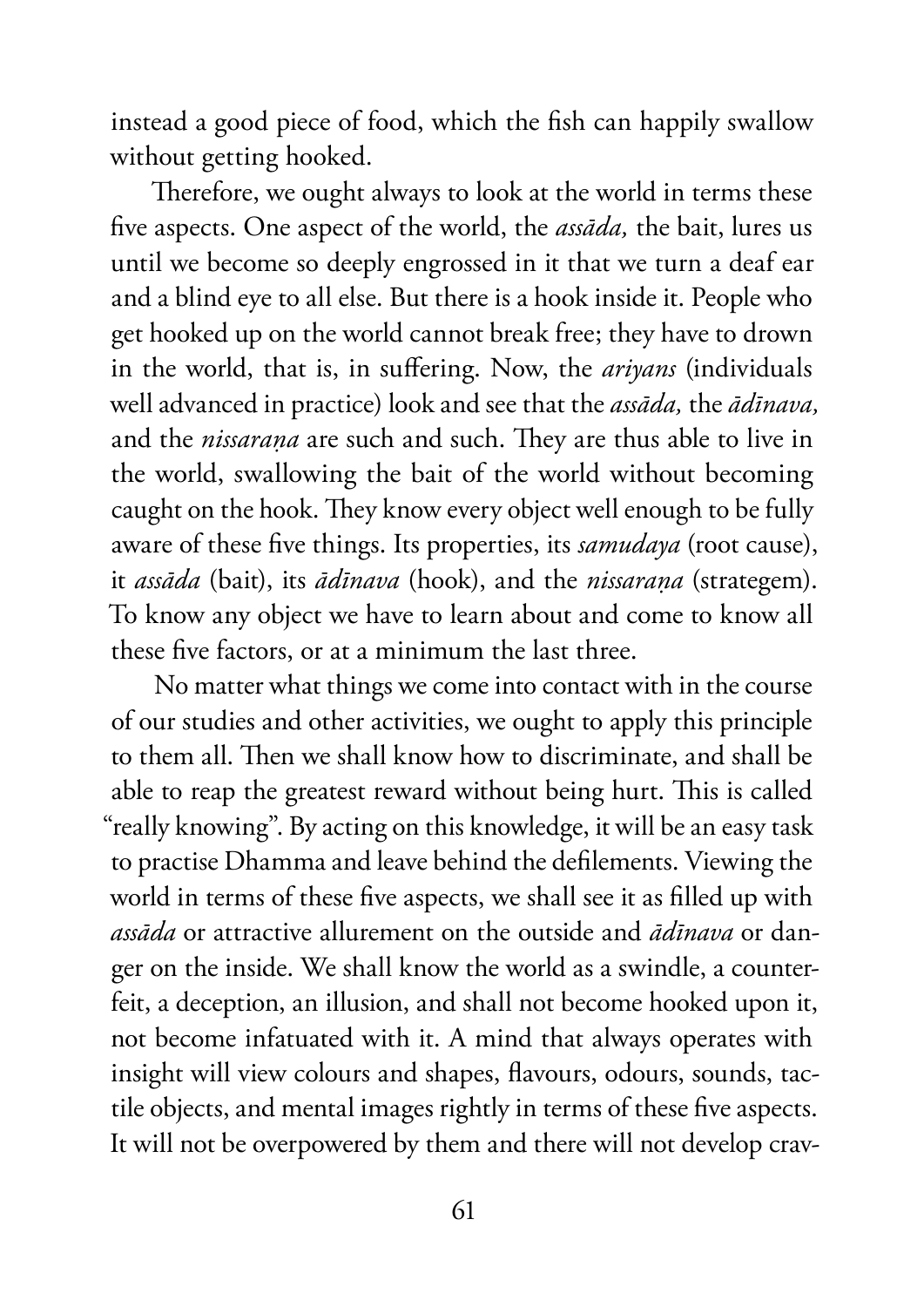instead a good piece of food, which the fish can happily swallow without getting hooked.

Therefore, we ought always to look at the world in terms these five aspects. One aspect of the world, the *assāda,* the bait, lures us until we become so deeply engrossed in it that we turn a deaf ear and a blind eye to all else. But there is a hook inside it. People who get hooked up on the world cannot break free; they have to drown in the world, that is, in suffering. Now, the *ariyans* (individuals well advanced in practice) look and see that the *assāda,* the *ādīnava,* and the *nissaraṇa* are such and such. They are thus able to live in the world, swallowing the bait of the world without becoming caught on the hook. They know every object well enough to be fully aware of these five things. Its properties, its *samudaya* (root cause), it *assāda* (bait), its *ādīnava* (hook), and the *nissaraṇa* (strategem). To know any object we have to learn about and come to know all these five factors, or at a minimum the last three.

No matter what things we come into contact with in the course of our studies and other activities, we ought to apply this principle to them all. Then we shall know how to discriminate, and shall be able to reap the greatest reward without being hurt. This is called "really knowing". By acting on this knowledge, it will be an easy task to practise Dhamma and leave behind the defilements. Viewing the world in terms of these five aspects, we shall see it as filled up with *assāda* or attractive allurement on the outside and *ādīnava* or danger on the inside. We shall know the world as a swindle, a counterfeit, a deception, an illusion, and shall not become hooked upon it, not become infatuated with it. A mind that always operates with insight will view colours and shapes, flavours, odours, sounds, tactile objects, and mental images rightly in terms of these five aspects. It will not be overpowered by them and there will not develop crav-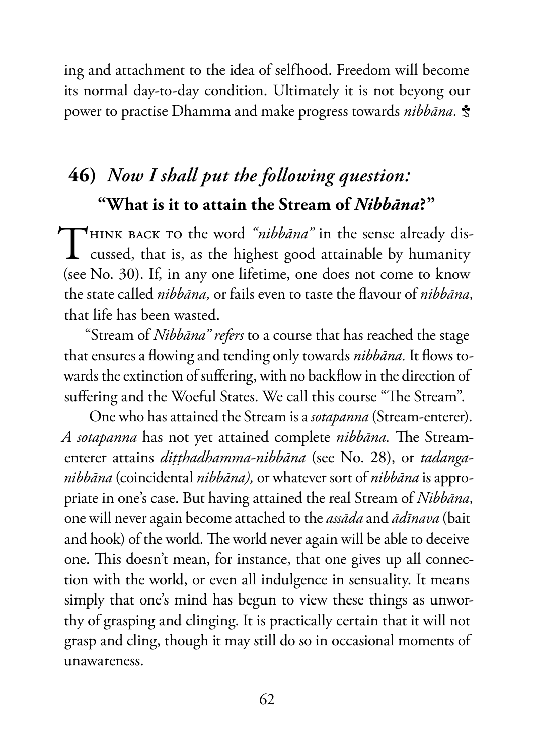ing and attachment to the idea of selfhood. Freedom will become its normal day-to-day condition. Ultimately it is not beyong our power to practise Dhamma and make progress towards *nibbāna.* ♣

## 46) *Now I shall put the following question:* "What is it to attain the Stream of *Nibbāna*?"

Think back to the word *"nibbāna"* in the sense already discussed, that is, as the highest good attainable by humanity (see No. 30). If, in any one lifetime, one does not come to know the state called *nibbāna,* or fails even to taste the flavour of *nibbāna,* that life has been wasted.

"Stream of *Nibbāna" refers* to a course that has reached the stage that ensures a flowing and tending only towards *nibbāna.* It flows towards the extinction of suffering, with no backflow in the direction of suffering and the Woeful States. We call this course "The Stream".

One who has attained the Stream is a *sotapanna* (Stream-enterer). *A sotapanna* has not yet attained complete *nibbāna.* The Stream-enterer attains *diṭṭhadhamma-nibbāna* (see No. 28), or *tadanga-nibbāna* (coincidental *nibbāna),* or whatever sort of *nibbāna* is appropriate in one's case. But having attained the real Stream of *Nibbāna,* one will never again become attached to the *assāda* and *ādīnava* (bait and hook) of the world. The world never again will be able to deceive one. This doesn't mean, for instance, that one gives up all connection with the world, or even all indulgence in sensuality. It means simply that one's mind has begun to view these things as unworthy of grasping and clinging. It is practically certain that it will not grasp and cling, though it may still do so in occasional moments of unawareness.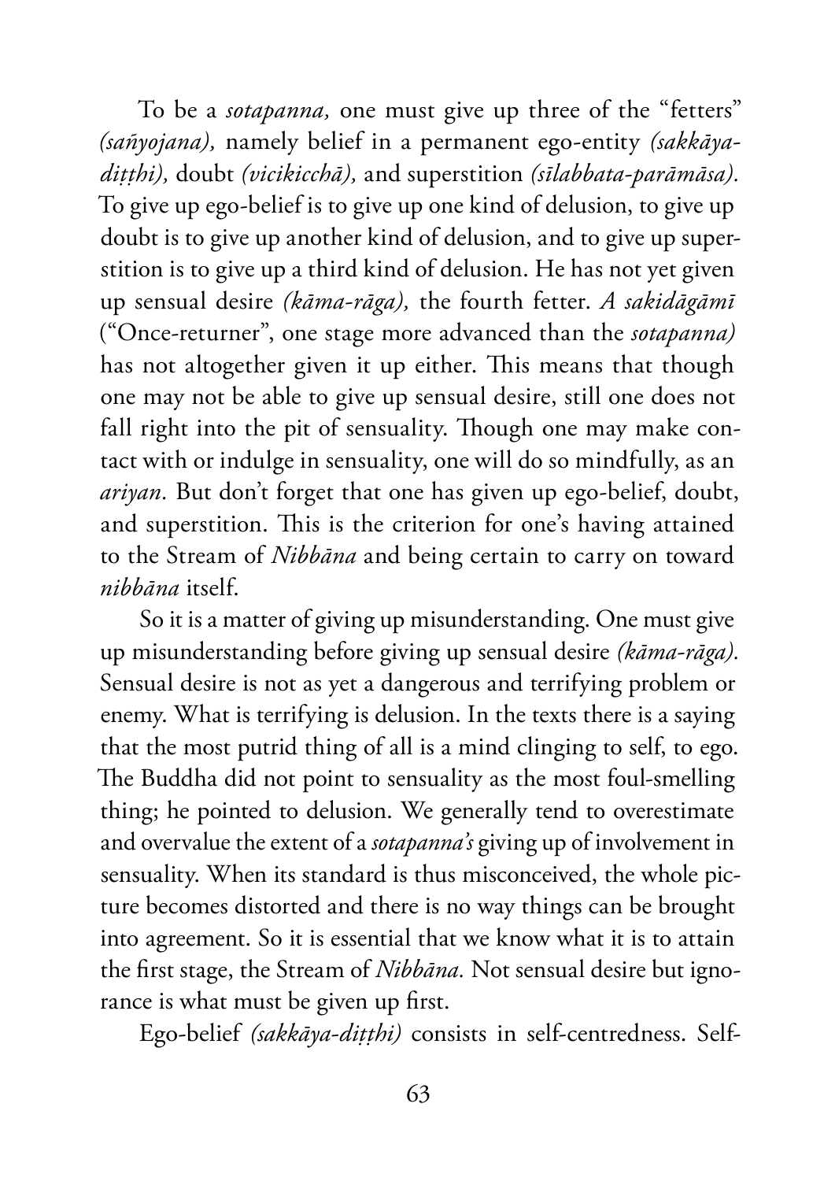To be a *sotapanna,* one must give up three of the "fetters" *(sañyojana),* namely belief in a permanent ego-entity *(sakkāya-diṭṭhi),* doubt *(vicikicchā),* and superstition *(sīlabbata-parāmāsa).* To give up ego-belief is to give up one kind of delusion, to give up doubt is to give up another kind of delusion, and to give up superstition is to give up a third kind of delusion. He has not yet given up sensual desire *(kāma-rāga),* the fourth fetter. *A sakidāgāmī* ("Once-returner", one stage more advanced than the *sotapanna)* has not altogether given it up either. This means that though one may not be able to give up sensual desire, still one does not fall right into the pit of sensuality. Though one may make contact with or indulge in sensuality, one will do so mindfully, as an *ariyan.* But don't forget that one has given up ego-belief, doubt, and superstition. This is the criterion for one's having attained to the Stream of *Nibbāna* and being certain to carry on toward *nibbāna* itself.

So it is a matter of giving up misunderstanding. One must give up misunderstanding before giving up sensual desire *(kāma-rāga).* Sensual desire is not as yet a dangerous and terrifying problem or enemy. What is terrifying is delusion. In the texts there is a saying that the most putrid thing of all is a mind clinging to self, to ego. The Buddha did not point to sensuality as the most foul-smelling thing; he pointed to delusion. We generally tend to overestimate and overvalue the extent of a *sotapanna's* giving up of involvement in sensuality. When its standard is thus misconceived, the whole picture becomes distorted and there is no way things can be brought into agreement. So it is essential that we know what it is to attain the first stage, the Stream of *Nibbāna.* Not sensual desire but ignorance is what must be given up first.

Ego-belief *(sakkāya-diṭṭhi)* consists in self-centredness. Self-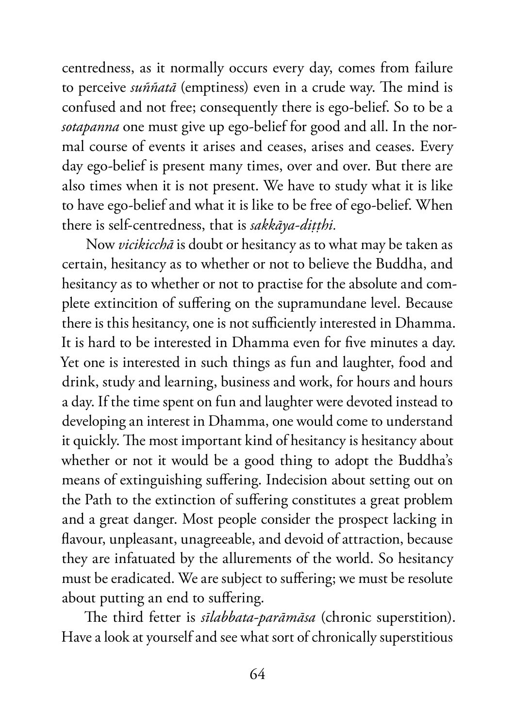centredness, as it normally occurs every day, comes from failure to perceive *suññatā* (emptiness) even in a crude way. The mind is confused and not free; consequently there is ego-belief. So to be a *sotapanna* one must give up ego-belief for good and all. In the normal course of events it arises and ceases, arises and ceases. Every day ego-belief is present many times, over and over. But there are also times when it is not present. We have to study what it is like to have ego-belief and what it is like to be free of ego-belief. When there is self-centredness, that is *sakkāya-diṭṭhi*.

Now *vicikicchā* is doubt or hesitancy as to what may be taken as certain, hesitancy as to whether or not to believe the Buddha, and hesitancy as to whether or not to practise for the absolute and complete extincition of suffering on the supramundane level. Because there is this hesitancy, one is not sufficiently interested in Dhamma. It is hard to be interested in Dhamma even for five minutes a day. Yet one is interested in such things as fun and laughter, food and drink, study and learning, business and work, for hours and hours a day. If the time spent on fun and laughter were devoted instead to developing an interest in Dhamma, one would come to understand it quickly. The most important kind of hesitancy is hesitancy about whether or not it would be a good thing to adopt the Buddha's means of extinguishing suffering. Indecision about setting out on the Path to the extinction of suffering constitutes a great problem and a great danger. Most people consider the prospect lacking in flavour, unpleasant, unagreeable, and devoid of attraction, because they are infatuated by the allurements of the world. So hesitancy must be eradicated. We are subject to suffering; we must be resolute about putting an end to suffering.

The third fetter is *sīlabbata-parāmāsa* (chronic superstition). Have a look at yourself and see what sort of chronically superstitious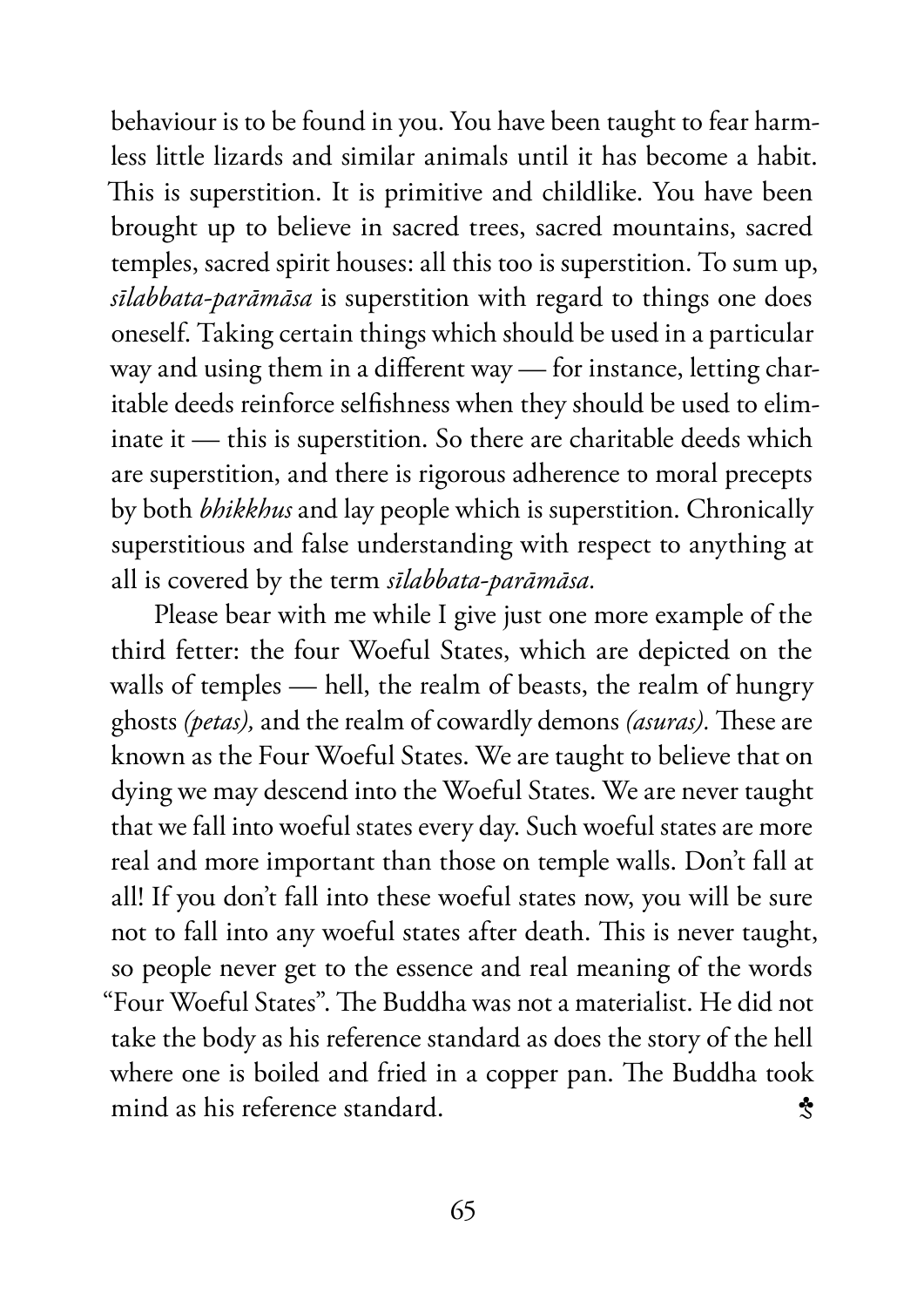behaviour is to be found in you. You have been taught to fear harmless little lizards and similar animals until it has become a habit. This is superstition. It is primitive and childlike. You have been brought up to believe in sacred trees, sacred mountains, sacred temples, sacred spirit houses: all this too is superstition. To sum up, *sīlabbata-parāmāsa* is superstition with regard to things one does oneself. Taking certain things which should be used in a particular way and using them in a different way — for instance, letting charitable deeds reinforce selfishness when they should be used to eliminate it — this is superstition. So there are charitable deeds which are superstition, and there is rigorous adherence to moral precepts by both *bhikkhus* and lay people which is superstition. Chronically superstitious and false understanding with respect to anything at all is covered by the term *sīlabbata-parāmāsa*.

Please bear with me while I give just one more example of the third fetter: the four Woeful States, which are depicted on the walls of temples — hell, the realm of beasts, the realm of hungry ghosts *(petas),* and the realm of cowardly demons *(asuras).* These are known as the Four Woeful States. We are taught to believe that on dying we may descend into the Woeful States. We are never taught that we fall into woeful states every day. Such woeful states are more real and more important than those on temple walls. Don't fall at all! If you don't fall into these woeful states now, you will be sure not to fall into any woeful states after death. This is never taught, so people never get to the essence and real meaning of the words "Four Woeful States". The Buddha was not a materialist. He did not take the body as his reference standard as does the story of the hell where one is boiled and fried in a copper pan. The Buddha took mind as his reference standard.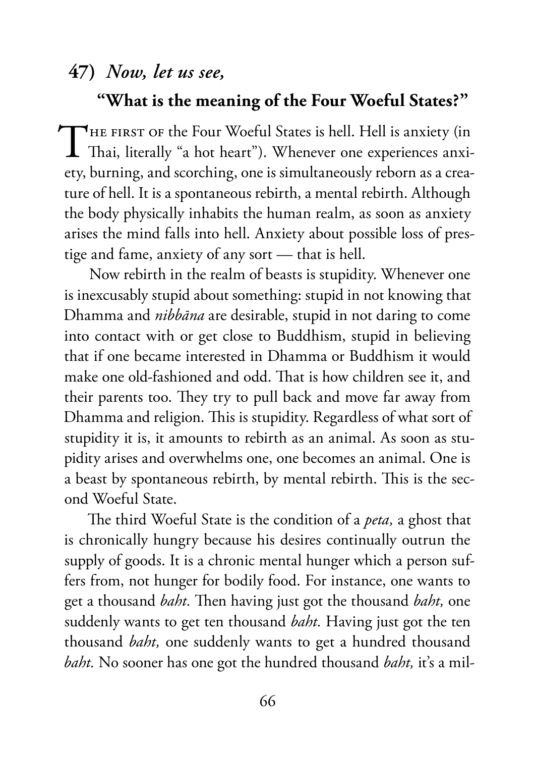## 47) *Now, let us see,*

## "What is the meaning of the Four Woeful States?"

The first of the Four Woeful States is hell. Hell is anxiety (in Thai, literally "a hot heart"). Whenever one experiences anxiety, burning, and scorching, one is simultaneously reborn as a creature of hell. It is a spontaneous rebirth, a mental rebirth. Although the body physically inhabits the human realm, as soon as anxiety arises the mind falls into hell. Anxiety about possible loss of prestige and fame, anxiety of any sort — that is hell.

Now rebirth in the realm of beasts is stupidity. Whenever one is inexcusably stupid about something: stupid in not knowing that Dhamma and *nibbāna* are desirable, stupid in not daring to come into contact with or get close to Buddhism, stupid in believing that if one became interested in Dhamma or Buddhism it would make one old-fashioned and odd. That is how children see it, and their parents too. They try to pull back and move far away from Dhamma and religion. This is stupidity. Regardless of what sort of stupidity it is, it amounts to rebirth as an animal. As soon as stupidity arises and overwhelms one, one becomes an animal. One is a beast by spontaneous rebirth, by mental rebirth. This is the second Woeful State.

The third Woeful State is the condition of a *peta,* a ghost that is chronically hungry because his desires continually outrun the supply of goods. It is a chronic mental hunger which a person suffers from, not hunger for bodily food. For instance, one wants to get a thousand *baht.* Then having just got the thousand *baht,* one suddenly wants to get ten thousand *baht.* Having just got the ten thousand *baht,* one suddenly wants to get a hundred thousand *baht.* No sooner has one got the hundred thousand *baht,* it's a mil-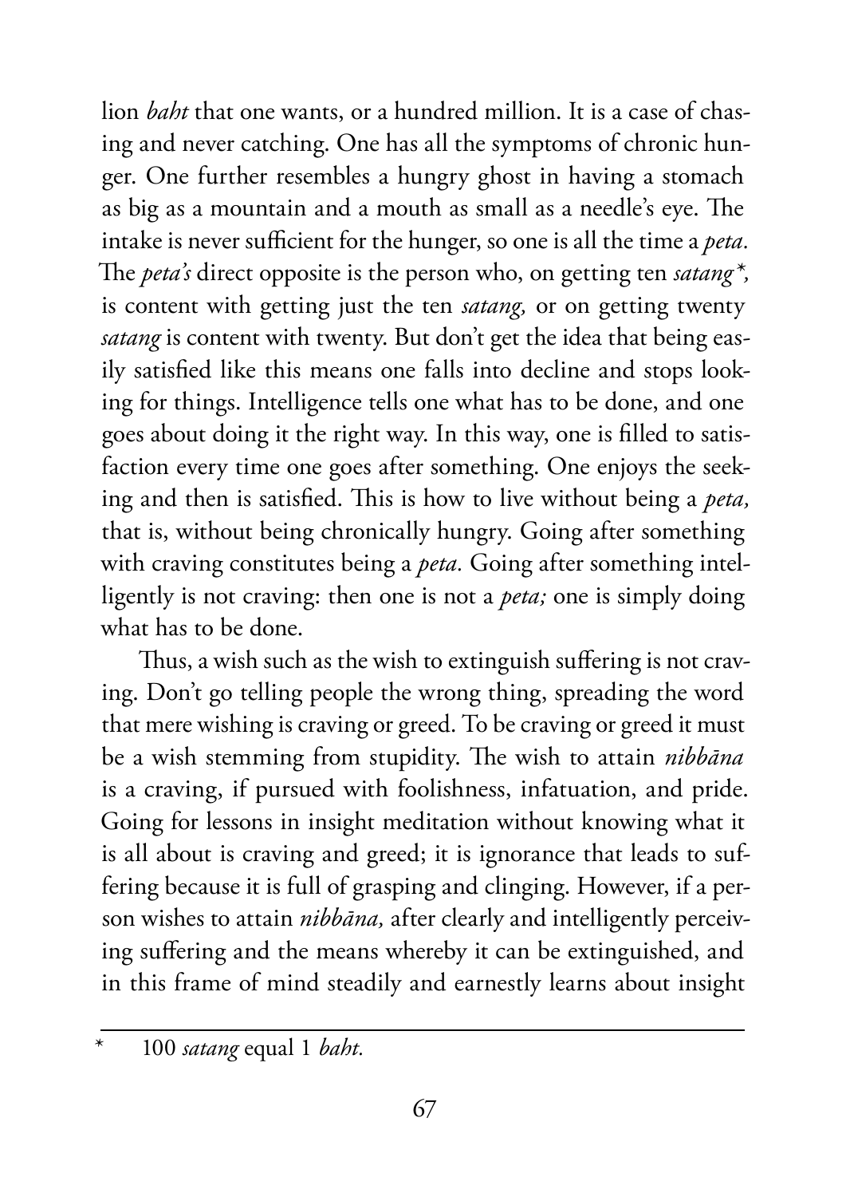lion *baht* that one wants, or a hundred million. It is a case of chasing and never catching. One has all the symptoms of chronic hunger. One further resembles a hungry ghost in having a stomach as big as a mountain and a mouth as small as a needle's eye. The intake is never sufficient for the hunger, so one is all the time a *peta.* The *peta's* direct opposite is the person who, on getting ten *satang*\*, is content with getting just the ten *satang,* or on getting twenty *satang* is content with twenty. But don't get the idea that being easily satisfied like this means one falls into decline and stops looking for things. Intelligence tells one what has to be done, and one goes about doing it the right way. In this way, one is filled to satisfaction every time one goes after something. One enjoys the seeking and then is satisfied. This is how to live without being a *peta,* that is, without being chronically hungry. Going after something with craving constitutes being a *peta.* Going after something intelligently is not craving: then one is not a *peta;* one is simply doing what has to be done.

Thus, a wish such as the wish to extinguish suffering is not craving. Don't go telling people the wrong thing, spreading the word that mere wishing is craving or greed. To be craving or greed it must be a wish stemming from stupidity. The wish to attain *nibbāna* is a craving, if pursued with foolishness, infatuation, and pride. Going for lessons in insight meditation without knowing what it is all about is craving and greed; it is ignorance that leads to suffering because it is full of grasping and clinging. However, if a person wishes to attain *nibbāna,* after clearly and intelligently perceiving suffering and the means whereby it can be extinguished, and in this frame of mind steadily and earnestly learns about insight

---

\* 100 *satang* equal 1 *baht.*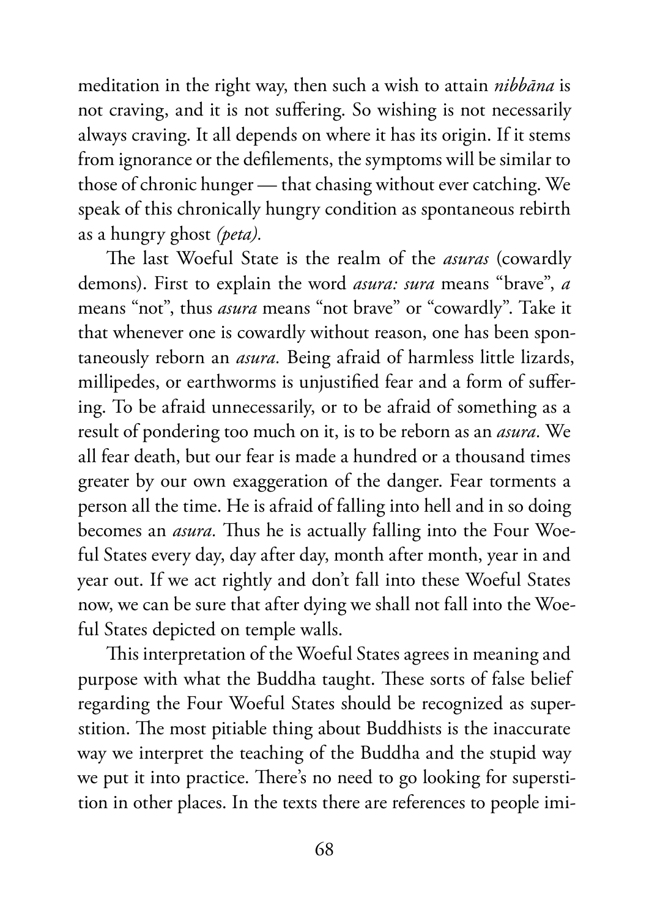meditation in the right way, then such a wish to attain *nibbāna* is not craving, and it is not suffering. So wishing is not necessarily always craving. It all depends on where it has its origin. If it stems from ignorance or the defilements, the symptoms will be similar to those of chronic hunger — that chasing without ever catching. We speak of this chronically hungry condition as spontaneous rebirth as a hungry ghost *(peta).*

The last Woeful State is the realm of the *asuras* (cowardly demons). First to explain the word *asura: sura* means "brave", *a* means "not", thus *asura* means "not brave" or "cowardly". Take it that whenever one is cowardly without reason, one has been spontaneously reborn an *asura.* Being afraid of harmless little lizards, millipedes, or earthworms is unjustified fear and a form of suffering. To be afraid unnecessarily, or to be afraid of something as a result of pondering too much on it, is to be reborn as an *asura.* We all fear death, but our fear is made a hundred or a thousand times greater by our own exaggeration of the danger. Fear torments a person all the time. He is afraid of falling into hell and in so doing becomes an *asura.* Thus he is actually falling into the Four Woeful States every day, day after day, month after month, year in and year out. If we act rightly and don't fall into these Woeful States now, we can be sure that after dying we shall not fall into the Woeful States depicted on temple walls.

This interpretation of the Woeful States agrees in meaning and purpose with what the Buddha taught. These sorts of false belief regarding the Four Woeful States should be recognized as superstition. The most pitiable thing about Buddhists is the inaccurate way we interpret the teaching of the Buddha and the stupid way we put it into practice. There's no need to go looking for superstition in other places. In the texts there are references to people imi-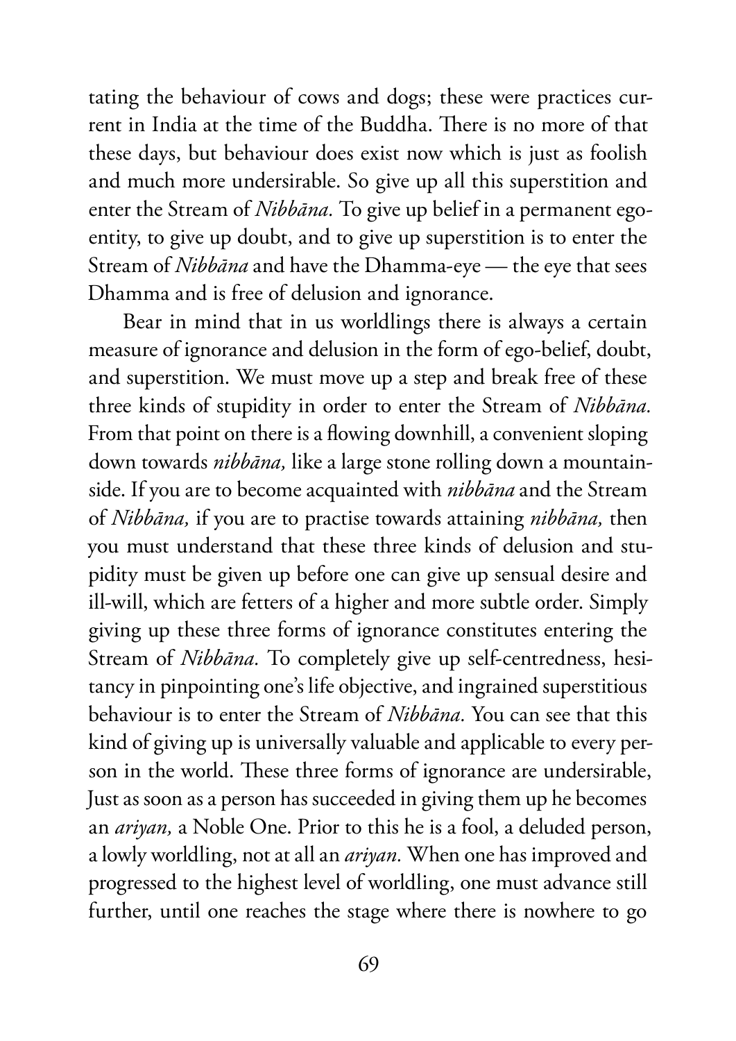tating the behaviour of cows and dogs; these were practices current in India at the time of the Buddha. There is no more of that these days, but behaviour does exist now which is just as foolish and much more undersirable. So give up all this superstition and enter the Stream of *Nibbāna.* To give up belief in a permanent ego-entity, to give up doubt, and to give up superstition is to enter the Stream of *Nibbāna* and have the Dhamma-eye — the eye that sees Dhamma and is free of delusion and ignorance.

Bear in mind that in us worldlings there is always a certain measure of ignorance and delusion in the form of ego-belief, doubt, and superstition. We must move up a step and break free of these three kinds of stupidity in order to enter the Stream of *Nibbāna.* From that point on there is a flowing downhill, a convenient sloping down towards *nibbāna,* like a large stone rolling down a mountainside. If you are to become acquainted with *nibbāna* and the Stream of *Nibbāna,* if you are to practise towards attaining *nibbāna,* then you must understand that these three kinds of delusion and stupidity must be given up before one can give up sensual desire and ill-will, which are fetters of a higher and more subtle order. Simply giving up these three forms of ignorance constitutes entering the Stream of *Nibbāna.* To completely give up self-centredness, hesitancy in pinpointing one's life objective, and ingrained superstitious behaviour is to enter the Stream of *Nibbāna.* You can see that this kind of giving up is universally valuable and applicable to every person in the world. These three forms of ignorance are undersirable, Just as soon as a person has succeeded in giving them up he becomes an *ariyan,* a Noble One. Prior to this he is a fool, a deluded person, a lowly worldling, not at all an *ariyan.* When one has improved and progressed to the highest level of worldling, one must advance still further, until one reaches the stage where there is nowhere to go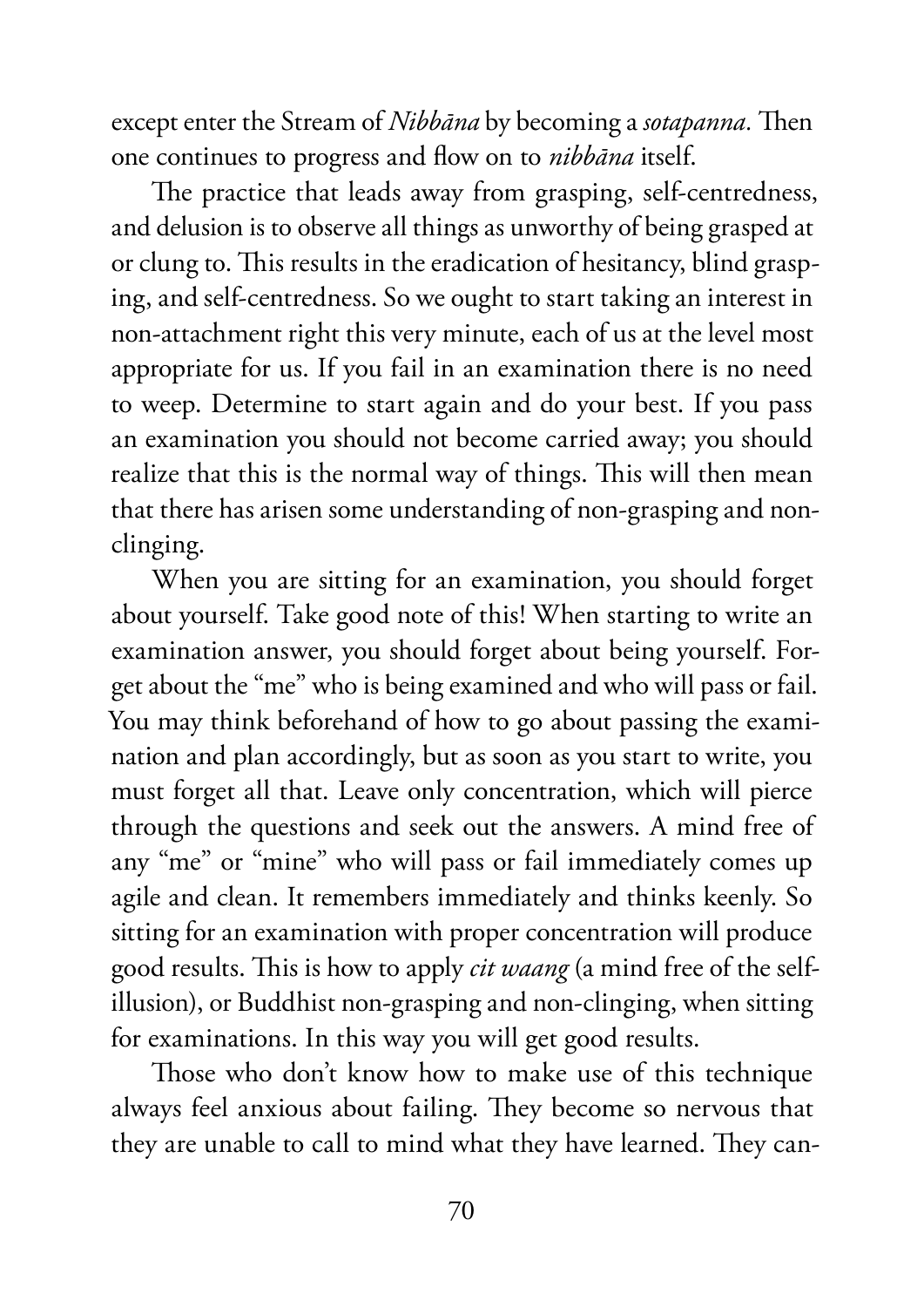except enter the Stream of *Nibbāna* by becoming a *sotapanna*. Then one continues to progress and flow on to *nibbāna* itself.

The practice that leads away from grasping, self-centredness, and delusion is to observe all things as unworthy of being grasped at or clung to. This results in the eradication of hesitancy, blind grasping, and self-centredness. So we ought to start taking an interest in non-attachment right this very minute, each of us at the level most appropriate for us. If you fail in an examination there is no need to weep. Determine to start again and do your best. If you pass an examination you should not become carried away; you should realize that this is the normal way of things. This will then mean that there has arisen some understanding of non-grasping and non-clinging.

When you are sitting for an examination, you should forget about yourself. Take good note of this! When starting to write an examination answer, you should forget about being yourself. Forget about the "me" who is being examined and who will pass or fail. You may think beforehand of how to go about passing the examination and plan accordingly, but as soon as you start to write, you must forget all that. Leave only concentration, which will pierce through the questions and seek out the answers. A mind free of any "me" or "mine" who will pass or fail immediately comes up agile and clean. It remembers immediately and thinks keenly. So sitting for an examination with proper concentration will produce good results. This is how to apply *cit waang* (a mind free of the self-illusion), or Buddhist non-grasping and non-clinging, when sitting for examinations. In this way you will get good results.

Those who don't know how to make use of this technique always feel anxious about failing. They become so nervous that they are unable to call to mind what they have learned. They can-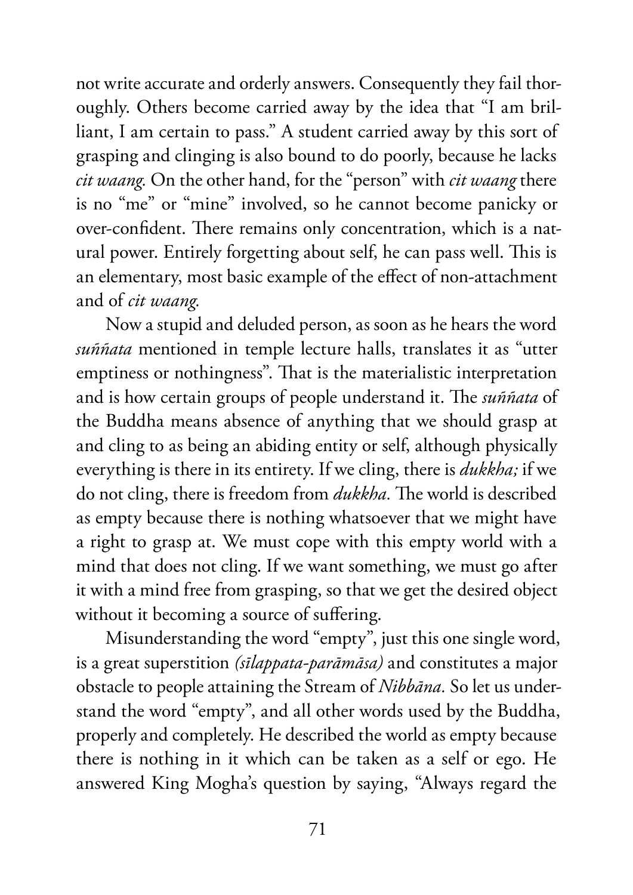not write accurate and orderly answers. Consequently they fail thoroughly. Others become carried away by the idea that "I am brilliant, I am certain to pass." A student carried away by this sort of grasping and clinging is also bound to do poorly, because he lacks *cit waang.* On the other hand, for the "person" with *cit waang* there is no "me" or "mine" involved, so he cannot become panicky or over-confident. There remains only concentration, which is a natural power. Entirely forgetting about self, he can pass well. This is an elementary, most basic example of the effect of non-attachment and of *cit waang.*

Now a stupid and deluded person, as soon as he hears the word *suññata* mentioned in temple lecture halls, translates it as "utter emptiness or nothingness". That is the materialistic interpretation and is how certain groups of people understand it. The *suññata* of the Buddha means absence of anything that we should grasp at and cling to as being an abiding entity or self, although physically everything is there in its entirety. If we cling, there is *dukkha;* if we do not cling, there is freedom from *dukkha.* The world is described as empty because there is nothing whatsoever that we might have a right to grasp at. We must cope with this empty world with a mind that does not cling. If we want something, we must go after it with a mind free from grasping, so that we get the desired object without it becoming a source of suffering.

Misunderstanding the word "empty", just this one single word, is a great superstition *(sīlappata-parāmāsa)* and constitutes a major obstacle to people attaining the Stream of *Nibbāna.* So let us understand the word "empty", and all other words used by the Buddha, properly and completely. He described the world as empty because there is nothing in it which can be taken as a self or ego. He answered King Mogha's question by saying, "Always regard the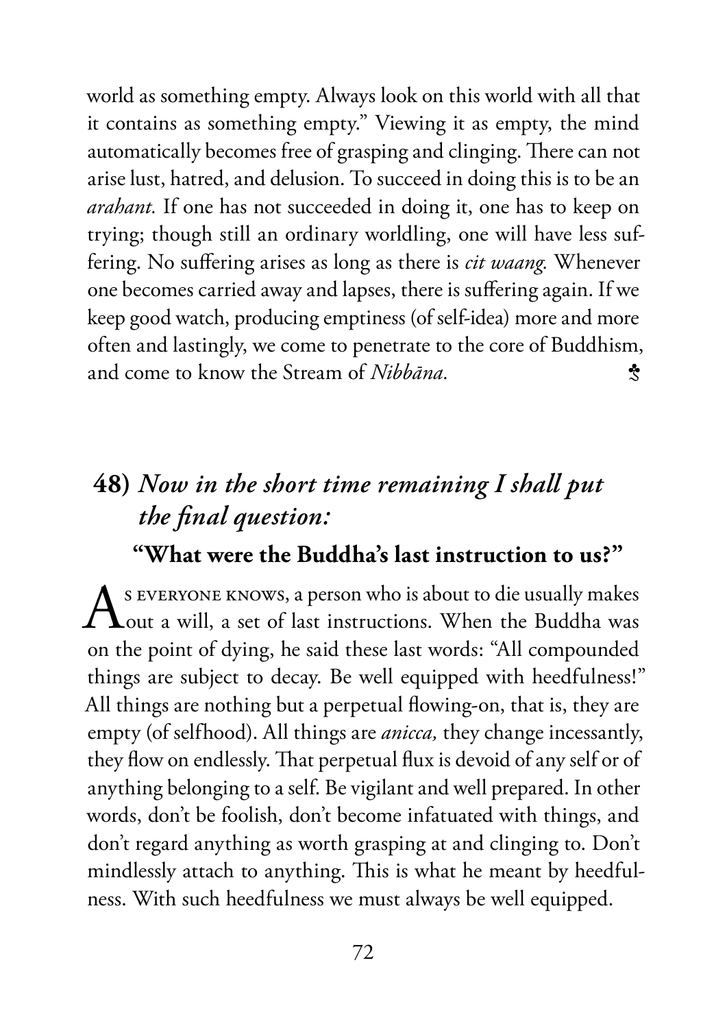world as something empty. Always look on this world with all that it contains as something empty." Viewing it as empty, the mind automatically becomes free of grasping and clinging. There can not arise lust, hatred, and delusion. To succeed in doing this is to be an *arahant.* If one has not succeeded in doing it, one has to keep on trying; though still an ordinary worldling, one will have less suffering. No suffering arises as long as there is *cit waang.* Whenever one becomes carried away and lapses, there is suffering again. If we keep good watch, producing emptiness (of self-idea) more and more often and lastingly, we come to penetrate to the core of Buddhism, and come to know the Stream of *Nibbāna.* ♣

## 48) *Now in the short time remaining I shall put the final question:*

### "What were the Buddha's last instruction to us?"

As everyone knows, a person who is about to die usually makes out a will, a set of last instructions. When the Buddha was on the point of dying, he said these last words: "All compounded things are subject to decay. Be well equipped with heedfulness!" All things are nothing but a perpetual flowing-on, that is, they are empty (of selfhood). All things are *anicca,* they change incessantly, they flow on endlessly. That perpetual flux is devoid of any self or of anything belonging to a self. Be vigilant and well prepared. In other words, don't be foolish, don't become infatuated with things, and don't regard anything as worth grasping at and clinging to. Don't mindlessly attach to anything. This is what he meant by heedfulness. With such heedfulness we must always be well equipped.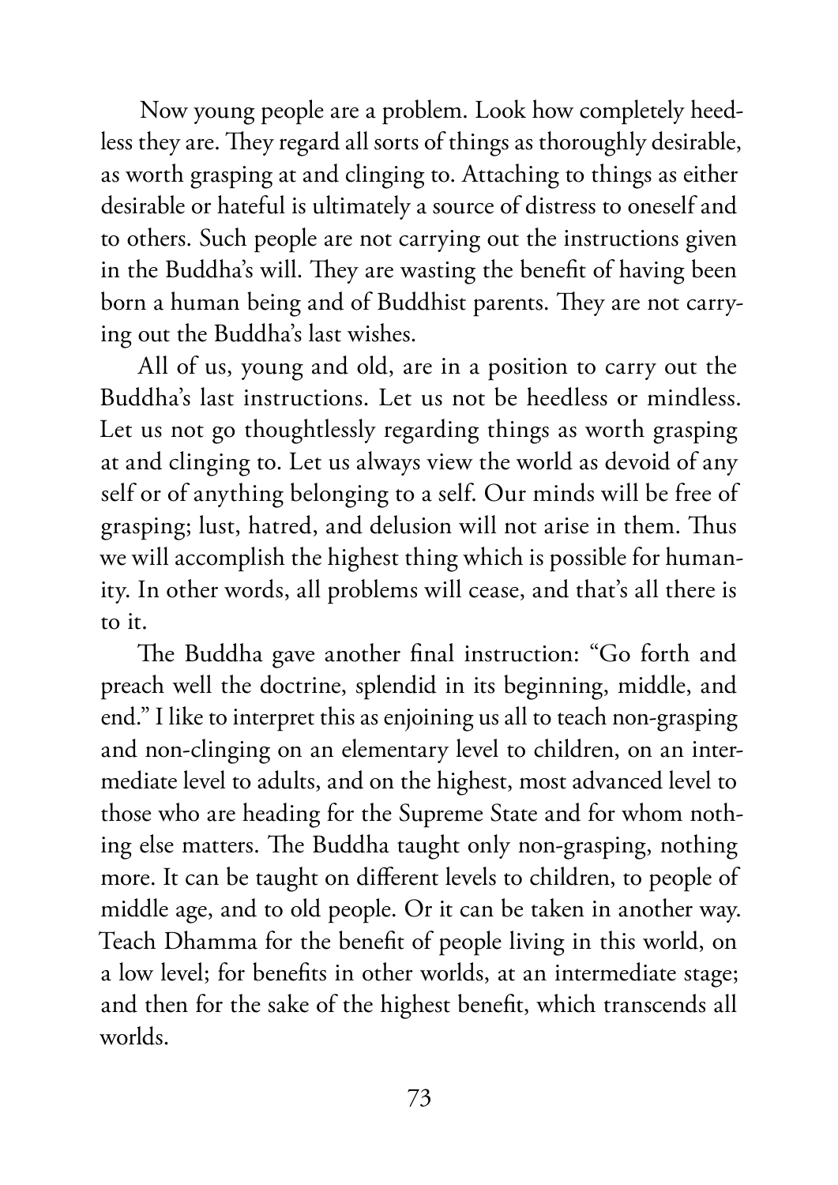Now young people are a problem. Look how completely heedless they are. They regard all sorts of things as thoroughly desirable, as worth grasping at and clinging to. Attaching to things as either desirable or hateful is ultimately a source of distress to oneself and to others. Such people are not carrying out the instructions given in the Buddha's will. They are wasting the benefit of having been born a human being and of Buddhist parents. They are not carrying out the Buddha's last wishes.

All of us, young and old, are in a position to carry out the Buddha's last instructions. Let us not be heedless or mindless. Let us not go thoughtlessly regarding things as worth grasping at and clinging to. Let us always view the world as devoid of any self or of anything belonging to a self. Our minds will be free of grasping; lust, hatred, and delusion will not arise in them. Thus we will accomplish the highest thing which is possible for humanity. In other words, all problems will cease, and that's all there is to it.

The Buddha gave another final instruction: "Go forth and preach well the doctrine, splendid in its beginning, middle, and end." I like to interpret this as enjoining us all to teach non-grasping and non-clinging on an elementary level to children, on an intermediate level to adults, and on the highest, most advanced level to those who are heading for the Supreme State and for whom nothing else matters. The Buddha taught only non-grasping, nothing more. It can be taught on different levels to children, to people of middle age, and to old people. Or it can be taken in another way. Teach Dhamma for the benefit of people living in this world, on a low level; for benefits in other worlds, at an intermediate stage; and then for the sake of the highest benefit, which transcends all worlds.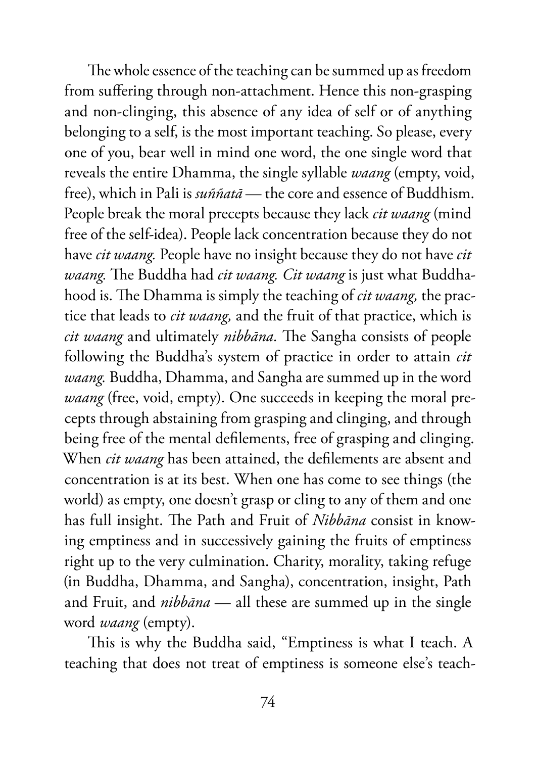The whole essence of the teaching can be summed up as freedom from suffering through non-attachment. Hence this non-grasping and non-clinging, this absence of any idea of self or of anything belonging to a self, is the most important teaching. So please, every one of you, bear well in mind one word, the one single word that reveals the entire Dhamma, the single syllable *waang* (empty, void, free), which in Pali is *suññatā* — the core and essence of Buddhism. People break the moral precepts because they lack *cit waang* (mind free of the self-idea). People lack concentration because they do not have *cit waang.* People have no insight because they do not have *cit waang.* The Buddha had *cit waang. Cit waang* is just what Buddhahood is. The Dhamma is simply the teaching of *cit waang,* the practice that leads to *cit waang,* and the fruit of that practice, which is *cit waang* and ultimately *nibbāna.* The Sangha consists of people following the Buddha's system of practice in order to attain *cit waang.* Buddha, Dhamma, and Sangha are summed up in the word *waang* (free, void, empty). One succeeds in keeping the moral precepts through abstaining from grasping and clinging, and through being free of the mental defilements, free of grasping and clinging. When *cit waang* has been attained, the defilements are absent and concentration is at its best. When one has come to see things (the world) as empty, one doesn't grasp or cling to any of them and one has full insight. The Path and Fruit of *Nibbāna* consist in knowing emptiness and in successively gaining the fruits of emptiness right up to the very culmination. Charity, morality, taking refuge (in Buddha, Dhamma, and Sangha), concentration, insight, Path and Fruit, and *nibbāna* — all these are summed up in the single word *waang* (empty).

This is why the Buddha said, "Emptiness is what I teach. A teaching that does not treat of emptiness is someone else's teach-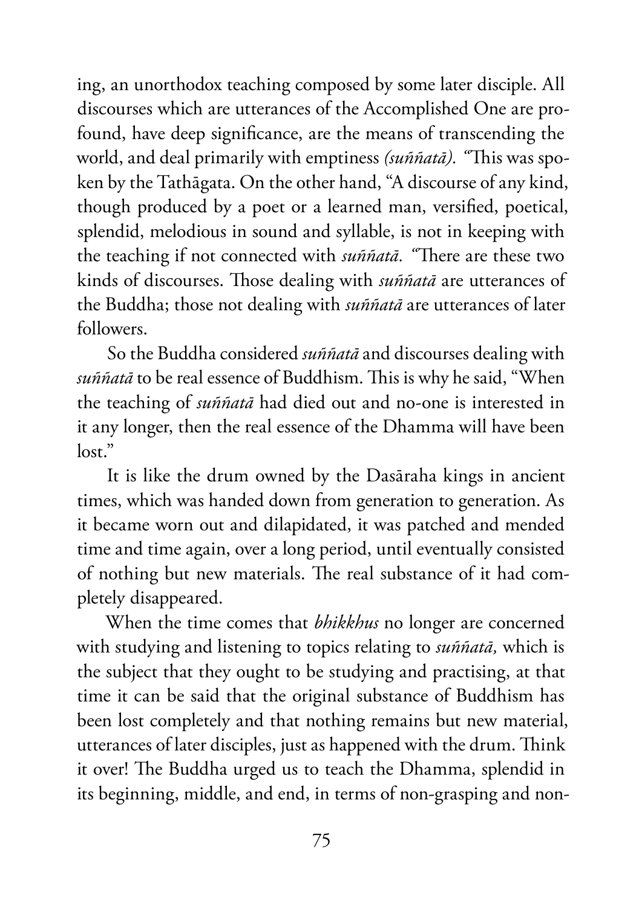ing, an unorthodox teaching composed by some later disciple. All discourses which are utterances of the Accomplished One are profound, have deep significance, are the means of transcending the world, and deal primarily with emptiness *(suññatā). "*This was spoken by the Tathāgata. On the other hand, "A discourse of any kind, though produced by a poet or a learned man, versified, poetical, splendid, melodious in sound and syllable, is not in keeping with the teaching if not connected with *suññatā. "*There are these two kinds of discourses. Those dealing with *suññatā* are utterances of the Buddha; those not dealing with *suññatā* are utterances of later followers.

So the Buddha considered *suññatā* and discourses dealing with *suññatā* to be real essence of Buddhism. This is why he said, "When the teaching of *suññatā* had died out and no-one is interested in it any longer, then the real essence of the Dhamma will have been lost."

It is like the drum owned by the Dasāraha kings in ancient times, which was handed down from generation to generation. As it became worn out and dilapidated, it was patched and mended time and time again, over a long period, until eventually consisted of nothing but new materials. The real substance of it had completely disappeared.

When the time comes that *bhikkhus* no longer are concerned with studying and listening to topics relating to *suññatā,* which is the subject that they ought to be studying and practising, at that time it can be said that the original substance of Buddhism has been lost completely and that nothing remains but new material, utterances of later disciples, just as happened with the drum. Think it over! The Buddha urged us to teach the Dhamma, splendid in its beginning, middle, and end, in terms of non-grasping and non-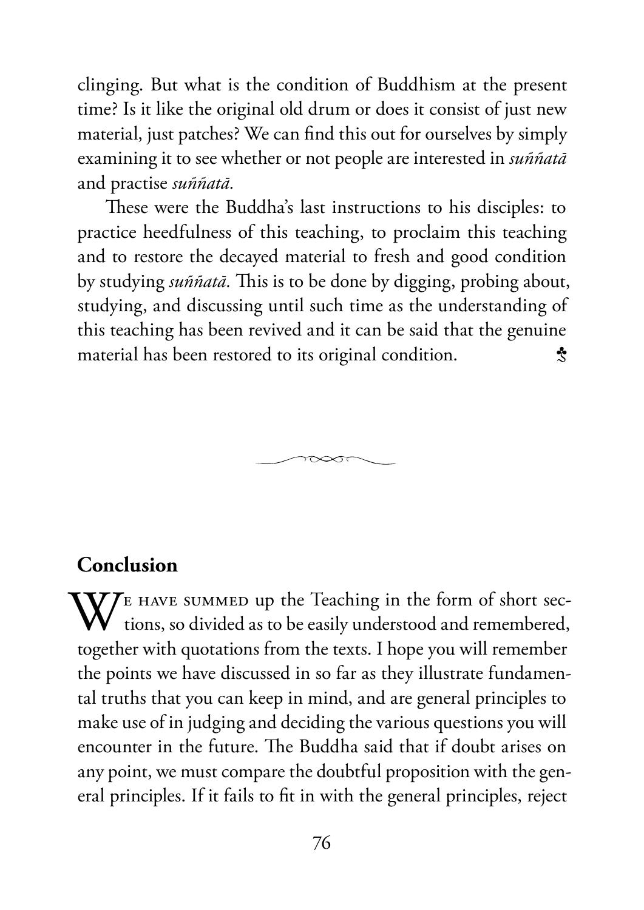clinging. But what is the condition of Buddhism at the present time? Is it like the original old drum or does it consist of just new material, just patches? We can find this out for ourselves by simply examining it to see whether or not people are interested in *suññatā* and practise *suññatā*.

These were the Buddha's last instructions to his disciples: to practice heedfulness of this teaching, to proclaim this teaching and to restore the decayed material to fresh and good condition by studying *suññatā*. This is to be done by digging, probing about, studying, and discussing until such time as the understanding of this teaching has been revived and it can be said that the genuine material has been restored to its original condition. ♣

## Conclusion

We have summed up the Teaching in the form of short sections, so divided as to be easily understood and remembered, together with quotations from the texts. I hope you will remember the points we have discussed in so far as they illustrate fundamental truths that you can keep in mind, and are general principles to make use of in judging and deciding the various questions you will encounter in the future. The Buddha said that if doubt arises on any point, we must compare the doubtful proposition with the general principles. If it fails to fit in with the general principles, reject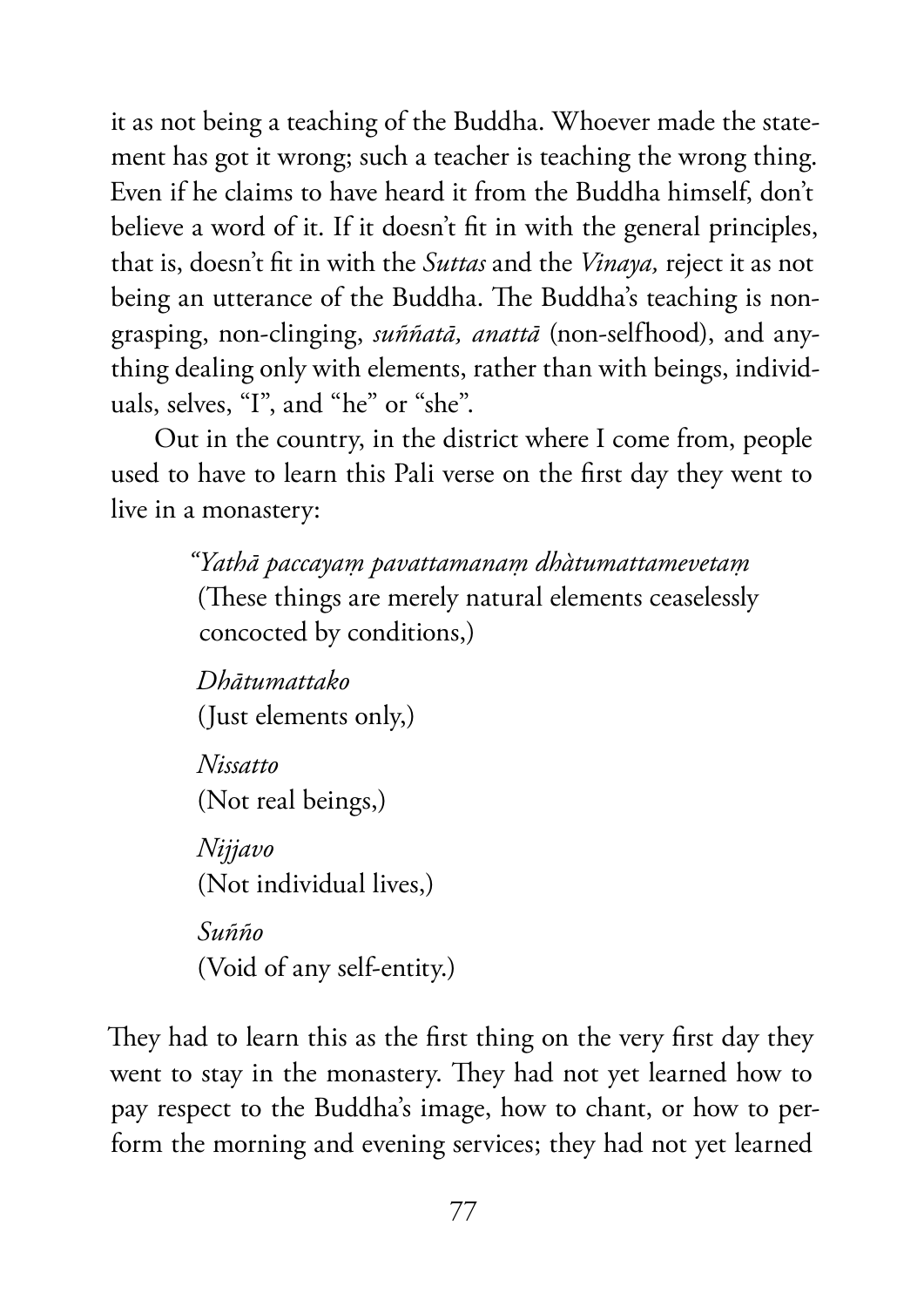it as not being a teaching of the Buddha. Whoever made the statement has got it wrong; such a teacher is teaching the wrong thing. Even if he claims to have heard it from the Buddha himself, don't believe a word of it. If it doesn't fit in with the general principles, that is, doesn't fit in with the *Suttas* and the *Vinaya,* reject it as not being an utterance of the Buddha. The Buddha's teaching is non-grasping, non-clinging, *suññatā, anattā* (non-selfhood), and anything dealing only with elements, rather than with beings, individuals, selves, "I", and "he" or "she".

Out in the country, in the district where I come from, people used to have to learn this Pali verse on the first day they went to live in a monastery:

> *"Yathā paccayaṃ pavattamanaṃ dhàtumattamevetaṃ*
> (These things are merely natural elements ceaselessly concocted by conditions,)
>
> *Dhātumattako*
> (Just elements only,)
>
> *Nissatto*
> (Not real beings,)
>
> *Nijjavo*
> (Not individual lives,)
>
> *Suñño*
> (Void of any self-entity.)

They had to learn this as the first thing on the very first day they went to stay in the monastery. They had not yet learned how to pay respect to the Buddha's image, how to chant, or how to perform the morning and evening services; they had not yet learned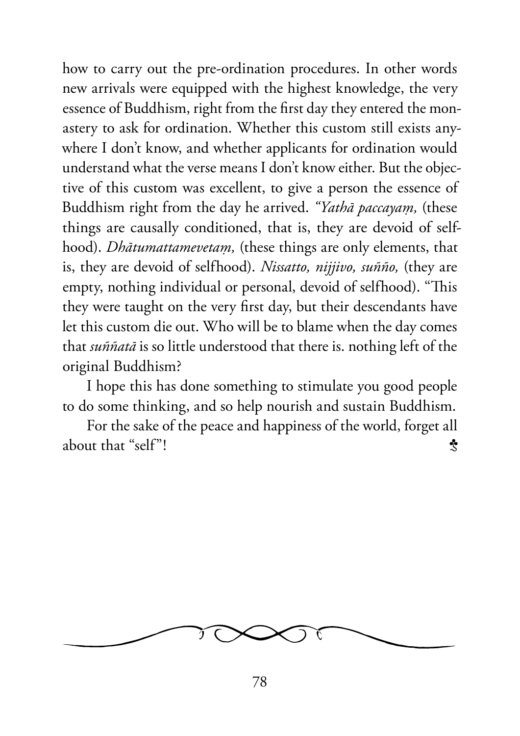how to carry out the pre-ordination procedures. In other words new arrivals were equipped with the highest knowledge, the very essence of Buddhism, right from the first day they entered the monastery to ask for ordination. Whether this custom still exists anywhere I don't know, and whether applicants for ordination would understand what the verse means I don't know either. But the objective of this custom was excellent, to give a person the essence of Buddhism right from the day he arrived. *"Yathā paccayaṃ,* (these things are causally conditioned, that is, they are devoid of selfhood). *Dhātumattamevetaṃ,* (these things are only elements, that is, they are devoid of selfhood). *Nissatto, nijjivo, suñño,* (they are empty, nothing individual or personal, devoid of selfhood). "This they were taught on the very first day, but their descendants have let this custom die out. Who will be to blame when the day comes that *suññatā* is so little understood that there is. nothing left of the original Buddhism?

I hope this has done something to stimulate you good people to do some thinking, and so help nourish and sustain Buddhism.

For the sake of the peace and happiness of the world, forget all about that "self"!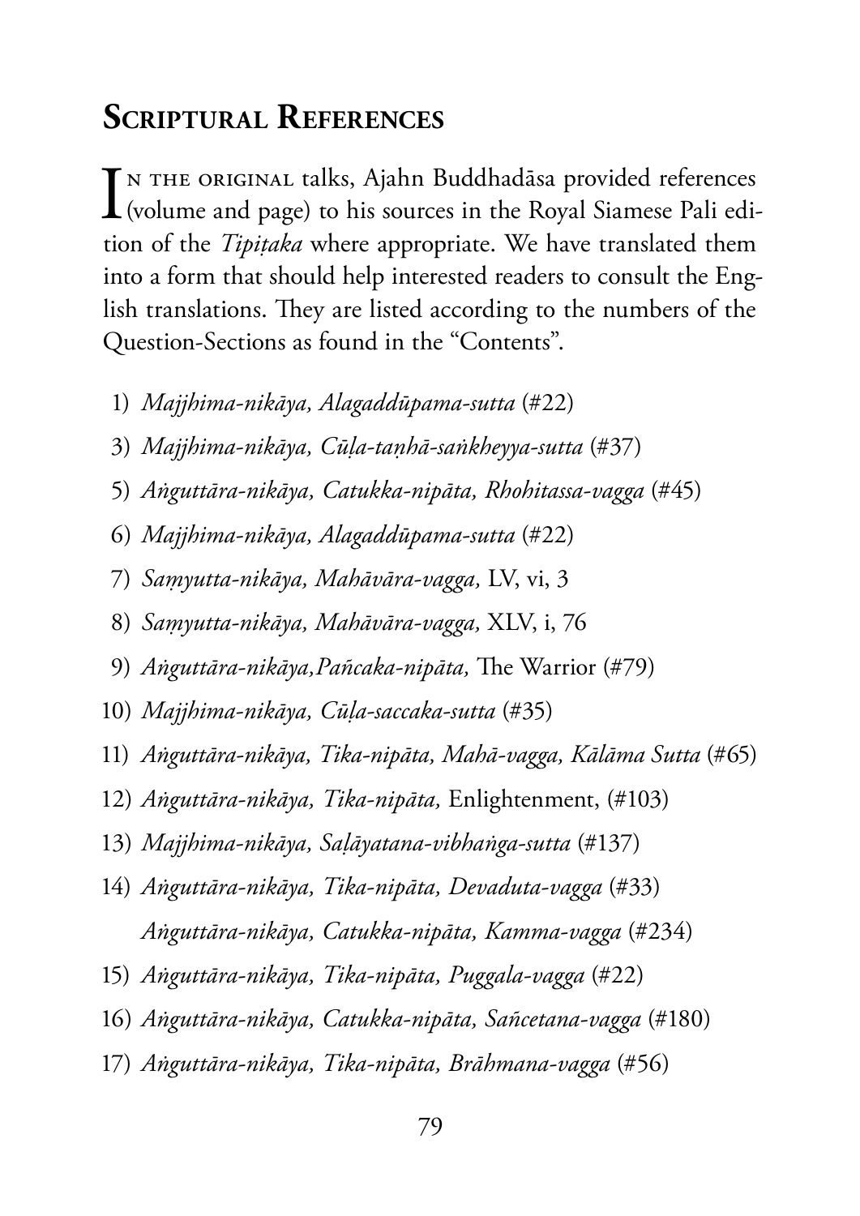## Scriptural References

In the original talks, Ajahn Buddhadāsa provided references (volume and page) to his sources in the Royal Siamese Pali edition of the *Tipiṭaka* where appropriate. We have translated them into a form that should help interested readers to consult the English translations. They are listed according to the numbers of the Question-Sections as found in the "Contents".

1) *Majjhima-nikāya, Alagaddūpama-sutta* (#22)
3) *Majjhima-nikāya, Cūḷa-taṇhā-saṅkheyya-sutta* (#37)
5) *Aṅguttāra-nikāya, Catukka-nipāta, Rhohitassa-vagga* (#45)
6) *Majjhima-nikāya, Alagaddūpama-sutta* (#22)
7) *Saṃyutta-nikāya, Mahāvāra-vagga,* LV, vi, 3
8) *Saṃyutta-nikāya, Mahāvāra-vagga,* XLV, i, 76
9) *Aṅguttāra-nikāya,Pañcaka-nipāta,* The Warrior (#79)
10) *Majjhima-nikāya, Cūḷa-saccaka-sutta* (#35)
11) *Aṅguttāra-nikāya, Tika-nipāta, Mahā-vagga, Kālāma Sutta* (#65)
12) *Aṅguttāra-nikāya, Tika-nipāta,* Enlightenment, (#103)
13) *Majjhima-nikāya, Saḷāyatana-vibhaṅga-sutta* (#137)
14) *Aṅguttāra-nikāya, Tika-nipāta, Devaduta-vagga* (#33)
    *Aṅguttāra-nikāya, Catukka-nipāta, Kamma-vagga* (#234)
15) *Aṅguttāra-nikāya, Tika-nipāta, Puggala-vagga* (#22)
16) *Aṅguttāra-nikāya, Catukka-nipāta, Sañcetana-vagga* (#180)
17) *Aṅguttāra-nikāya, Tika-nipāta, Brāhmana-vagga* (#56)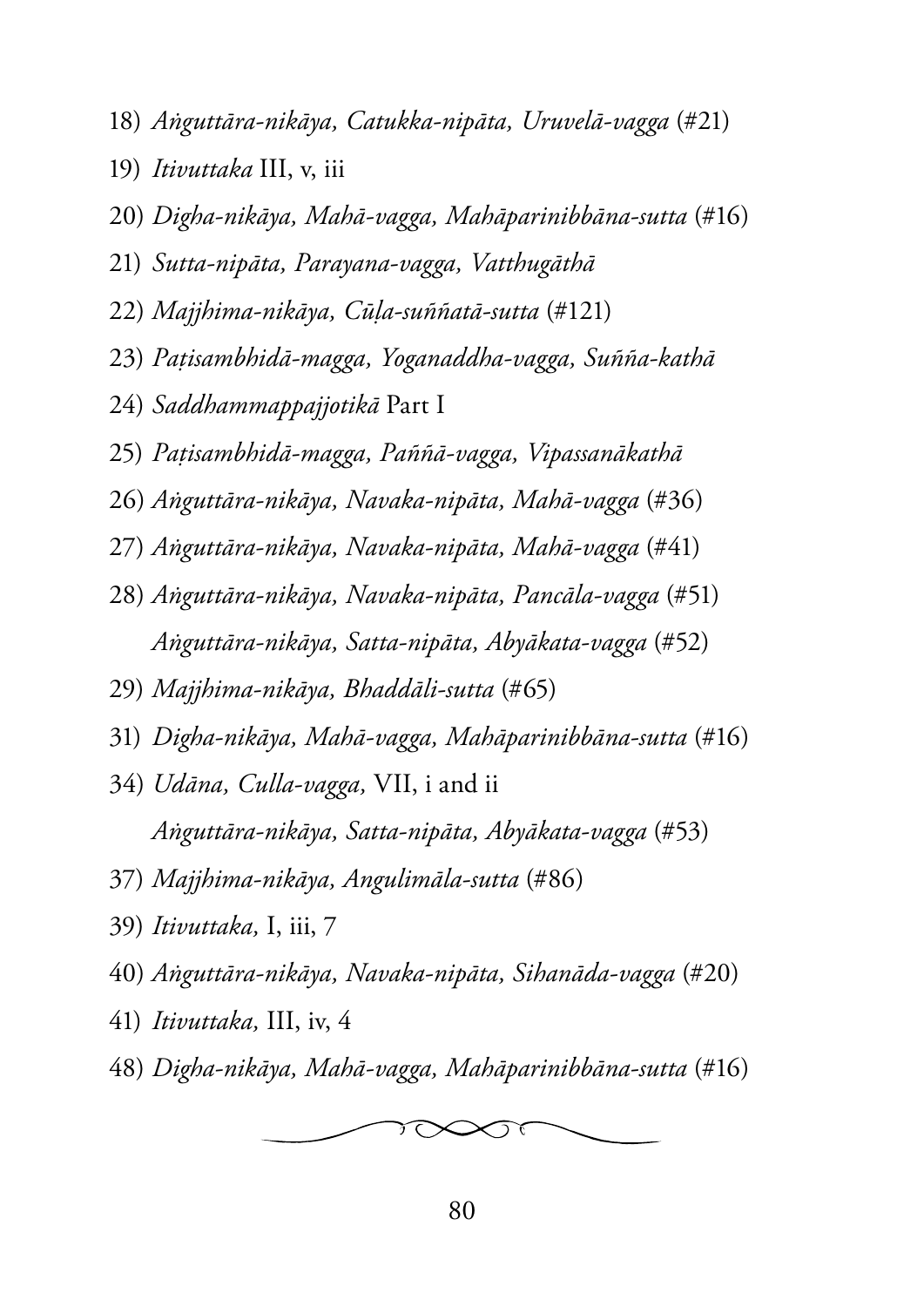18) *Aṅguttāra-nikāya, Catukka-nipāta, Uruvelā-vagga* (#21)

19) *Itivuttaka* III, v, iii

20) *Digha-nikāya, Mahā-vagga, Mahāparinibbāna-sutta* (#16)

21) *Sutta-nipāta, Parayana-vagga, Vatthugāthā*

22) *Majjhima-nikāya, Cūḷa-suññatā-sutta* (#121)

23) *Paṭisambhidā-magga, Yoganaddha-vagga, Suñña-kathā*

24) *Saddhammappajjotikā* Part I

25) *Paṭisambhidā-magga, Paññā-vagga, Vipassanākathā*

26) *Aṅguttāra-nikāya, Navaka-nipāta, Mahā-vagga* (#36)

27) *Aṅguttāra-nikāya, Navaka-nipāta, Mahā-vagga* (#41)

28) *Aṅguttāra-nikāya, Navaka-nipāta, Pancāla-vagga* (#51)
    *Aṅguttāra-nikāya, Satta-nipāta, Abyākata-vagga* (#52)

29) *Majjhima-nikāya, Bhaddāli-sutta* (#65)

31) *Digha-nikāya, Mahā-vagga, Mahāparinibbāna-sutta* (#16)

34) *Udāna, Culla-vagga,* VII, i and ii
    *Aṅguttāra-nikāya, Satta-nipāta, Abyākata-vagga* (#53)

37) *Majjhima-nikāya, Angulimāla-sutta* (#86)

39) *Itivuttaka,* I, iii, 7

40) *Aṅguttāra-nikāya, Navaka-nipāta, Sihanāda-vagga* (#20)

41) *Itivuttaka,* III, iv, 4

48) *Digha-nikāya, Mahā-vagga, Mahāparinibbāna-sutta* (#16)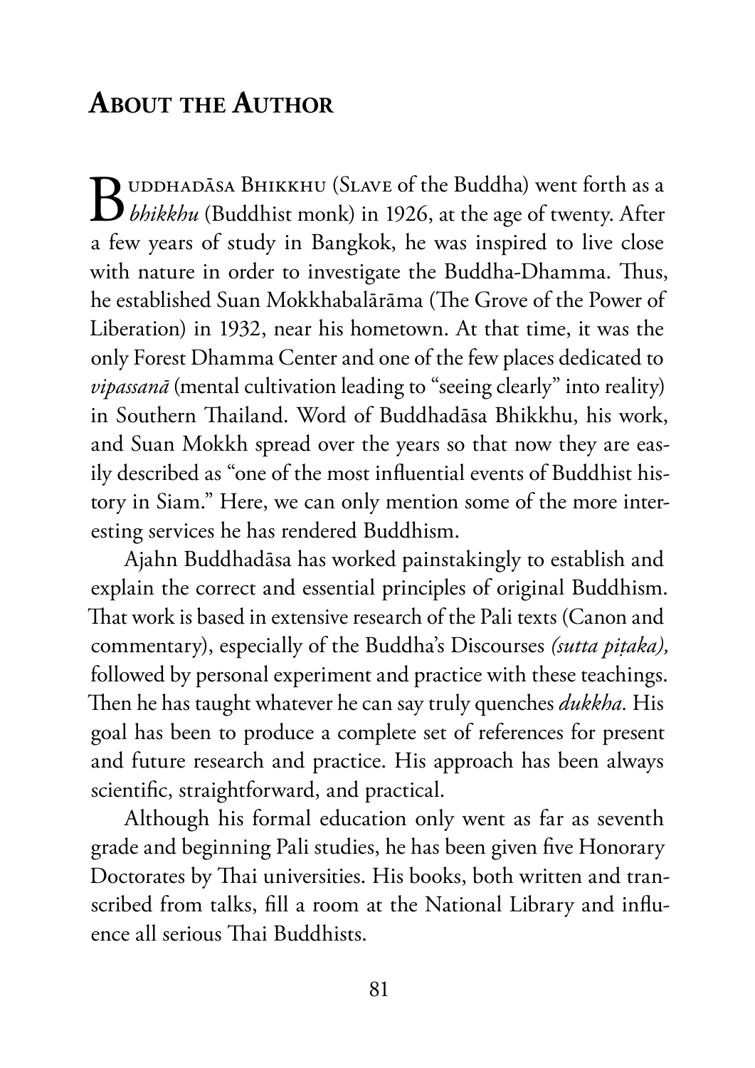## About the Author

Buddhadāsa Bhikkhu (Slave of the Buddha) went forth as a *bhikkhu* (Buddhist monk) in 1926, at the age of twenty. After a few years of study in Bangkok, he was inspired to live close with nature in order to investigate the Buddha-Dhamma. Thus, he established Suan Mokkhabalārāma (The Grove of the Power of Liberation) in 1932, near his hometown. At that time, it was the only Forest Dhamma Center and one of the few places dedicated to *vipassanā* (mental cultivation leading to "seeing clearly" into reality) in Southern Thailand. Word of Buddhadāsa Bhikkhu, his work, and Suan Mokkh spread over the years so that now they are easily described as "one of the most influential events of Buddhist history in Siam." Here, we can only mention some of the more interesting services he has rendered Buddhism.

Ajahn Buddhadāsa has worked painstakingly to establish and explain the correct and essential principles of original Buddhism. That work is based in extensive research of the Pali texts (Canon and commentary), especially of the Buddha's Discourses *(sutta piṭaka),* followed by personal experiment and practice with these teachings. Then he has taught whatever he can say truly quenches *dukkha.* His goal has been to produce a complete set of references for present and future research and practice. His approach has been always scientific, straightforward, and practical.

Although his formal education only went as far as seventh grade and beginning Pali studies, he has been given five Honorary Doctorates by Thai universities. His books, both written and transcribed from talks, fill a room at the National Library and influence all serious Thai Buddhists.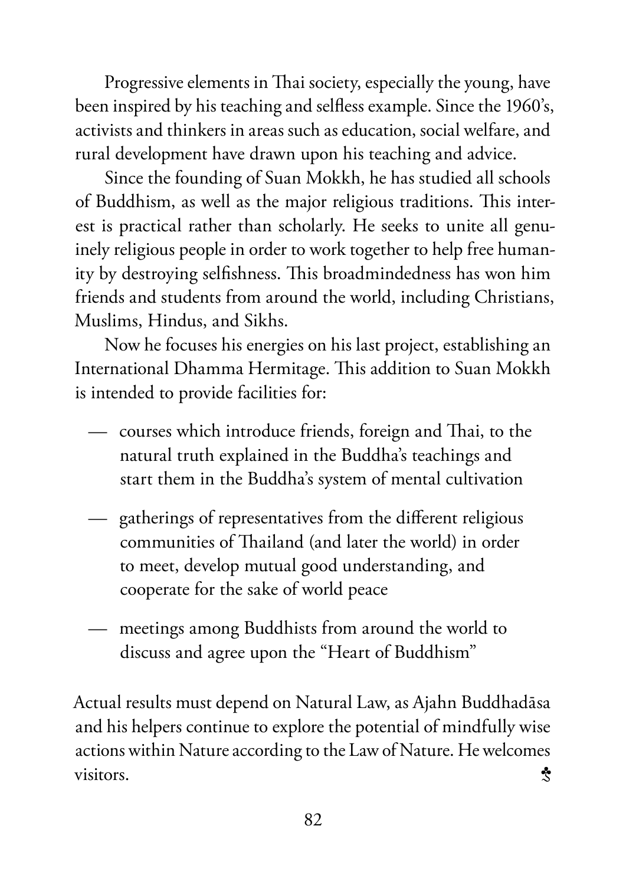Progressive elements in Thai society, especially the young, have been inspired by his teaching and selfless example. Since the 1960's, activists and thinkers in areas such as education, social welfare, and rural development have drawn upon his teaching and advice.

Since the founding of Suan Mokkh, he has studied all schools of Buddhism, as well as the major religious traditions. This interest is practical rather than scholarly. He seeks to unite all genuinely religious people in order to work together to help free humanity by destroying selfishness. This broadmindedness has won him friends and students from around the world, including Christians, Muslims, Hindus, and Sikhs.

Now he focuses his energies on his last project, establishing an International Dhamma Hermitage. This addition to Suan Mokkh is intended to provide facilities for:

- courses which introduce friends, foreign and Thai, to the natural truth explained in the Buddha's teachings and start them in the Buddha's system of mental cultivation
- gatherings of representatives from the different religious communities of Thailand (and later the world) in order to meet, develop mutual good understanding, and cooperate for the sake of world peace
- meetings among Buddhists from around the world to discuss and agree upon the "Heart of Buddhism"

Actual results must depend on Natural Law, as Ajahn Buddhadāsa and his helpers continue to explore the potential of mindfully wise actions within Nature according to the Law of Nature. He welcomes visitors. ♣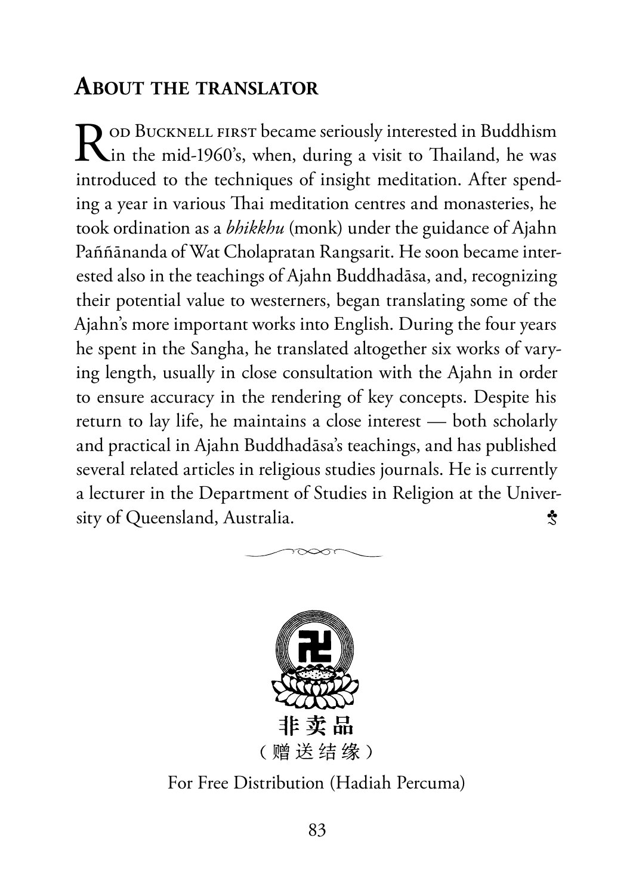## About the translator

Rod Bucknell first became seriously interested in Buddhism in the mid-1960's, when, during a visit to Thailand, he was introduced to the techniques of insight meditation. After spending a year in various Thai meditation centres and monasteries, he took ordination as a *bhikkhu* (monk) under the guidance of Ajahn Paññānanda of Wat Cholapratan Rangsarit. He soon became interested also in the teachings of Ajahn Buddhadāsa, and, recognizing their potential value to westerners, began translating some of the Ajahn's more important works into English. During the four years he spent in the Sangha, he translated altogether six works of varying length, usually in close consultation with the Ajahn in order to ensure accuracy in the rendering of key concepts. Despite his return to lay life, he maintains a close interest — both scholarly and practical in Ajahn Buddhadāsa's teachings, and has published several related articles in religious studies journals. He is currently a lecturer in the Department of Studies in Religion at the University of Queensland, Australia.

非卖品
（赠送结缘）

For Free Distribution (Hadiah Percuma)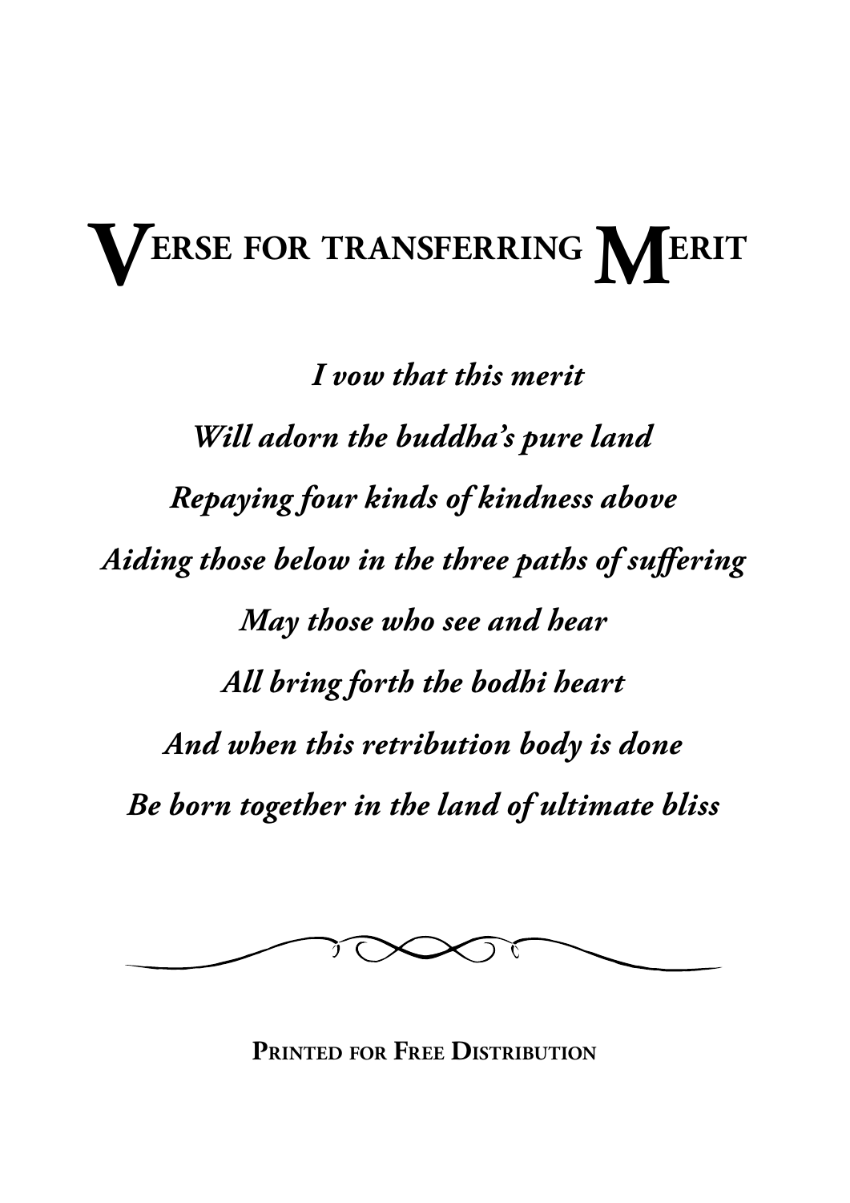# Verse for transferring Merit

*I vow that this merit*

*Will adorn the buddha's pure land*

*Repaying four kinds of kindness above*

*Aiding those below in the three paths of suffering*

*May those who see and hear*

*All bring forth the bodhi heart*

*And when this retribution body is done*

*Be born together in the land of ultimate bliss*

**Printed for Free Distribution**